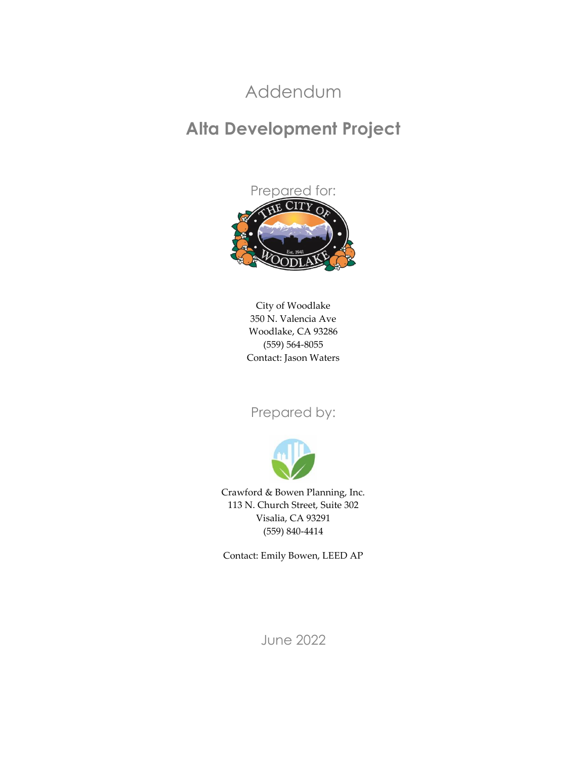# Addendum

## Alta Development Project

Prepared for:

City of Woodlake
350 N. Valencia Ave
Woodlake, CA 93286
(559) 564-8055
Contact: Jason Waters

Prepared by:

Crawford & Bowen Planning, Inc.
113 N. Church Street, Suite 302
Visalia, CA 93291
(559) 840-4414

Contact: Emily Bowen, LEED AP

June 2022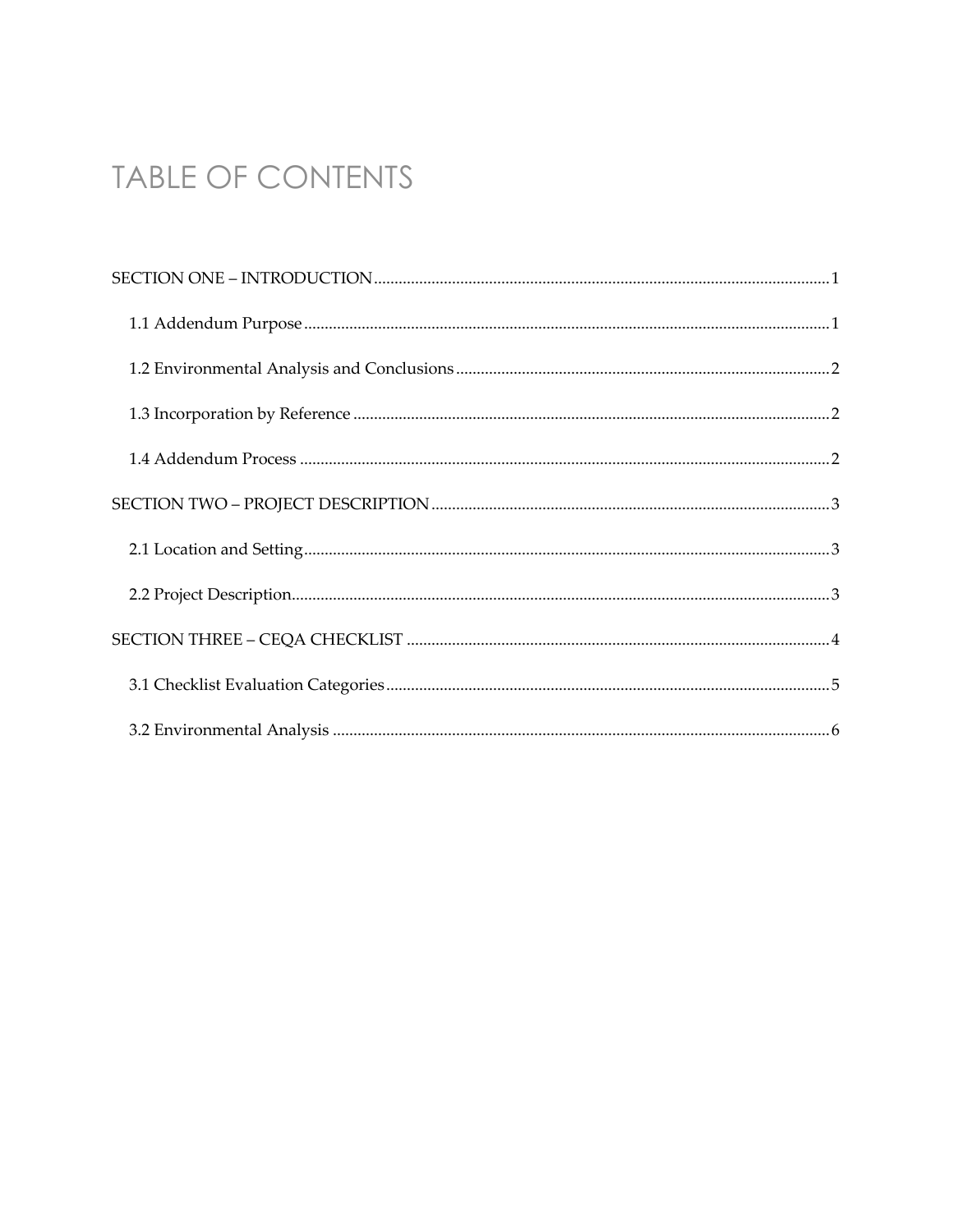# TABLE OF CONTENTS

SECTION ONE – INTRODUCTION ........................................................................................................ 1

- 1.1 Addendum Purpose .................................................................................................................. 1
- 1.2 Environmental Analysis and Conclusions ............................................................................... 2
- 1.3 Incorporation by Reference ...................................................................................................... 2
- 1.4 Addendum Process .................................................................................................................... 2

SECTION TWO – PROJECT DESCRIPTION ........................................................................................ 3

- 2.1 Location and Setting .................................................................................................................. 3
- 2.2 Project Description ..................................................................................................................... 3

SECTION THREE – CEQA CHECKLIST ................................................................................................ 4

- 3.1 Checklist Evaluation Categories ............................................................................................... 5
- 3.2 Environmental Analysis ............................................................................................................. 6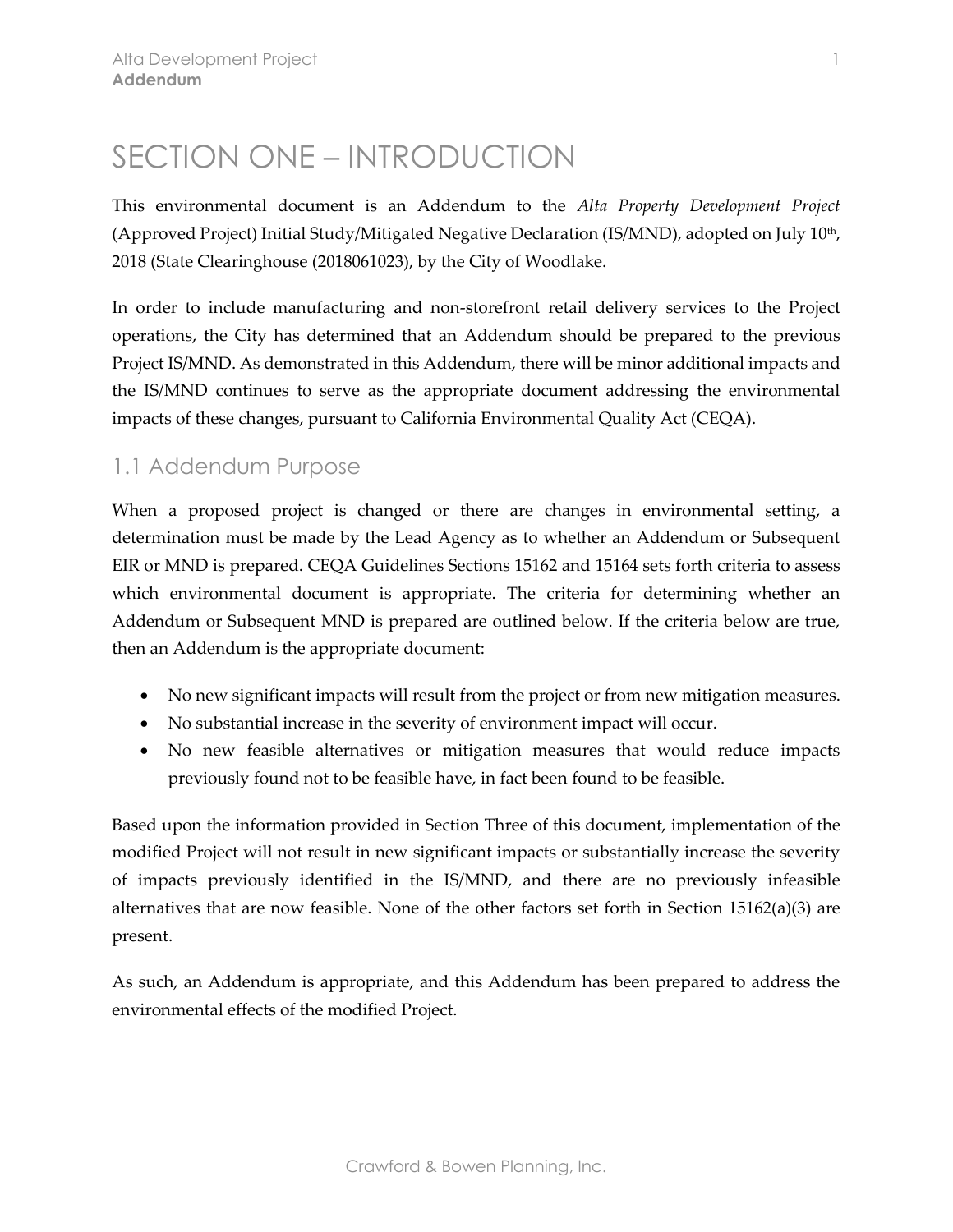# SECTION ONE – INTRODUCTION

This environmental document is an Addendum to the *Alta Property Development Project* (Approved Project) Initial Study/Mitigated Negative Declaration (IS/MND), adopted on July 10th, 2018 (State Clearinghouse (2018061023), by the City of Woodlake.

In order to include manufacturing and non-storefront retail delivery services to the Project operations, the City has determined that an Addendum should be prepared to the previous Project IS/MND. As demonstrated in this Addendum, there will be minor additional impacts and the IS/MND continues to serve as the appropriate document addressing the environmental impacts of these changes, pursuant to California Environmental Quality Act (CEQA).

## 1.1 Addendum Purpose

When a proposed project is changed or there are changes in environmental setting, a determination must be made by the Lead Agency as to whether an Addendum or Subsequent EIR or MND is prepared. CEQA Guidelines Sections 15162 and 15164 sets forth criteria to assess which environmental document is appropriate. The criteria for determining whether an Addendum or Subsequent MND is prepared are outlined below. If the criteria below are true, then an Addendum is the appropriate document:

- No new significant impacts will result from the project or from new mitigation measures.
- No substantial increase in the severity of environment impact will occur.
- No new feasible alternatives or mitigation measures that would reduce impacts previously found not to be feasible have, in fact been found to be feasible.

Based upon the information provided in Section Three of this document, implementation of the modified Project will not result in new significant impacts or substantially increase the severity of impacts previously identified in the IS/MND, and there are no previously infeasible alternatives that are now feasible. None of the other factors set forth in Section 15162(a)(3) are present.

As such, an Addendum is appropriate, and this Addendum has been prepared to address the environmental effects of the modified Project.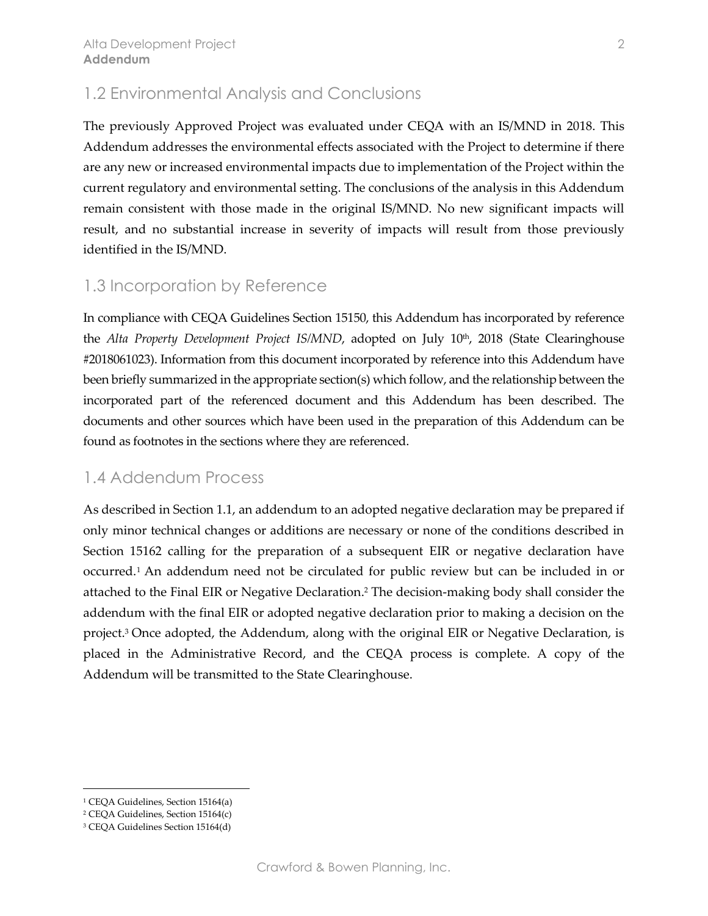## 1.2 Environmental Analysis and Conclusions

The previously Approved Project was evaluated under CEQA with an IS/MND in 2018. This Addendum addresses the environmental effects associated with the Project to determine if there are any new or increased environmental impacts due to implementation of the Project within the current regulatory and environmental setting. The conclusions of the analysis in this Addendum remain consistent with those made in the original IS/MND. No new significant impacts will result, and no substantial increase in severity of impacts will result from those previously identified in the IS/MND.

## 1.3 Incorporation by Reference

In compliance with CEQA Guidelines Section 15150, this Addendum has incorporated by reference the *Alta Property Development Project IS/MND*, adopted on July 10th, 2018 (State Clearinghouse #2018061023). Information from this document incorporated by reference into this Addendum have been briefly summarized in the appropriate section(s) which follow, and the relationship between the incorporated part of the referenced document and this Addendum has been described. The documents and other sources which have been used in the preparation of this Addendum can be found as footnotes in the sections where they are referenced.

## 1.4 Addendum Process

As described in Section 1.1, an addendum to an adopted negative declaration may be prepared if only minor technical changes or additions are necessary or none of the conditions described in Section 15162 calling for the preparation of a subsequent EIR or negative declaration have occurred.[1] An addendum need not be circulated for public review but can be included in or attached to the Final EIR or Negative Declaration.[2] The decision-making body shall consider the addendum with the final EIR or adopted negative declaration prior to making a decision on the project.[3] Once adopted, the Addendum, along with the original EIR or Negative Declaration, is placed in the Administrative Record, and the CEQA process is complete. A copy of the Addendum will be transmitted to the State Clearinghouse.

---

[1] CEQA Guidelines, Section 15164(a)

[2] CEQA Guidelines, Section 15164(c)

[3] CEQA Guidelines Section 15164(d)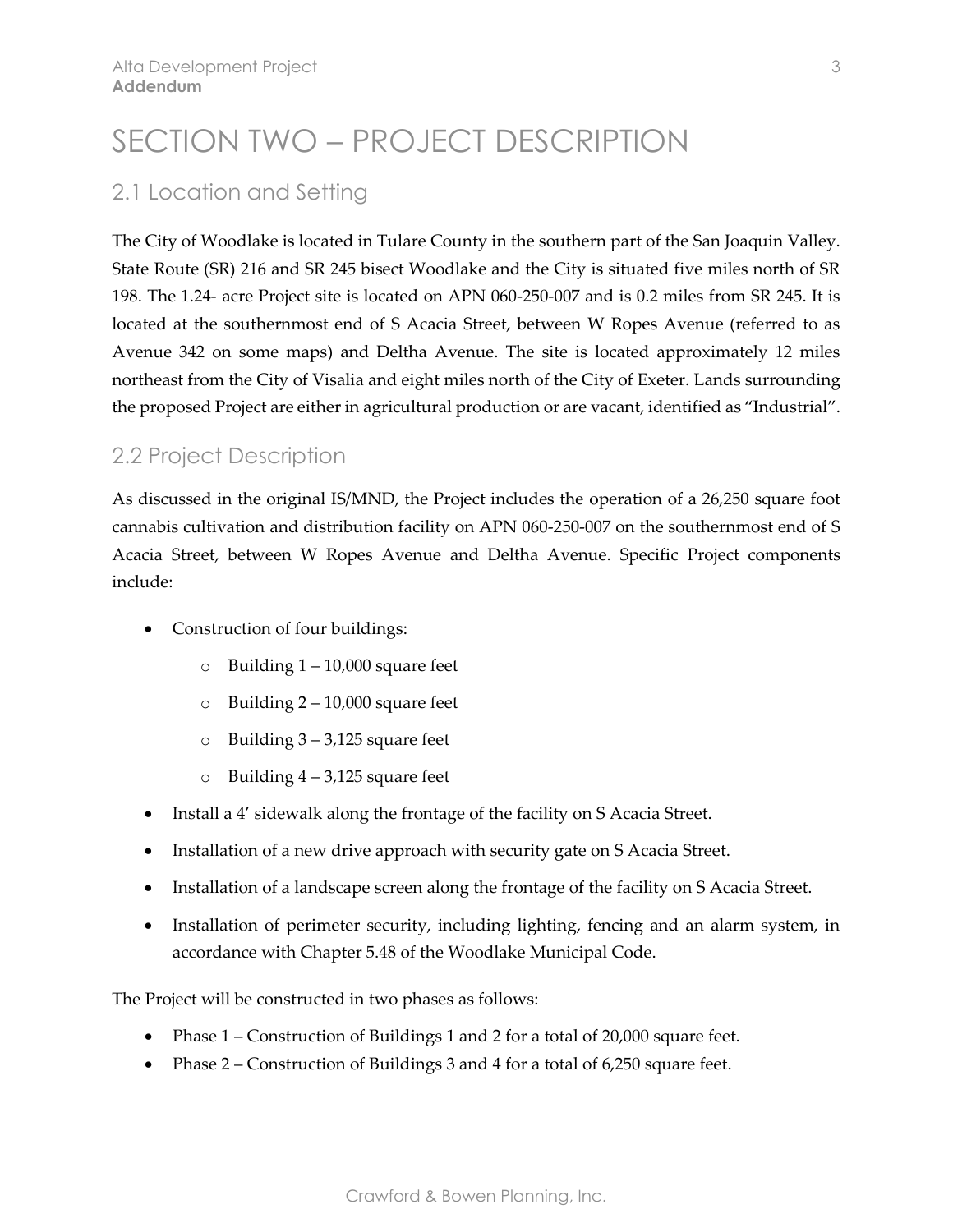# SECTION TWO – PROJECT DESCRIPTION

## 2.1 Location and Setting

The City of Woodlake is located in Tulare County in the southern part of the San Joaquin Valley. State Route (SR) 216 and SR 245 bisect Woodlake and the City is situated five miles north of SR 198. The 1.24- acre Project site is located on APN 060-250-007 and is 0.2 miles from SR 245. It is located at the southernmost end of S Acacia Street, between W Ropes Avenue (referred to as Avenue 342 on some maps) and Deltha Avenue. The site is located approximately 12 miles northeast from the City of Visalia and eight miles north of the City of Exeter. Lands surrounding the proposed Project are either in agricultural production or are vacant, identified as "Industrial".

## 2.2 Project Description

As discussed in the original IS/MND, the Project includes the operation of a 26,250 square foot cannabis cultivation and distribution facility on APN 060-250-007 on the southernmost end of S Acacia Street, between W Ropes Avenue and Deltha Avenue. Specific Project components include:

- Construction of four buildings:
    - Building 1 – 10,000 square feet
    - Building 2 – 10,000 square feet
    - Building 3 – 3,125 square feet
    - Building 4 – 3,125 square feet
- Install a 4' sidewalk along the frontage of the facility on S Acacia Street.
- Installation of a new drive approach with security gate on S Acacia Street.
- Installation of a landscape screen along the frontage of the facility on S Acacia Street.
- Installation of perimeter security, including lighting, fencing and an alarm system, in accordance with Chapter 5.48 of the Woodlake Municipal Code.

The Project will be constructed in two phases as follows:

- Phase 1 – Construction of Buildings 1 and 2 for a total of 20,000 square feet.
- Phase 2 – Construction of Buildings 3 and 4 for a total of 6,250 square feet.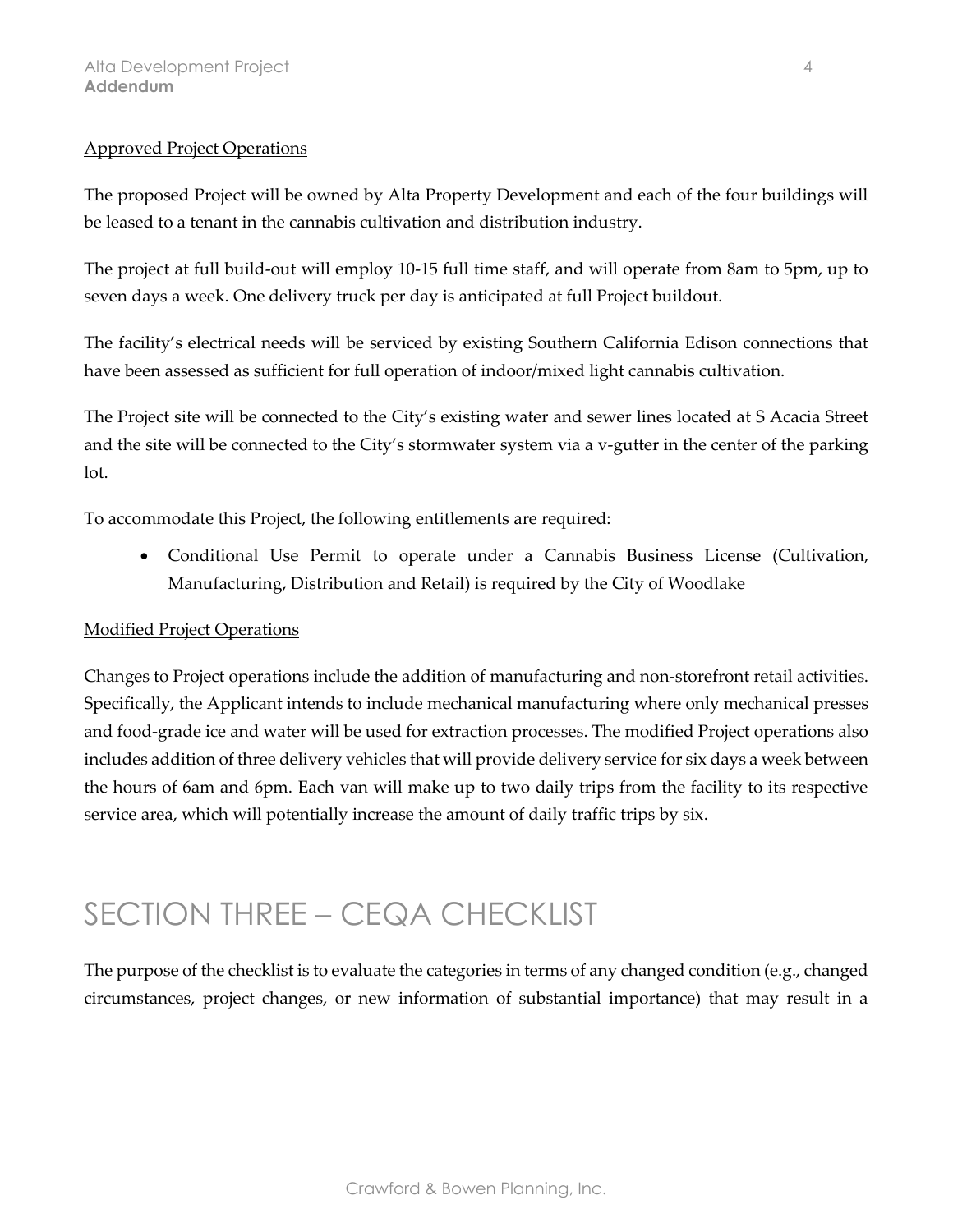Approved Project Operations

The proposed Project will be owned by Alta Property Development and each of the four buildings will be leased to a tenant in the cannabis cultivation and distribution industry.

The project at full build-out will employ 10-15 full time staff, and will operate from 8am to 5pm, up to seven days a week. One delivery truck per day is anticipated at full Project buildout.

The facility's electrical needs will be serviced by existing Southern California Edison connections that have been assessed as sufficient for full operation of indoor/mixed light cannabis cultivation.

The Project site will be connected to the City's existing water and sewer lines located at S Acacia Street and the site will be connected to the City's stormwater system via a v-gutter in the center of the parking lot.

To accommodate this Project, the following entitlements are required:

- Conditional Use Permit to operate under a Cannabis Business License (Cultivation, Manufacturing, Distribution and Retail) is required by the City of Woodlake

Modified Project Operations

Changes to Project operations include the addition of manufacturing and non-storefront retail activities. Specifically, the Applicant intends to include mechanical manufacturing where only mechanical presses and food-grade ice and water will be used for extraction processes. The modified Project operations also includes addition of three delivery vehicles that will provide delivery service for six days a week between the hours of 6am and 6pm. Each van will make up to two daily trips from the facility to its respective service area, which will potentially increase the amount of daily traffic trips by six.

# SECTION THREE – CEQA CHECKLIST

The purpose of the checklist is to evaluate the categories in terms of any changed condition (e.g., changed circumstances, project changes, or new information of substantial importance) that may result in a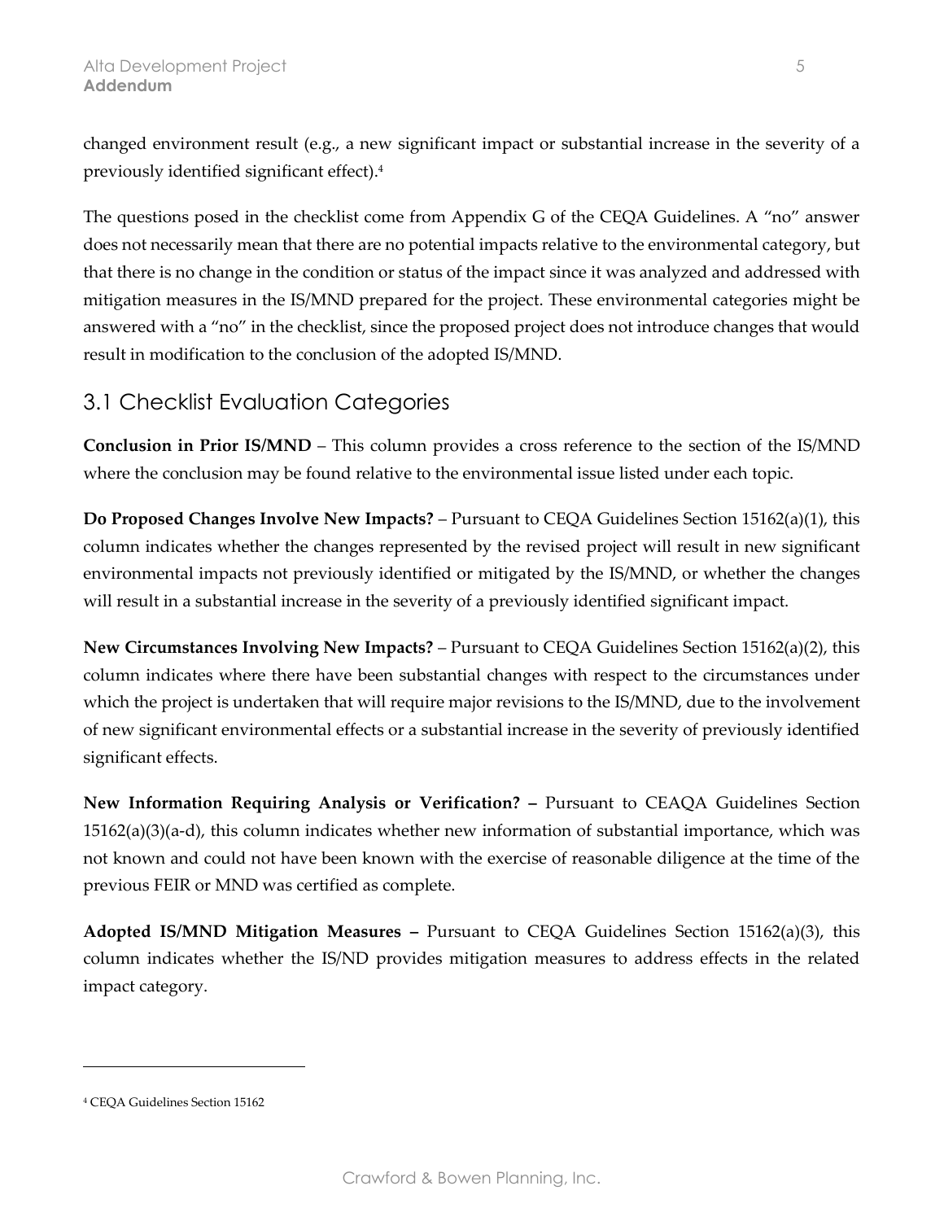changed environment result (e.g., a new significant impact or substantial increase in the severity of a previously identified significant effect).[4]

The questions posed in the checklist come from Appendix G of the CEQA Guidelines. A "no" answer does not necessarily mean that there are no potential impacts relative to the environmental category, but that there is no change in the condition or status of the impact since it was analyzed and addressed with mitigation measures in the IS/MND prepared for the project. These environmental categories might be answered with a "no" in the checklist, since the proposed project does not introduce changes that would result in modification to the conclusion of the adopted IS/MND.

## 3.1 Checklist Evaluation Categories

**Conclusion in Prior IS/MND** – This column provides a cross reference to the section of the IS/MND where the conclusion may be found relative to the environmental issue listed under each topic.

**Do Proposed Changes Involve New Impacts?** – Pursuant to CEQA Guidelines Section 15162(a)(1), this column indicates whether the changes represented by the revised project will result in new significant environmental impacts not previously identified or mitigated by the IS/MND, or whether the changes will result in a substantial increase in the severity of a previously identified significant impact.

**New Circumstances Involving New Impacts?** – Pursuant to CEQA Guidelines Section 15162(a)(2), this column indicates where there have been substantial changes with respect to the circumstances under which the project is undertaken that will require major revisions to the IS/MND, due to the involvement of new significant environmental effects or a substantial increase in the severity of previously identified significant effects.

**New Information Requiring Analysis or Verification? –** Pursuant to CEAQA Guidelines Section 15162(a)(3)(a-d), this column indicates whether new information of substantial importance, which was not known and could not have been known with the exercise of reasonable diligence at the time of the previous FEIR or MND was certified as complete.

**Adopted IS/MND Mitigation Measures –** Pursuant to CEQA Guidelines Section 15162(a)(3), this column indicates whether the IS/ND provides mitigation measures to address effects in the related impact category.

---

[4] CEQA Guidelines Section 15162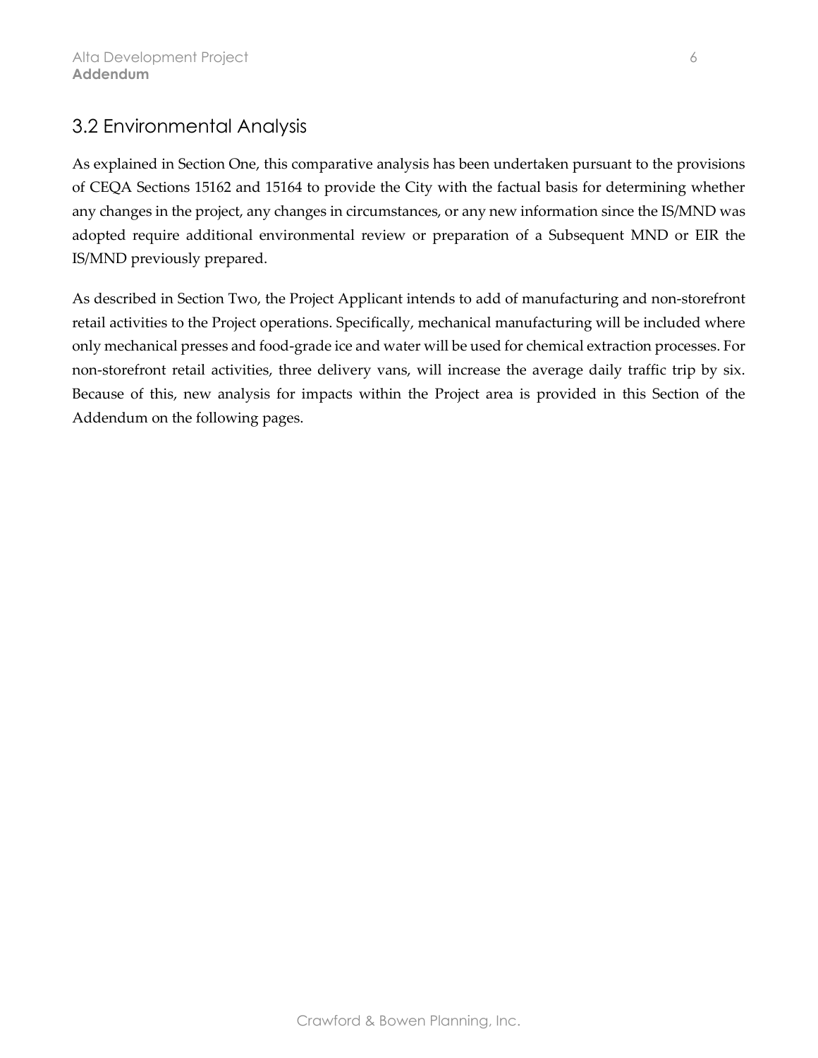## 3.2 Environmental Analysis

As explained in Section One, this comparative analysis has been undertaken pursuant to the provisions of CEQA Sections 15162 and 15164 to provide the City with the factual basis for determining whether any changes in the project, any changes in circumstances, or any new information since the IS/MND was adopted require additional environmental review or preparation of a Subsequent MND or EIR the IS/MND previously prepared.

As described in Section Two, the Project Applicant intends to add of manufacturing and non-storefront retail activities to the Project operations. Specifically, mechanical manufacturing will be included where only mechanical presses and food-grade ice and water will be used for chemical extraction processes. For non-storefront retail activities, three delivery vans, will increase the average daily traffic trip by six. Because of this, new analysis for impacts within the Project area is provided in this Section of the Addendum on the following pages.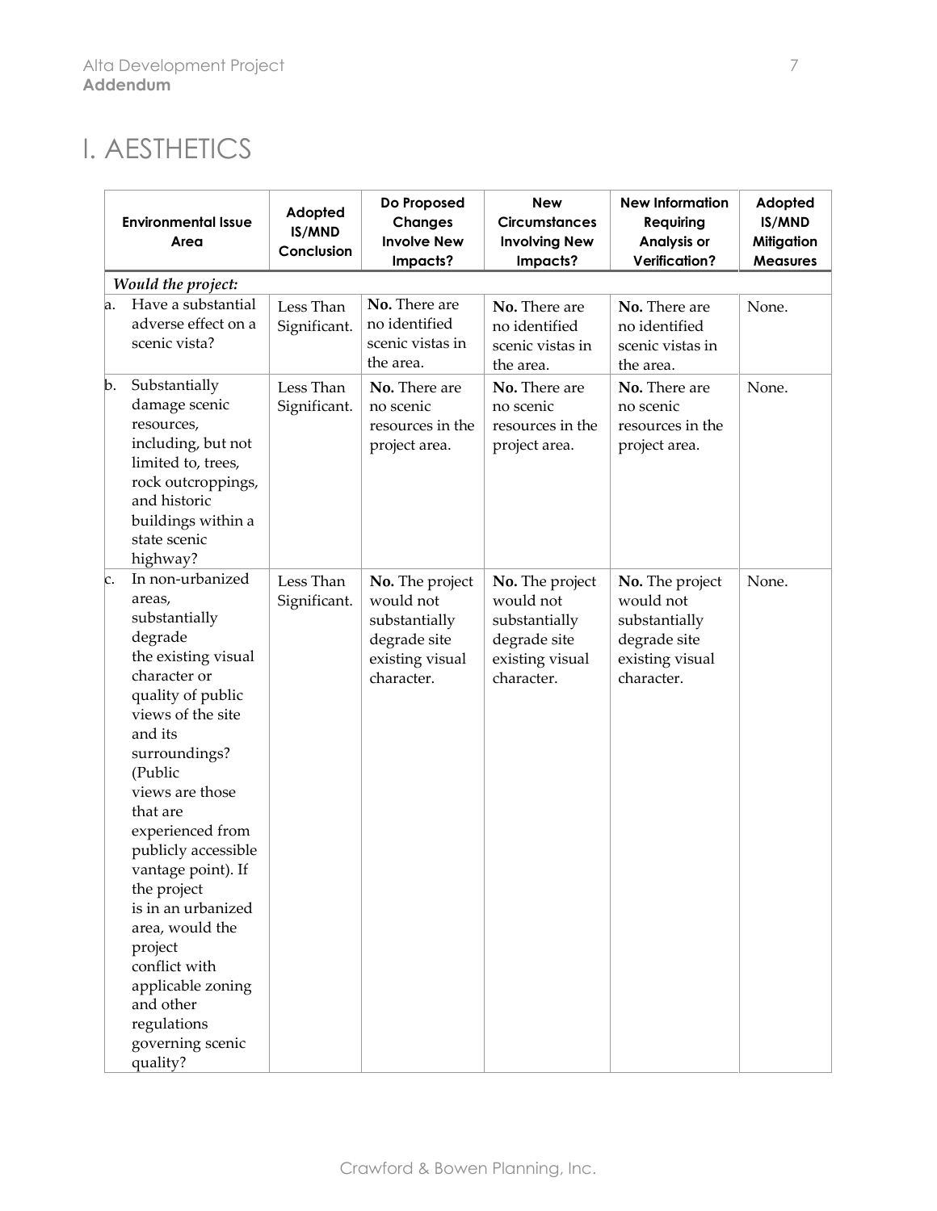# I. AESTHETICS

| Environmental Issue Area | Adopted IS/MND Conclusion | Do Proposed Changes Involve New Impacts? | New Circumstances Involving New Impacts? | New Information Requiring Analysis or Verification? | Adopted IS/MND Mitigation Measures |
|---|---|---|---|---|---|
| *Would the project:* | | | | | |
| a. Have a substantial adverse effect on a scenic vista? | Less Than Significant. | **No.** There are no identified scenic vistas in the area. | **No.** There are no identified scenic vistas in the area. | **No.** There are no identified scenic vistas in the area. | None. |
| b. Substantially damage scenic resources, including, but not limited to, trees, rock outcroppings, and historic buildings within a state scenic highway? | Less Than Significant. | **No.** There are no scenic resources in the project area. | **No.** There are no scenic resources in the project area. | **No.** There are no scenic resources in the project area. | None. |
| c. In non-urbanized areas, substantially degrade the existing visual character or quality of public views of the site and its surroundings? (Public views are those that are experienced from publicly accessible vantage point). If the project is in an urbanized area, would the project conflict with applicable zoning and other regulations governing scenic quality? | Less Than Significant. | **No.** The project would not substantially degrade site existing visual character. | **No.** The project would not substantially degrade site existing visual character. | **No.** The project would not substantially degrade site existing visual character. | None. |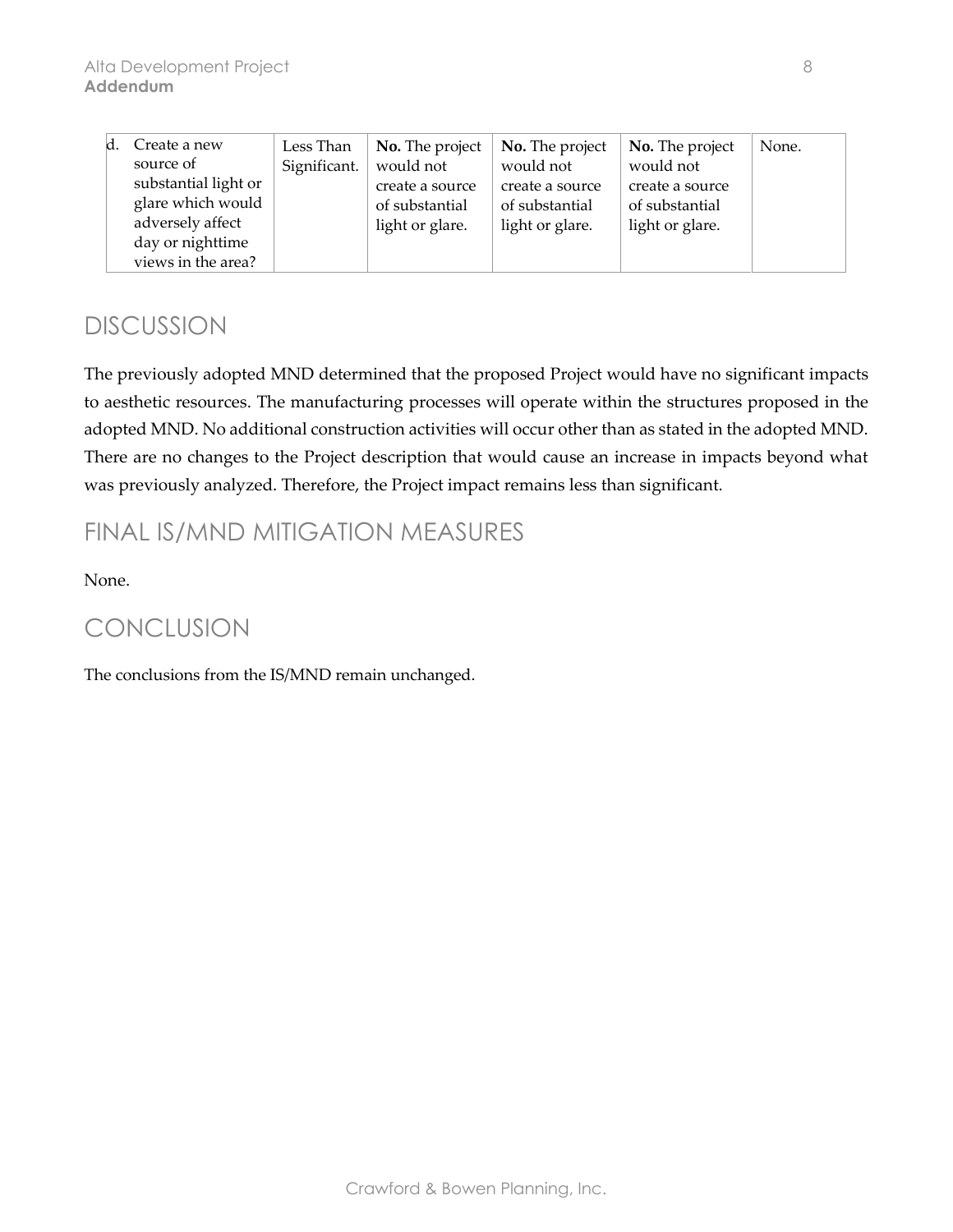| d. Create a new source of substantial light or glare which would adversely affect day or nighttime views in the area? | Less Than Significant. | **No.** The project would not create a source of substantial light or glare. | **No.** The project would not create a source of substantial light or glare. | **No.** The project would not create a source of substantial light or glare. | None. |
|---|---|---|---|---|---|

## DISCUSSION

The previously adopted MND determined that the proposed Project would have no significant impacts to aesthetic resources. The manufacturing processes will operate within the structures proposed in the adopted MND. No additional construction activities will occur other than as stated in the adopted MND. There are no changes to the Project description that would cause an increase in impacts beyond what was previously analyzed. Therefore, the Project impact remains less than significant.

## FINAL IS/MND MITIGATION MEASURES

None.

## CONCLUSION

The conclusions from the IS/MND remain unchanged.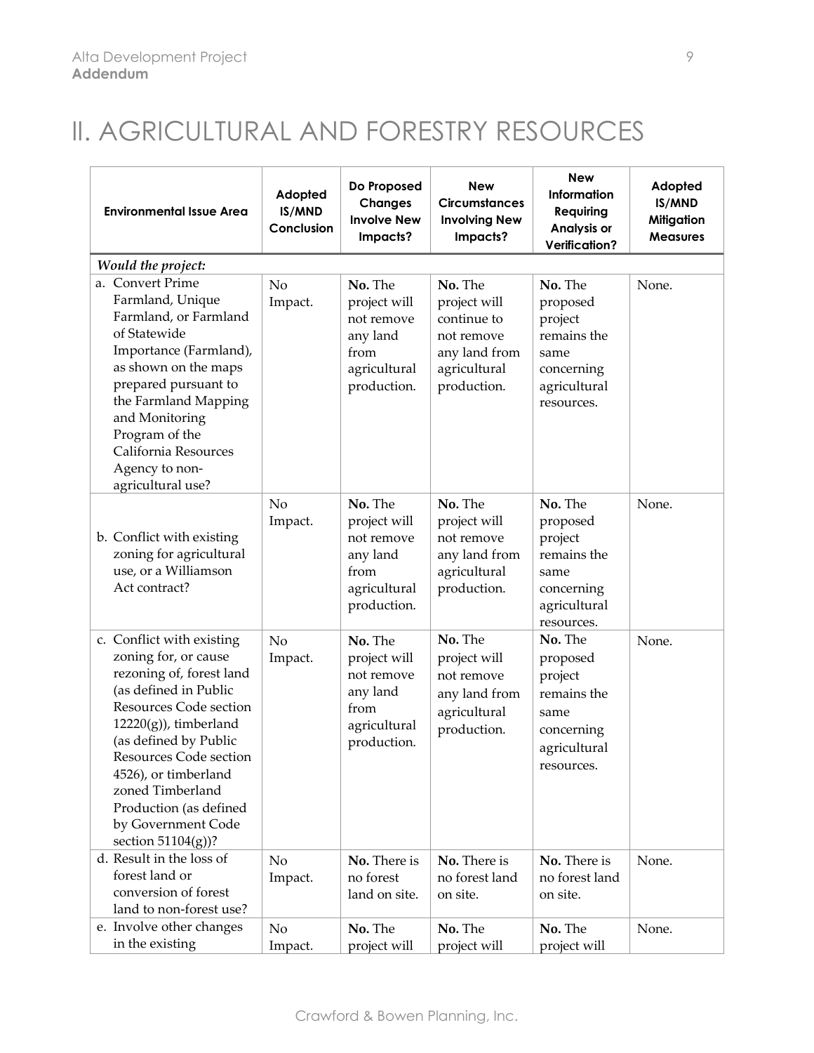# II. AGRICULTURAL AND FORESTRY RESOURCES

| Environmental Issue Area | Adopted IS/MND Conclusion | Do Proposed Changes Involve New Impacts? | New Circumstances Involving New Impacts? | New Information Requiring Analysis or Verification? | Adopted IS/MND Mitigation Measures |
|---|---|---|---|---|---|
| *Would the project:* | | | | | |
| a. Convert Prime Farmland, Unique Farmland, or Farmland of Statewide Importance (Farmland), as shown on the maps prepared pursuant to the Farmland Mapping and Monitoring Program of the California Resources Agency to non-agricultural use? | No Impact. | **No.** The project will not remove any land from agricultural production. | **No.** The project will continue to not remove any land from agricultural production. | **No.** The proposed project remains the same concerning agricultural resources. | None. |
| b. Conflict with existing zoning for agricultural use, or a Williamson Act contract? | No Impact. | **No.** The project will not remove any land from agricultural production. | **No.** The project will not remove any land from agricultural production. | **No.** The proposed project remains the same concerning agricultural resources. | None. |
| c. Conflict with existing zoning for, or cause rezoning of, forest land (as defined in Public Resources Code section 12220(g)), timberland (as defined by Public Resources Code section 4526), or timberland zoned Timberland Production (as defined by Government Code section 51104(g))? | No Impact. | **No.** The project will not remove any land from agricultural production. | **No.** The project will not remove any land from agricultural production. | **No.** The proposed project remains the same concerning agricultural resources. | None. |
| d. Result in the loss of forest land or conversion of forest land to non-forest use? | No Impact. | **No.** There is no forest land on site. | **No.** There is no forest land on site. | **No.** There is no forest land on site. | None. |
| e. Involve other changes in the existing | No Impact. | **No.** The project will | **No.** The project will | **No.** The project will | None. |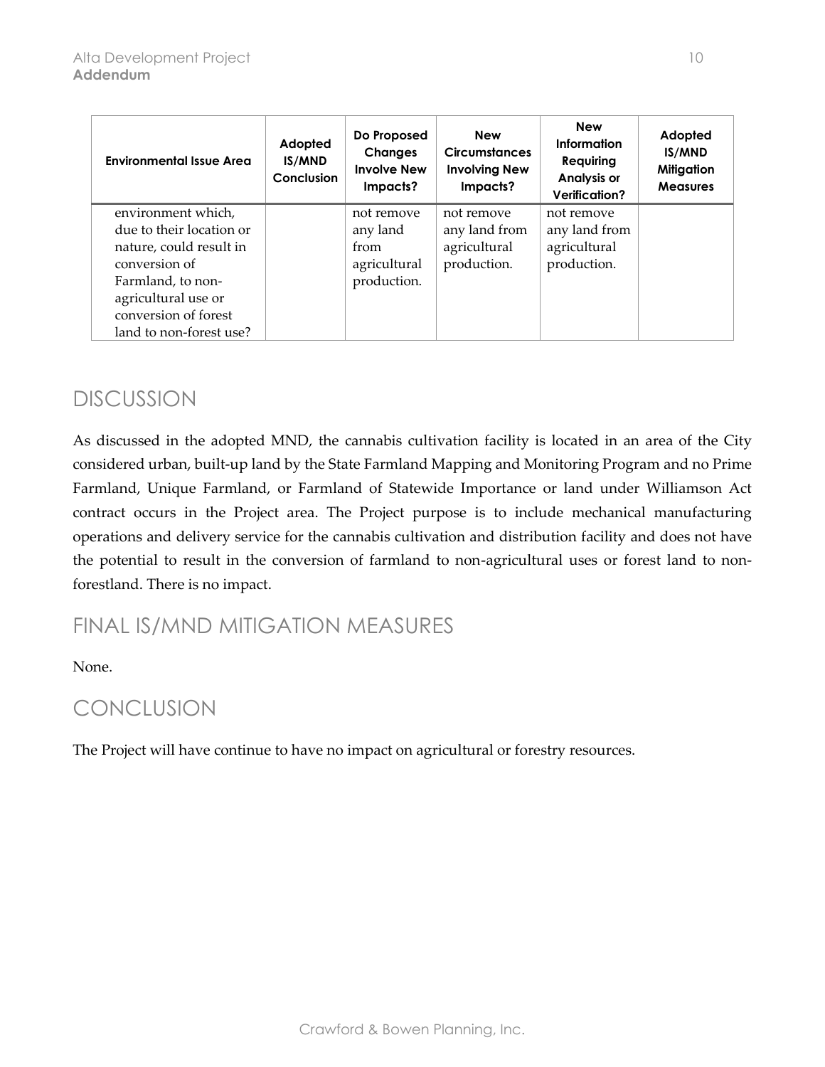| Environmental Issue Area | Adopted IS/MND Conclusion | Do Proposed Changes Involve New Impacts? | New Circumstances Involving New Impacts? | New Information Requiring Analysis or Verification? | Adopted IS/MND Mitigation Measures |
|---|---|---|---|---|---|
| environment which, due to their location or nature, could result in conversion of Farmland, to non-agricultural use or conversion of forest land to non-forest use? | | not remove any land from agricultural production. | not remove any land from agricultural production. | not remove any land from agricultural production. | |

## DISCUSSION

As discussed in the adopted MND, the cannabis cultivation facility is located in an area of the City considered urban, built-up land by the State Farmland Mapping and Monitoring Program and no Prime Farmland, Unique Farmland, or Farmland of Statewide Importance or land under Williamson Act contract occurs in the Project area. The Project purpose is to include mechanical manufacturing operations and delivery service for the cannabis cultivation and distribution facility and does not have the potential to result in the conversion of farmland to non-agricultural uses or forest land to non-forestland. There is no impact.

## FINAL IS/MND MITIGATION MEASURES

None.

## CONCLUSION

The Project will have continue to have no impact on agricultural or forestry resources.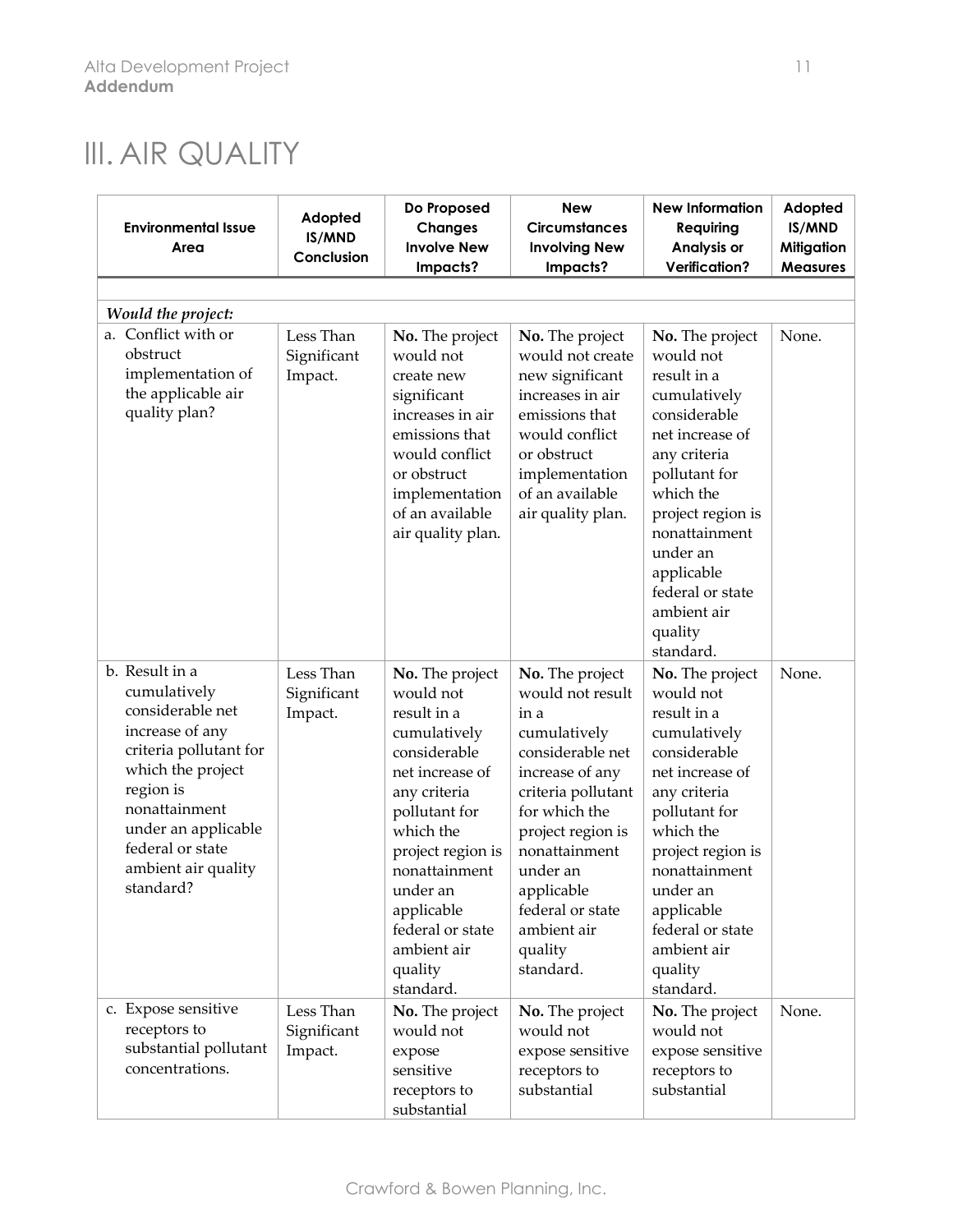# III. AIR QUALITY

| Environmental Issue Area | Adopted IS/MND Conclusion | Do Proposed Changes Involve New Impacts? | New Circumstances Involving New Impacts? | New Information Requiring Analysis or Verification? | Adopted IS/MND Mitigation Measures |
|---|---|---|---|---|---|
| *Would the project:* | | | | | |
| a. Conflict with or obstruct implementation of the applicable air quality plan? | Less Than Significant Impact. | **No.** The project would not create new significant increases in air emissions that would conflict or obstruct implementation of an available air quality plan. | **No.** The project would not create new significant increases in air emissions that would conflict or obstruct implementation of an available air quality plan. | **No.** The project would not result in a cumulatively considerable net increase of any criteria pollutant for which the project region is nonattainment under an applicable federal or state ambient air quality standard. | None. |
| b. Result in a cumulatively considerable net increase of any criteria pollutant for which the project region is nonattainment under an applicable federal or state ambient air quality standard? | Less Than Significant Impact. | **No.** The project would not result in a cumulatively considerable net increase of any criteria pollutant for which the project region is nonattainment under an applicable federal or state ambient air quality standard. | **No.** The project would not result in a cumulatively considerable net increase of any criteria pollutant for which the project region is nonattainment under an applicable federal or state ambient air quality standard. | **No.** The project would not result in a cumulatively considerable net increase of any criteria pollutant for which the project region is nonattainment under an applicable federal or state ambient air quality standard. | None. |
| c. Expose sensitive receptors to substantial pollutant concentrations. | Less Than Significant Impact. | **No.** The project would not expose sensitive receptors to substantial | **No.** The project would not expose sensitive receptors to substantial | **No.** The project would not expose sensitive receptors to substantial | None. |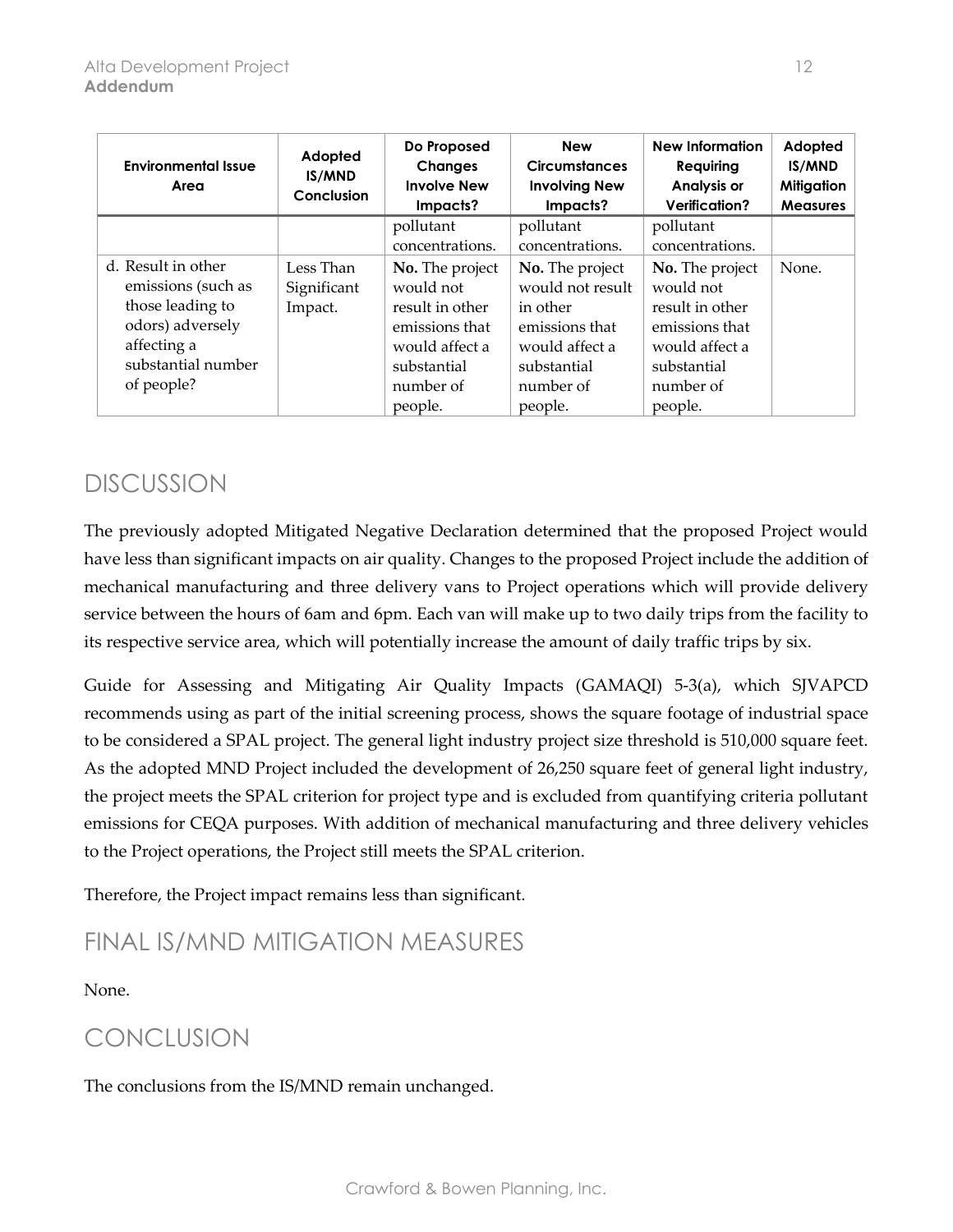| Environmental Issue Area | Adopted IS/MND Conclusion | Do Proposed Changes Involve New Impacts? | New Circumstances Involving New Impacts? | New Information Requiring Analysis or Verification? | Adopted IS/MND Mitigation Measures |
|---|---|---|---|---|---|
| | | pollutant concentrations. | pollutant concentrations. | pollutant concentrations. | |
| d. Result in other emissions (such as those leading to odors) adversely affecting a substantial number of people? | Less Than Significant Impact. | **No.** The project would not result in other emissions that would affect a substantial number of people. | **No.** The project would not result in other emissions that would affect a substantial number of people. | **No.** The project would not result in other emissions that would affect a substantial number of people. | None. |

## DISCUSSION

The previously adopted Mitigated Negative Declaration determined that the proposed Project would have less than significant impacts on air quality. Changes to the proposed Project include the addition of mechanical manufacturing and three delivery vans to Project operations which will provide delivery service between the hours of 6am and 6pm. Each van will make up to two daily trips from the facility to its respective service area, which will potentially increase the amount of daily traffic trips by six.

Guide for Assessing and Mitigating Air Quality Impacts (GAMAQI) 5-3(a), which SJVAPCD recommends using as part of the initial screening process, shows the square footage of industrial space to be considered a SPAL project. The general light industry project size threshold is 510,000 square feet. As the adopted MND Project included the development of 26,250 square feet of general light industry, the project meets the SPAL criterion for project type and is excluded from quantifying criteria pollutant emissions for CEQA purposes. With addition of mechanical manufacturing and three delivery vehicles to the Project operations, the Project still meets the SPAL criterion.

Therefore, the Project impact remains less than significant.

## FINAL IS/MND MITIGATION MEASURES

None.

## CONCLUSION

The conclusions from the IS/MND remain unchanged.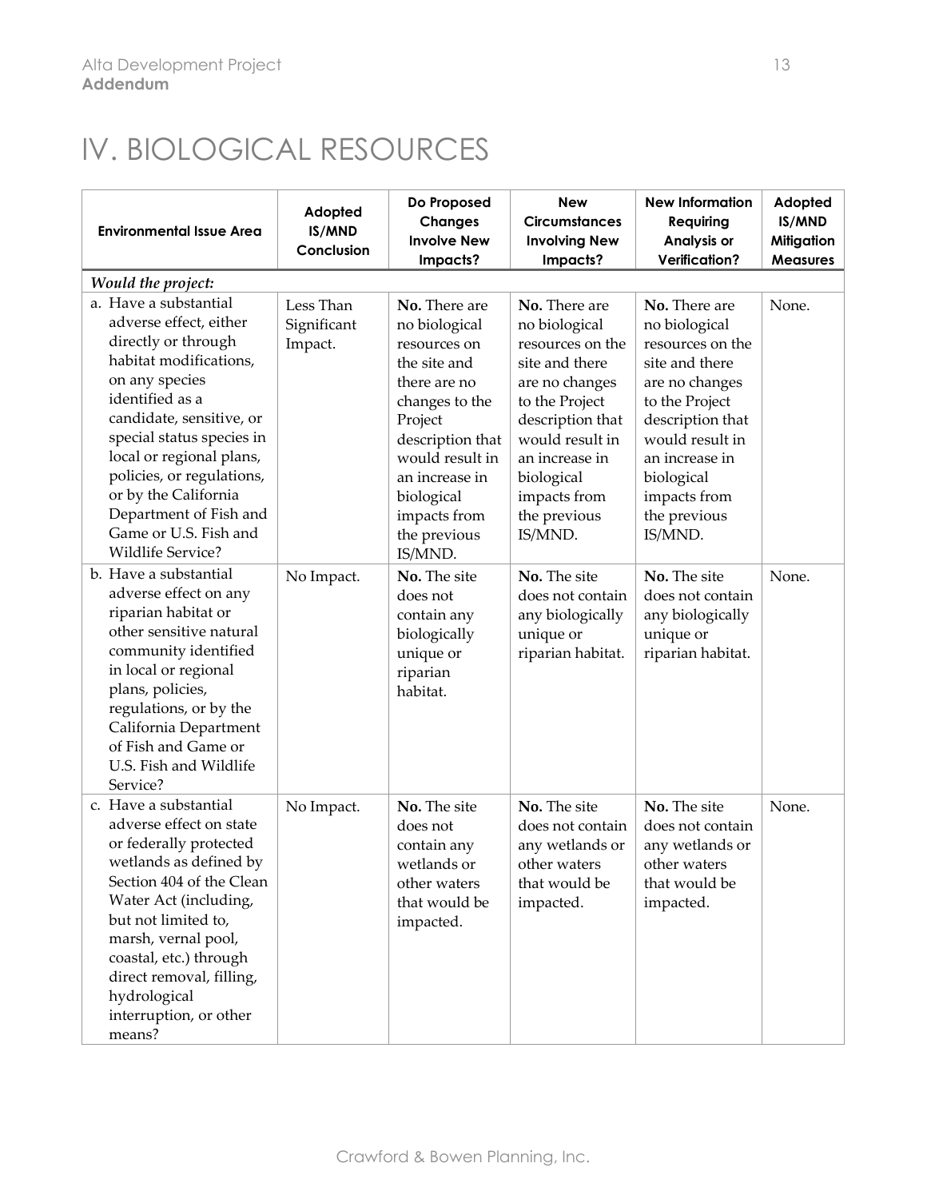# IV. BIOLOGICAL RESOURCES

| Environmental Issue Area | Adopted IS/MND Conclusion | Do Proposed Changes Involve New Impacts? | New Circumstances Involving New Impacts? | New Information Requiring Analysis or Verification? | Adopted IS/MND Mitigation Measures |
|---|---|---|---|---|---|
| ***Would the project:*** | | | | | |
| a. Have a substantial adverse effect, either directly or through habitat modifications, on any species identified as a candidate, sensitive, or special status species in local or regional plans, policies, or regulations, or by the California Department of Fish and Game or U.S. Fish and Wildlife Service? | Less Than Significant Impact. | **No.** There are no biological resources on the site and there are no changes to the Project description that would result in an increase in biological impacts from the previous IS/MND. | **No.** There are no biological resources on the site and there are no changes to the Project description that would result in an increase in biological impacts from the previous IS/MND. | **No.** There are no biological resources on the site and there are no changes to the Project description that would result in an increase in biological impacts from the previous IS/MND. | None. |
| b. Have a substantial adverse effect on any riparian habitat or other sensitive natural community identified in local or regional plans, policies, regulations, or by the California Department of Fish and Game or U.S. Fish and Wildlife Service? | No Impact. | **No.** The site does not contain any biologically unique or riparian habitat. | **No.** The site does not contain any biologically unique or riparian habitat. | **No.** The site does not contain any biologically unique or riparian habitat. | None. |
| c. Have a substantial adverse effect on state or federally protected wetlands as defined by Section 404 of the Clean Water Act (including, but not limited to, marsh, vernal pool, coastal, etc.) through direct removal, filling, hydrological interruption, or other means? | No Impact. | **No.** The site does not contain any wetlands or other waters that would be impacted. | **No.** The site does not contain any wetlands or other waters that would be impacted. | **No.** The site does not contain any wetlands or other waters that would be impacted. | None. |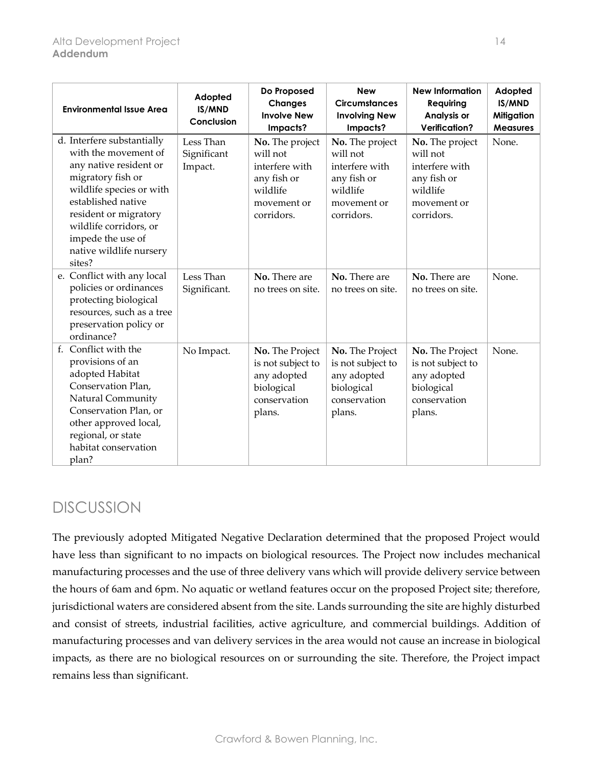| Environmental Issue Area | Adopted IS/MND Conclusion | Do Proposed Changes Involve New Impacts? | New Circumstances Involving New Impacts? | New Information Requiring Analysis or Verification? | Adopted IS/MND Mitigation Measures |
|---|---|---|---|---|---|
| d. Interfere substantially with the movement of any native resident or migratory fish or wildlife species or with established native resident or migratory wildlife corridors, or impede the use of native wildlife nursery sites? | Less Than Significant Impact. | **No.** The project will not interfere with any fish or wildlife movement or corridors. | **No.** The project will not interfere with any fish or wildlife movement or corridors. | **No.** The project will not interfere with any fish or wildlife movement or corridors. | None. |
| e. Conflict with any local policies or ordinances protecting biological resources, such as a tree preservation policy or ordinance? | Less Than Significant. | **No.** There are no trees on site. | **No.** There are no trees on site. | **No.** There are no trees on site. | None. |
| f. Conflict with the provisions of an adopted Habitat Conservation Plan, Natural Community Conservation Plan, or other approved local, regional, or state habitat conservation plan? | No Impact. | **No.** The Project is not subject to any adopted biological conservation plans. | **No.** The Project is not subject to any adopted biological conservation plans. | **No.** The Project is not subject to any adopted biological conservation plans. | None. |

## DISCUSSION

The previously adopted Mitigated Negative Declaration determined that the proposed Project would have less than significant to no impacts on biological resources. The Project now includes mechanical manufacturing processes and the use of three delivery vans which will provide delivery service between the hours of 6am and 6pm. No aquatic or wetland features occur on the proposed Project site; therefore, jurisdictional waters are considered absent from the site. Lands surrounding the site are highly disturbed and consist of streets, industrial facilities, active agriculture, and commercial buildings. Addition of manufacturing processes and van delivery services in the area would not cause an increase in biological impacts, as there are no biological resources on or surrounding the site. Therefore, the Project impact remains less than significant.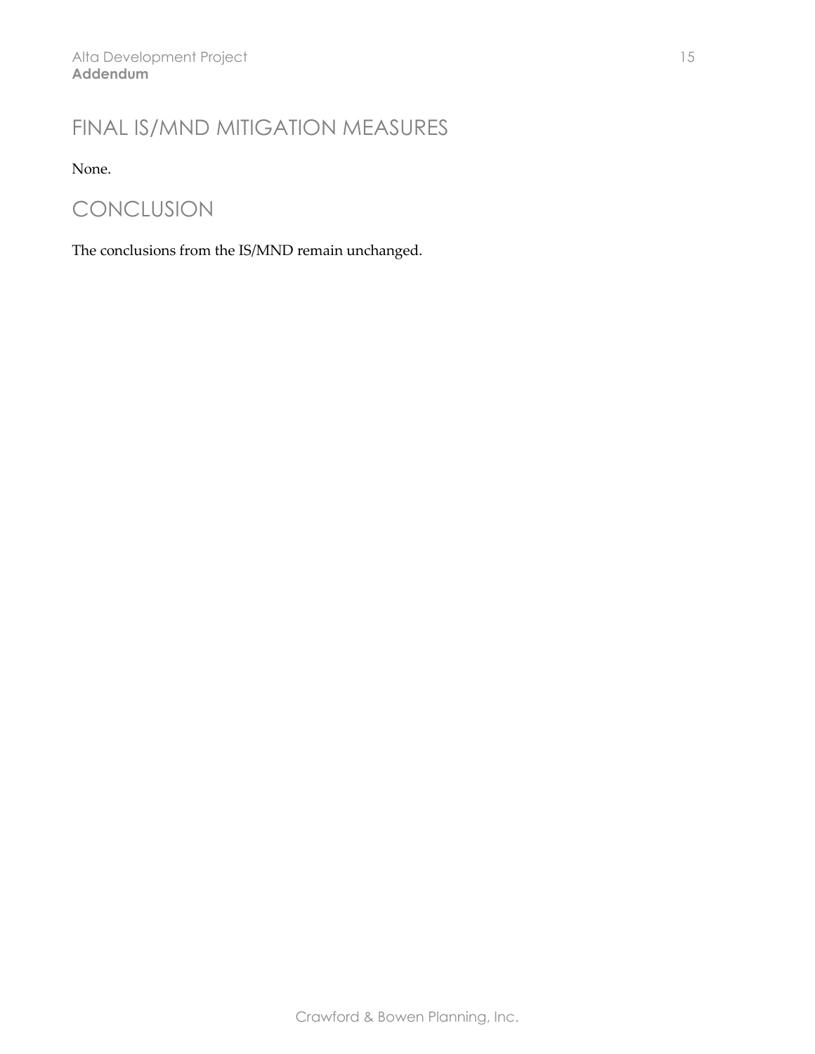## FINAL IS/MND MITIGATION MEASURES

None.

## CONCLUSION

The conclusions from the IS/MND remain unchanged.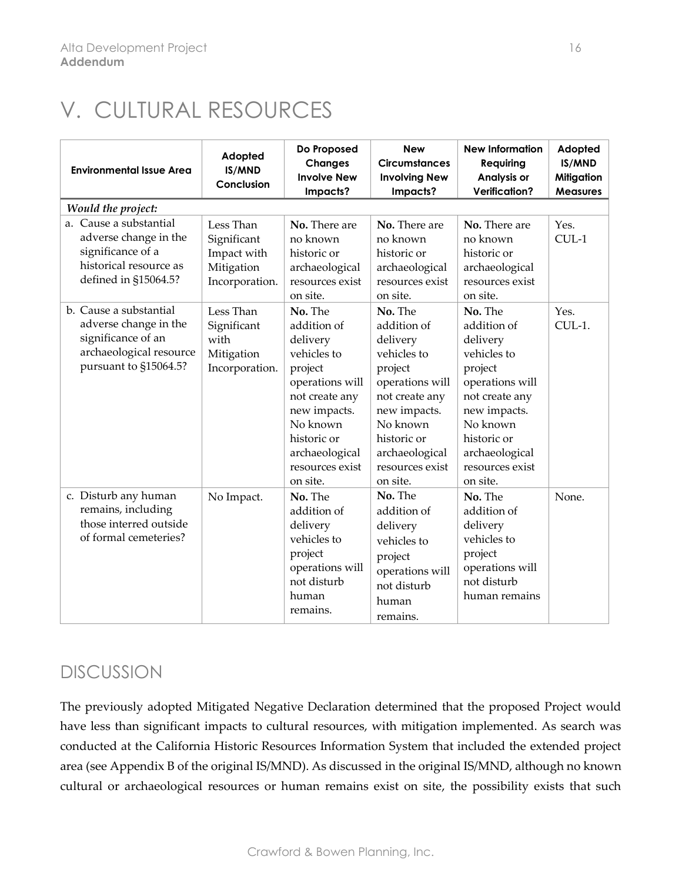# V. CULTURAL RESOURCES

| Environmental Issue Area | Adopted IS/MND Conclusion | Do Proposed Changes Involve New Impacts? | New Circumstances Involving New Impacts? | New Information Requiring Analysis or Verification? | Adopted IS/MND Mitigation Measures |
|---|---|---|---|---|---|
| ***Would the project:*** | | | | | |
| a. Cause a substantial adverse change in the significance of a historical resource as defined in §15064.5? | Less Than Significant Impact with Mitigation Incorporation. | **No.** There are no known historic or archaeological resources exist on site. | **No.** There are no known historic or archaeological resources exist on site. | **No.** There are no known historic or archaeological resources exist on site. | Yes. CUL-1 |
| b. Cause a substantial adverse change in the significance of an archaeological resource pursuant to §15064.5? | Less Than Significant with Mitigation Incorporation. | **No.** The addition of delivery vehicles to project operations will not create any new impacts. No known historic or archaeological resources exist on site. | **No.** The addition of delivery vehicles to project operations will not create any new impacts. No known historic or archaeological resources exist on site. | **No.** The addition of delivery vehicles to project operations will not create any new impacts. No known historic or archaeological resources exist on site. | Yes. CUL-1. |
| c. Disturb any human remains, including those interred outside of formal cemeteries? | No Impact. | **No.** The addition of delivery vehicles to project operations will not disturb human remains. | **No.** The addition of delivery vehicles to project operations will not disturb human remains. | **No.** The addition of delivery vehicles to project operations will not disturb human remains | None. |

## DISCUSSION

The previously adopted Mitigated Negative Declaration determined that the proposed Project would have less than significant impacts to cultural resources, with mitigation implemented. As search was conducted at the California Historic Resources Information System that included the extended project area (see Appendix B of the original IS/MND). As discussed in the original IS/MND, although no known cultural or archaeological resources or human remains exist on site, the possibility exists that such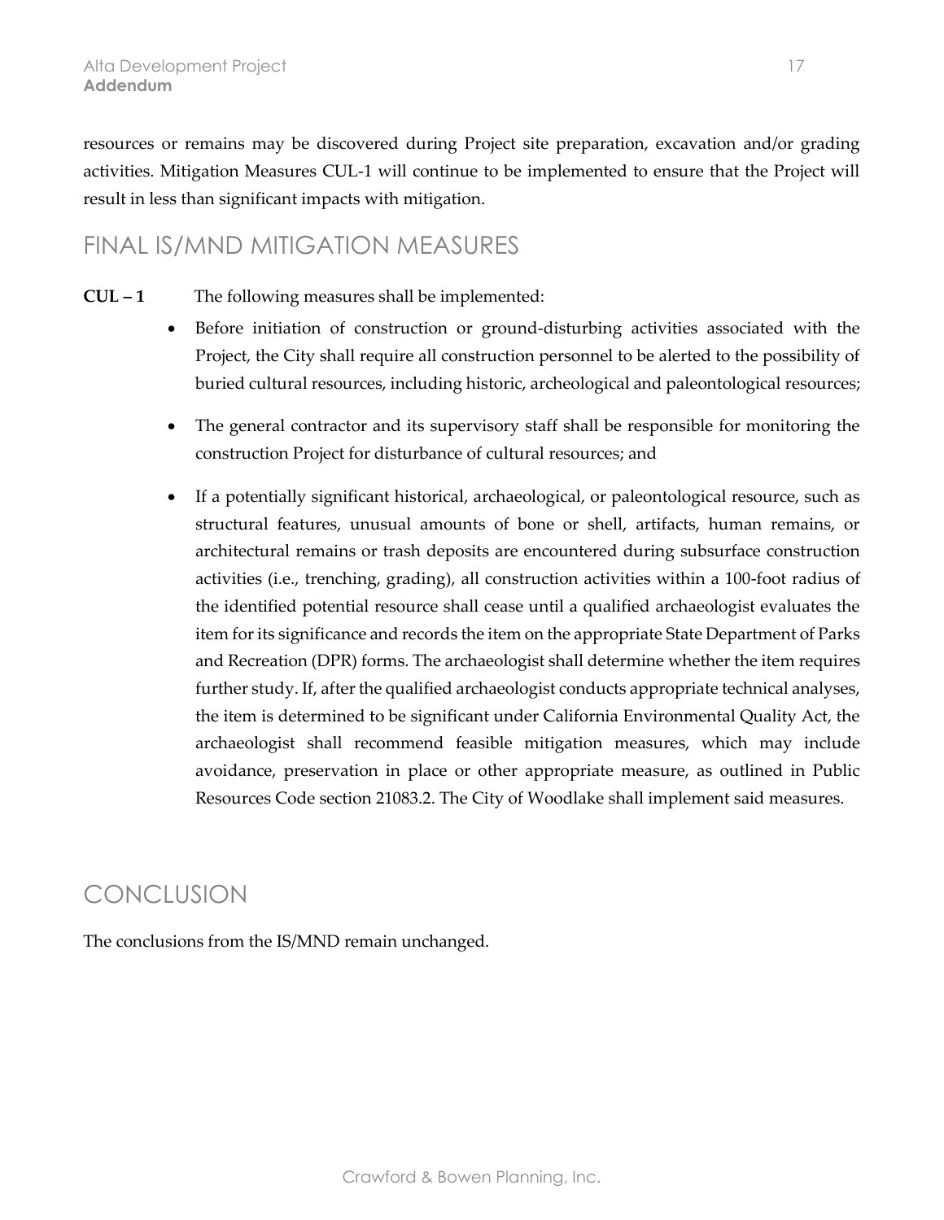resources or remains may be discovered during Project site preparation, excavation and/or grading activities. Mitigation Measures CUL-1 will continue to be implemented to ensure that the Project will result in less than significant impacts with mitigation.

## FINAL IS/MND MITIGATION MEASURES

**CUL – 1** The following measures shall be implemented:

- Before initiation of construction or ground-disturbing activities associated with the Project, the City shall require all construction personnel to be alerted to the possibility of buried cultural resources, including historic, archeological and paleontological resources;
- The general contractor and its supervisory staff shall be responsible for monitoring the construction Project for disturbance of cultural resources; and
- If a potentially significant historical, archaeological, or paleontological resource, such as structural features, unusual amounts of bone or shell, artifacts, human remains, or architectural remains or trash deposits are encountered during subsurface construction activities (i.e., trenching, grading), all construction activities within a 100-foot radius of the identified potential resource shall cease until a qualified archaeologist evaluates the item for its significance and records the item on the appropriate State Department of Parks and Recreation (DPR) forms. The archaeologist shall determine whether the item requires further study. If, after the qualified archaeologist conducts appropriate technical analyses, the item is determined to be significant under California Environmental Quality Act, the archaeologist shall recommend feasible mitigation measures, which may include avoidance, preservation in place or other appropriate measure, as outlined in Public Resources Code section 21083.2. The City of Woodlake shall implement said measures.

## CONCLUSION

The conclusions from the IS/MND remain unchanged.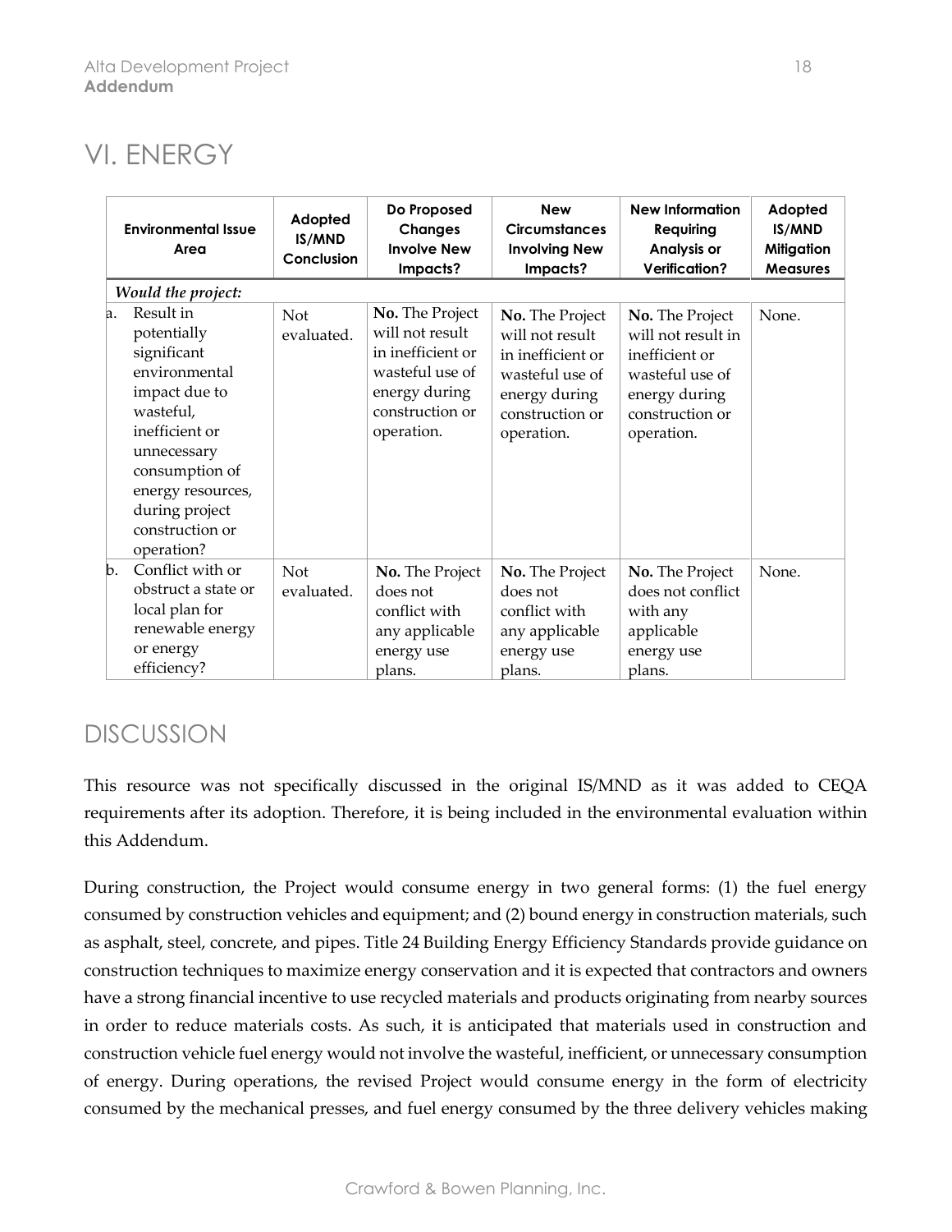# VI. ENERGY

| Environmental Issue Area | Adopted IS/MND Conclusion | Do Proposed Changes Involve New Impacts? | New Circumstances Involving New Impacts? | New Information Requiring Analysis or Verification? | Adopted IS/MND Mitigation Measures |
|---|---|---|---|---|---|
| ***Would the project:*** | | | | | |
| a. Result in potentially significant environmental impact due to wasteful, inefficient or unnecessary consumption of energy resources, during project construction or operation? | Not evaluated. | **No.** The Project will not result in inefficient or wasteful use of energy during construction or operation. | **No.** The Project will not result in inefficient or wasteful use of energy during construction or operation. | **No.** The Project will not result in inefficient or wasteful use of energy during construction or operation. | None. |
| b. Conflict with or obstruct a state or local plan for renewable energy or energy efficiency? | Not evaluated. | **No.** The Project does not conflict with any applicable energy use plans. | **No.** The Project does not conflict with any applicable energy use plans. | **No.** The Project does not conflict with any applicable energy use plans. | None. |

## DISCUSSION

This resource was not specifically discussed in the original IS/MND as it was added to CEQA requirements after its adoption. Therefore, it is being included in the environmental evaluation within this Addendum.

During construction, the Project would consume energy in two general forms: (1) the fuel energy consumed by construction vehicles and equipment; and (2) bound energy in construction materials, such as asphalt, steel, concrete, and pipes. Title 24 Building Energy Efficiency Standards provide guidance on construction techniques to maximize energy conservation and it is expected that contractors and owners have a strong financial incentive to use recycled materials and products originating from nearby sources in order to reduce materials costs. As such, it is anticipated that materials used in construction and construction vehicle fuel energy would not involve the wasteful, inefficient, or unnecessary consumption of energy. During operations, the revised Project would consume energy in the form of electricity consumed by the mechanical presses, and fuel energy consumed by the three delivery vehicles making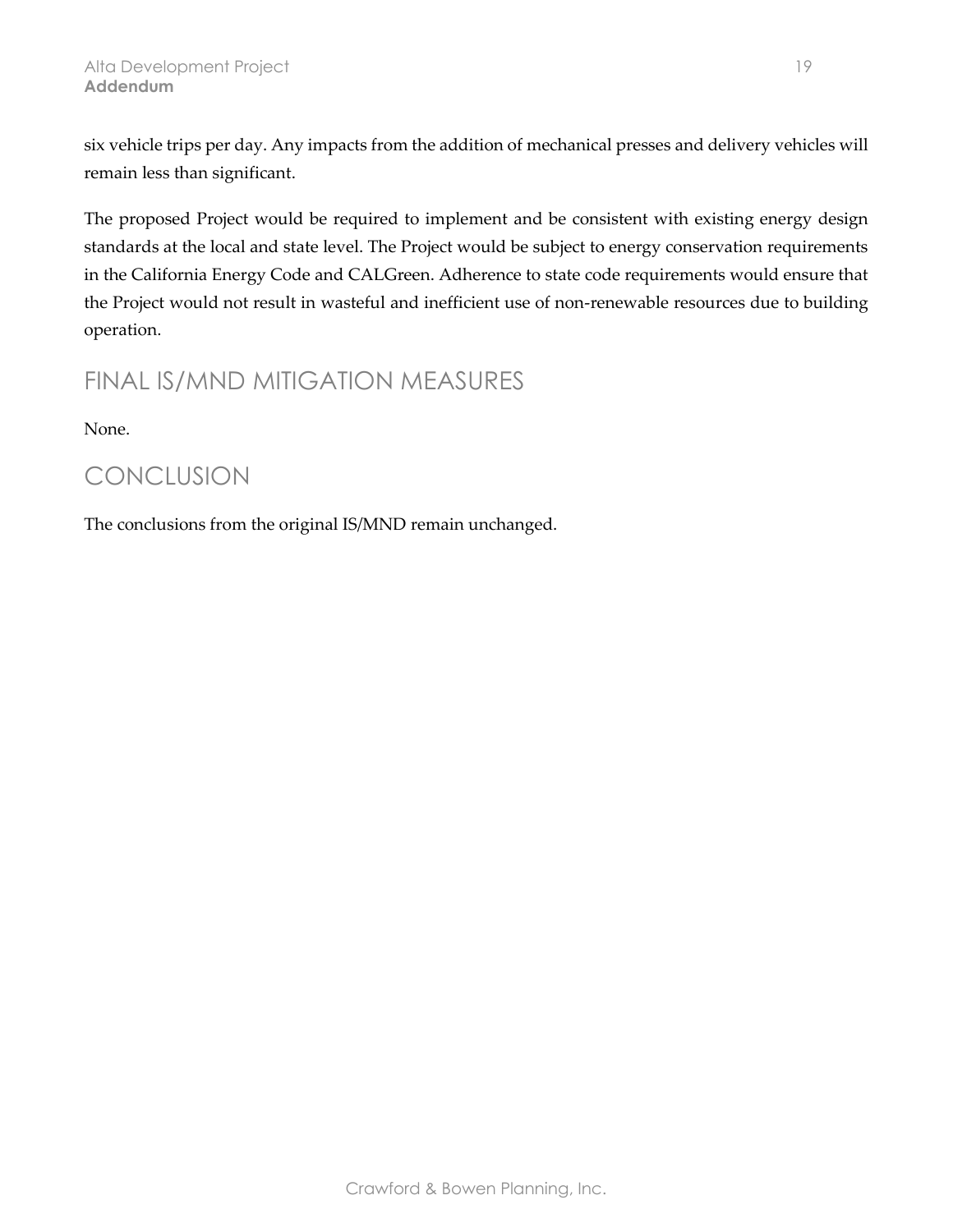six vehicle trips per day. Any impacts from the addition of mechanical presses and delivery vehicles will remain less than significant.

The proposed Project would be required to implement and be consistent with existing energy design standards at the local and state level. The Project would be subject to energy conservation requirements in the California Energy Code and CALGreen. Adherence to state code requirements would ensure that the Project would not result in wasteful and inefficient use of non-renewable resources due to building operation.

## FINAL IS/MND MITIGATION MEASURES

None.

## CONCLUSION

The conclusions from the original IS/MND remain unchanged.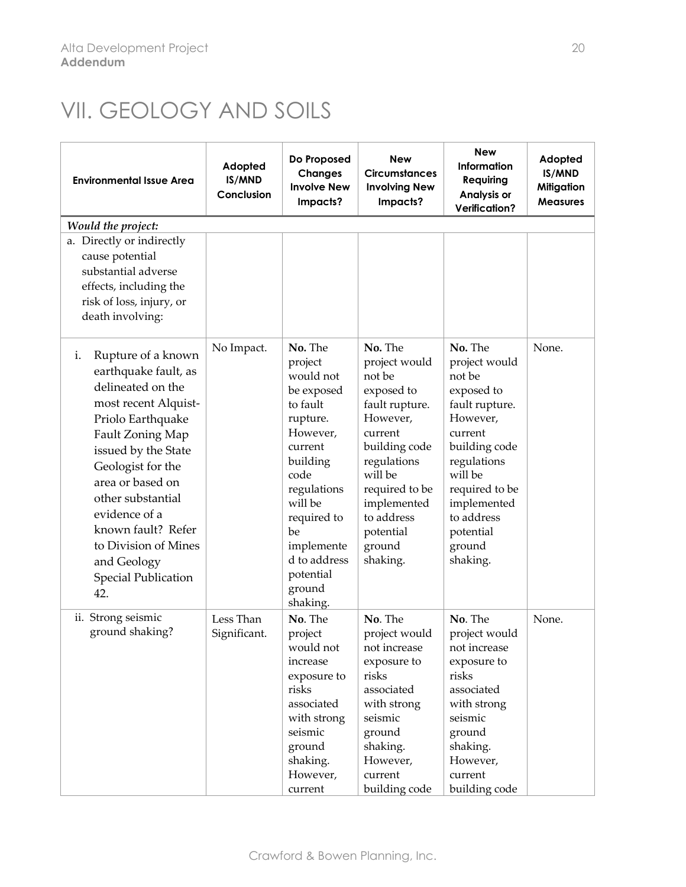# VII. GEOLOGY AND SOILS

| Environmental Issue Area | Adopted IS/MND Conclusion | Do Proposed Changes Involve New Impacts? | New Circumstances Involving New Impacts? | New Information Requiring Analysis or Verification? | Adopted IS/MND Mitigation Measures |
|---|---|---|---|---|---|
| *Would the project:* | | | | | |
| a. Directly or indirectly cause potential substantial adverse effects, including the risk of loss, injury, or death involving: | | | | | |
| i. Rupture of a known earthquake fault, as delineated on the most recent Alquist-Priolo Earthquake Fault Zoning Map issued by the State Geologist for the area or based on other substantial evidence of a known fault? Refer to Division of Mines and Geology Special Publication 42. | No Impact. | **No.** The project would not be exposed to fault rupture. However, current building code regulations will be required to be implemented to address potential ground shaking. | **No.** The project would not be exposed to fault rupture. However, current building code regulations will be required to be implemented to address potential ground shaking. | **No.** The project would not be exposed to fault rupture. However, current building code regulations will be required to be implemented to address potential ground shaking. | None. |
| ii. Strong seismic ground shaking? | Less Than Significant. | **No**. The project would not increase exposure to risks associated with strong seismic ground shaking. However, current | **No**. The project would not increase exposure to risks associated with strong seismic ground shaking. However, current building code | **No**. The project would not increase exposure to risks associated with strong seismic ground shaking. However, current building code | None. |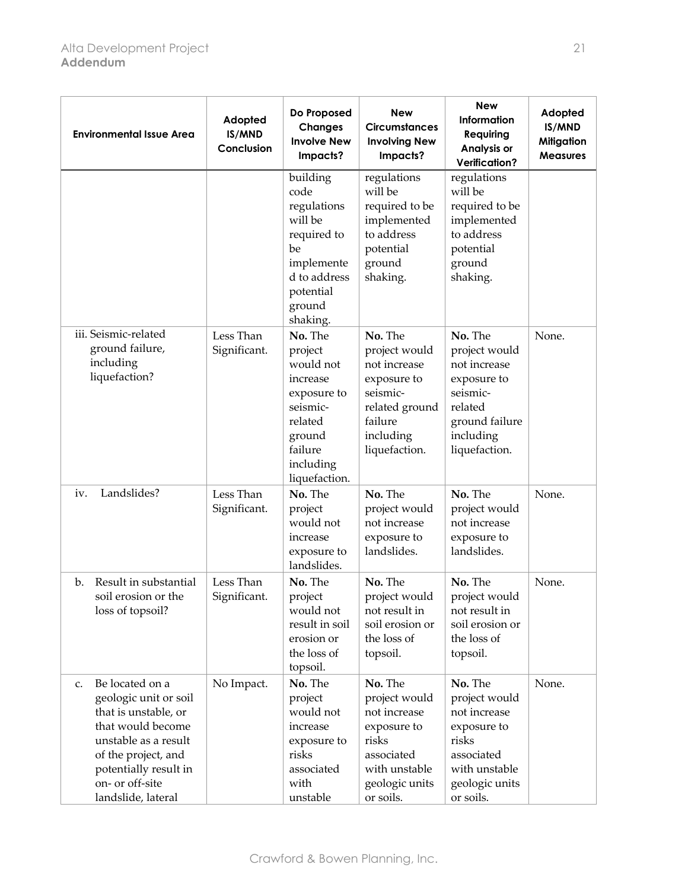| Environmental Issue Area | Adopted IS/MND Conclusion | Do Proposed Changes Involve New Impacts? | New Circumstances Involving New Impacts? | New Information Requiring Analysis or Verification? | Adopted IS/MND Mitigation Measures |
|---|---|---|---|---|---|
| | | building code regulations will be required to be implemented to address potential ground shaking. | regulations will be required to be implemented to address potential ground shaking. | regulations will be required to be implemented to address potential ground shaking. | |
| iii. Seismic-related ground failure, including liquefaction? | Less Than Significant. | **No.** The project would not increase exposure to seismic-related ground failure including liquefaction. | **No.** The project would not increase exposure to seismic-related ground failure including liquefaction. | **No.** The project would not increase exposure to seismic-related ground failure including liquefaction. | None. |
| iv. Landslides? | Less Than Significant. | **No.** The project would not increase exposure to landslides. | **No.** The project would not increase exposure to landslides. | **No.** The project would not increase exposure to landslides. | None. |
| b. Result in substantial soil erosion or the loss of topsoil? | Less Than Significant. | **No.** The project would not result in soil erosion or the loss of topsoil. | **No.** The project would not result in soil erosion or the loss of topsoil. | **No.** The project would not result in soil erosion or the loss of topsoil. | None. |
| c. Be located on a geologic unit or soil that is unstable, or that would become unstable as a result of the project, and potentially result in on- or off-site landslide, lateral | No Impact. | **No.** The project would not increase exposure to risks associated with unstable | **No.** The project would not increase exposure to risks associated with unstable geologic units or soils. | **No.** The project would not increase exposure to risks associated with unstable geologic units or soils. | None. |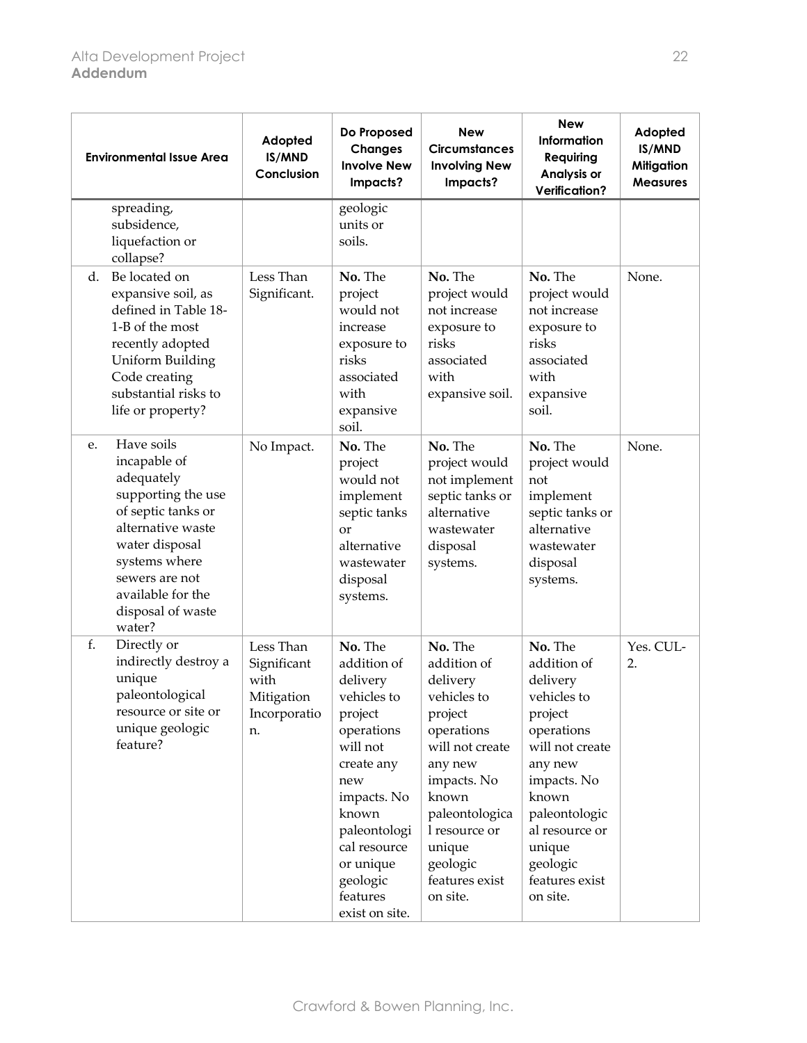| Environmental Issue Area | Adopted IS/MND Conclusion | Do Proposed Changes Involve New Impacts? | New Circumstances Involving New Impacts? | New Information Requiring Analysis or Verification? | Adopted IS/MND Mitigation Measures |
|---|---|---|---|---|---|
| spreading, subsidence, liquefaction or collapse? | | geologic units or soils. | | | |
| d. Be located on expansive soil, as defined in Table 18-1-B of the most recently adopted Uniform Building Code creating substantial risks to life or property? | Less Than Significant. | **No.** The project would not increase exposure to risks associated with expansive soil. | **No.** The project would not increase exposure to risks associated with expansive soil. | **No.** The project would not increase exposure to risks associated with expansive soil. | None. |
| e. Have soils incapable of adequately supporting the use of septic tanks or alternative waste water disposal systems where sewers are not available for the disposal of waste water? | No Impact. | **No.** The project would not implement septic tanks or alternative wastewater disposal systems. | **No.** The project would not implement septic tanks or alternative wastewater disposal systems. | **No.** The project would not implement septic tanks or alternative wastewater disposal systems. | None. |
| f. Directly or indirectly destroy a unique paleontological resource or site or unique geologic feature? | Less Than Significant with Mitigation Incorporation. | **No.** The addition of delivery vehicles to project operations will not create any new impacts. No known paleontological resource or unique geologic features exist on site. | **No.** The addition of delivery vehicles to project operations will not create any new impacts. No known paleontological resource or unique geologic features exist on site. | **No.** The addition of delivery vehicles to project operations will not create any new impacts. No known paleontological resource or unique geologic features exist on site. | Yes. CUL-2. |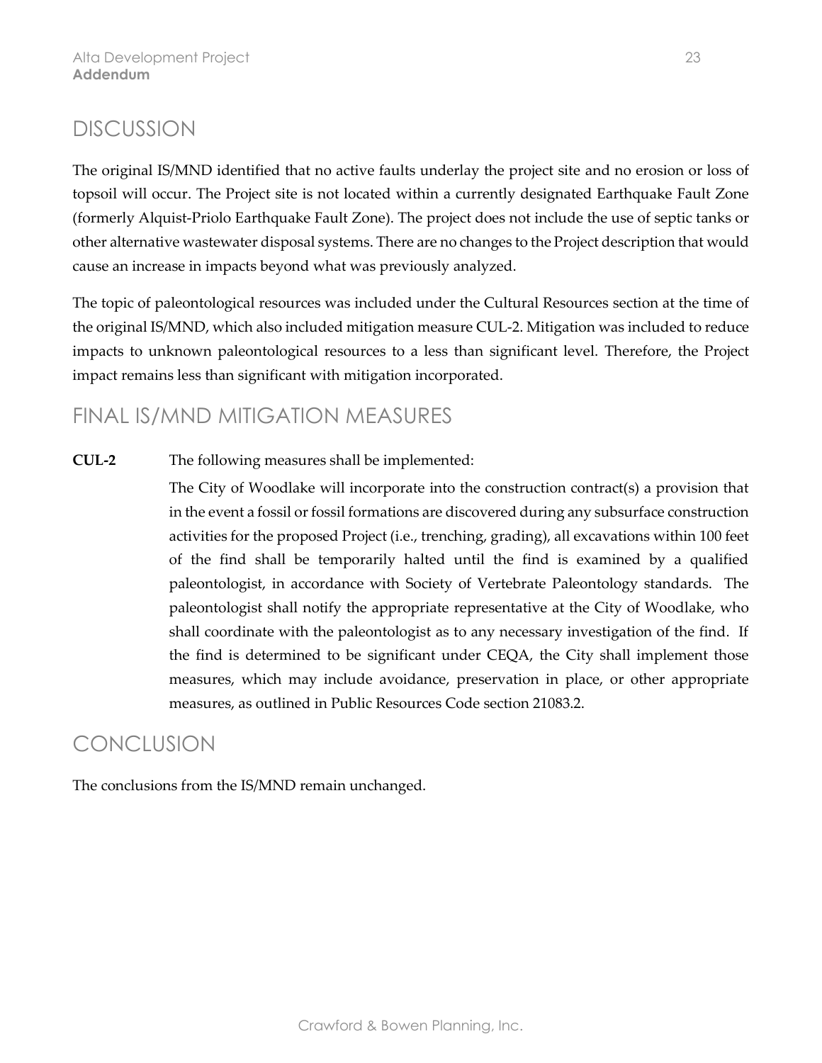## DISCUSSION

The original IS/MND identified that no active faults underlay the project site and no erosion or loss of topsoil will occur. The Project site is not located within a currently designated Earthquake Fault Zone (formerly Alquist-Priolo Earthquake Fault Zone). The project does not include the use of septic tanks or other alternative wastewater disposal systems. There are no changes to the Project description that would cause an increase in impacts beyond what was previously analyzed.

The topic of paleontological resources was included under the Cultural Resources section at the time of the original IS/MND, which also included mitigation measure CUL-2. Mitigation was included to reduce impacts to unknown paleontological resources to a less than significant level. Therefore, the Project impact remains less than significant with mitigation incorporated.

## FINAL IS/MND MITIGATION MEASURES

**CUL-2** The following measures shall be implemented:

The City of Woodlake will incorporate into the construction contract(s) a provision that in the event a fossil or fossil formations are discovered during any subsurface construction activities for the proposed Project (i.e., trenching, grading), all excavations within 100 feet of the find shall be temporarily halted until the find is examined by a qualified paleontologist, in accordance with Society of Vertebrate Paleontology standards. The paleontologist shall notify the appropriate representative at the City of Woodlake, who shall coordinate with the paleontologist as to any necessary investigation of the find. If the find is determined to be significant under CEQA, the City shall implement those measures, which may include avoidance, preservation in place, or other appropriate measures, as outlined in Public Resources Code section 21083.2.

## CONCLUSION

The conclusions from the IS/MND remain unchanged.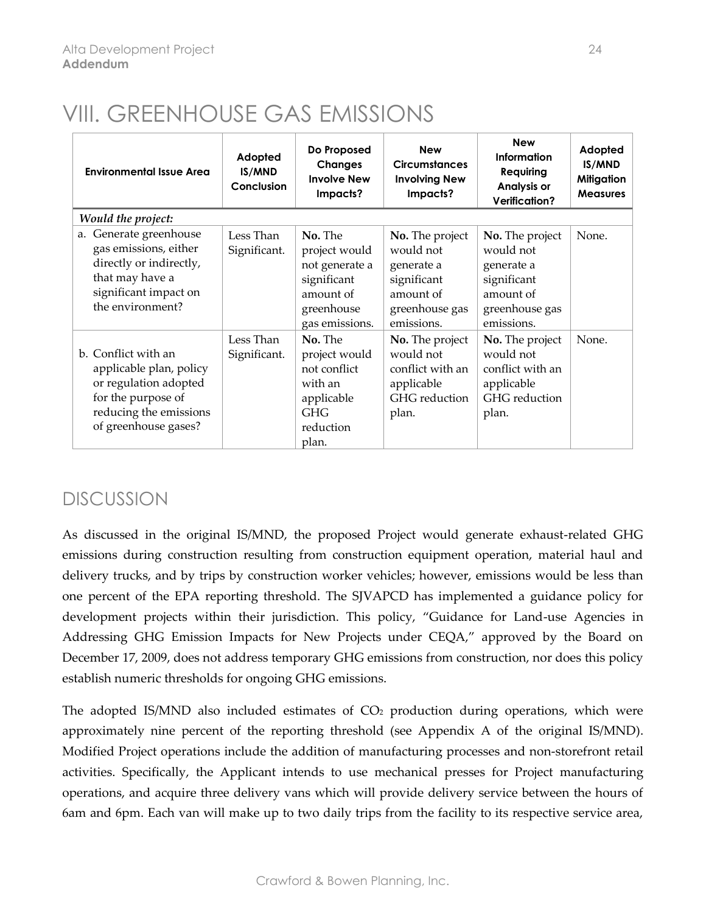# VIII. GREENHOUSE GAS EMISSIONS

| Environmental Issue Area | Adopted IS/MND Conclusion | Do Proposed Changes Involve New Impacts? | New Circumstances Involving New Impacts? | New Information Requiring Analysis or Verification? | Adopted IS/MND Mitigation Measures |
|---|---|---|---|---|---|
| *Would the project:* | | | | | |
| a. Generate greenhouse gas emissions, either directly or indirectly, that may have a significant impact on the environment? | Less Than Significant. | **No.** The project would not generate a significant amount of greenhouse gas emissions. | **No.** The project would not generate a significant amount of greenhouse gas emissions. | **No.** The project would not generate a significant amount of greenhouse gas emissions. | None. |
| b. Conflict with an applicable plan, policy or regulation adopted for the purpose of reducing the emissions of greenhouse gases? | Less Than Significant. | **No.** The project would not conflict with an applicable GHG reduction plan. | **No.** The project would not conflict with an applicable GHG reduction plan. | **No.** The project would not conflict with an applicable GHG reduction plan. | None. |

## DISCUSSION

As discussed in the original IS/MND, the proposed Project would generate exhaust-related GHG emissions during construction resulting from construction equipment operation, material haul and delivery trucks, and by trips by construction worker vehicles; however, emissions would be less than one percent of the EPA reporting threshold. The SJVAPCD has implemented a guidance policy for development projects within their jurisdiction. This policy, "Guidance for Land-use Agencies in Addressing GHG Emission Impacts for New Projects under CEQA," approved by the Board on December 17, 2009, does not address temporary GHG emissions from construction, nor does this policy establish numeric thresholds for ongoing GHG emissions.

The adopted IS/MND also included estimates of $CO_2$ production during operations, which were approximately nine percent of the reporting threshold (see Appendix A of the original IS/MND). Modified Project operations include the addition of manufacturing processes and non-storefront retail activities. Specifically, the Applicant intends to use mechanical presses for Project manufacturing operations, and acquire three delivery vans which will provide delivery service between the hours of 6am and 6pm. Each van will make up to two daily trips from the facility to its respective service area,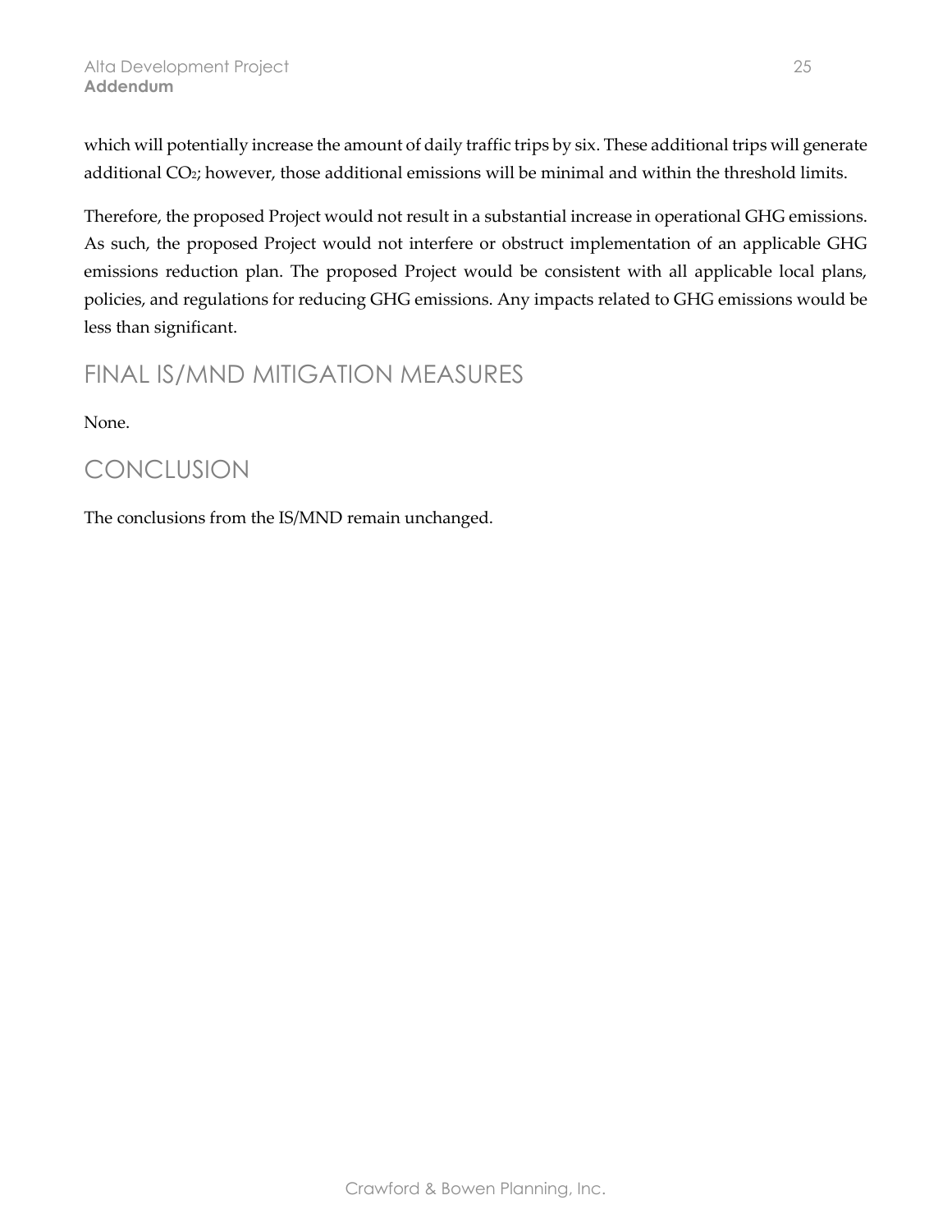which will potentially increase the amount of daily traffic trips by six. These additional trips will generate additional $CO_2$; however, those additional emissions will be minimal and within the threshold limits.

Therefore, the proposed Project would not result in a substantial increase in operational GHG emissions. As such, the proposed Project would not interfere or obstruct implementation of an applicable GHG emissions reduction plan. The proposed Project would be consistent with all applicable local plans, policies, and regulations for reducing GHG emissions. Any impacts related to GHG emissions would be less than significant.

## FINAL IS/MND MITIGATION MEASURES

None.

## CONCLUSION

The conclusions from the IS/MND remain unchanged.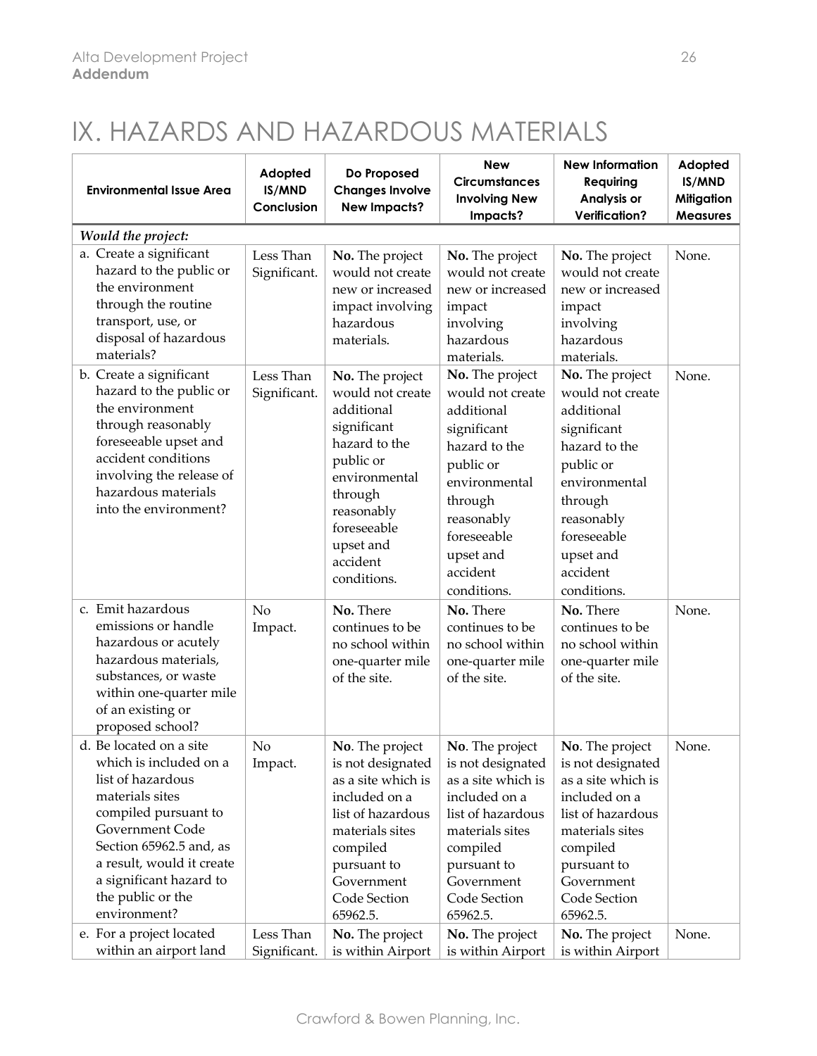# IX. HAZARDS AND HAZARDOUS MATERIALS

| Environmental Issue Area | Adopted IS/MND Conclusion | Do Proposed Changes Involve New Impacts? | New Circumstances Involving New Impacts? | New Information Requiring Analysis or Verification? | Adopted IS/MND Mitigation Measures |
|---|---|---|---|---|---|
| ***Would the project:*** | | | | | |
| a. Create a significant hazard to the public or the environment through the routine transport, use, or disposal of hazardous materials? | Less Than Significant. | **No.** The project would not create new or increased impact involving hazardous materials. | **No.** The project would not create new or increased impact involving hazardous materials. | **No.** The project would not create new or increased impact involving hazardous materials. | None. |
| b. Create a significant hazard to the public or the environment through reasonably foreseeable upset and accident conditions involving the release of hazardous materials into the environment? | Less Than Significant. | **No.** The project would not create additional significant hazard to the public or environmental through reasonably foreseeable upset and accident conditions. | **No.** The project would not create additional significant hazard to the public or environmental through reasonably foreseeable upset and accident conditions. | **No.** The project would not create additional significant hazard to the public or environmental through reasonably foreseeable upset and accident conditions. | None. |
| c. Emit hazardous emissions or handle hazardous or acutely hazardous materials, substances, or waste within one-quarter mile of an existing or proposed school? | No Impact. | **No.** There continues to be no school within one-quarter mile of the site. | **No.** There continues to be no school within one-quarter mile of the site. | **No.** There continues to be no school within one-quarter mile of the site. | None. |
| d. Be located on a site which is included on a list of hazardous materials sites compiled pursuant to Government Code Section 65962.5 and, as a result, would it create a significant hazard to the public or the environment? | No Impact. | **No**. The project is not designated as a site which is included on a list of hazardous materials sites compiled pursuant to Government Code Section 65962.5. | **No**. The project is not designated as a site which is included on a list of hazardous materials sites compiled pursuant to Government Code Section 65962.5. | **No**. The project is not designated as a site which is included on a list of hazardous materials sites compiled pursuant to Government Code Section 65962.5. | None. |
| e. For a project located within an airport land | Less Than Significant. | **No.** The project is within Airport | **No.** The project is within Airport | **No.** The project is within Airport | None. |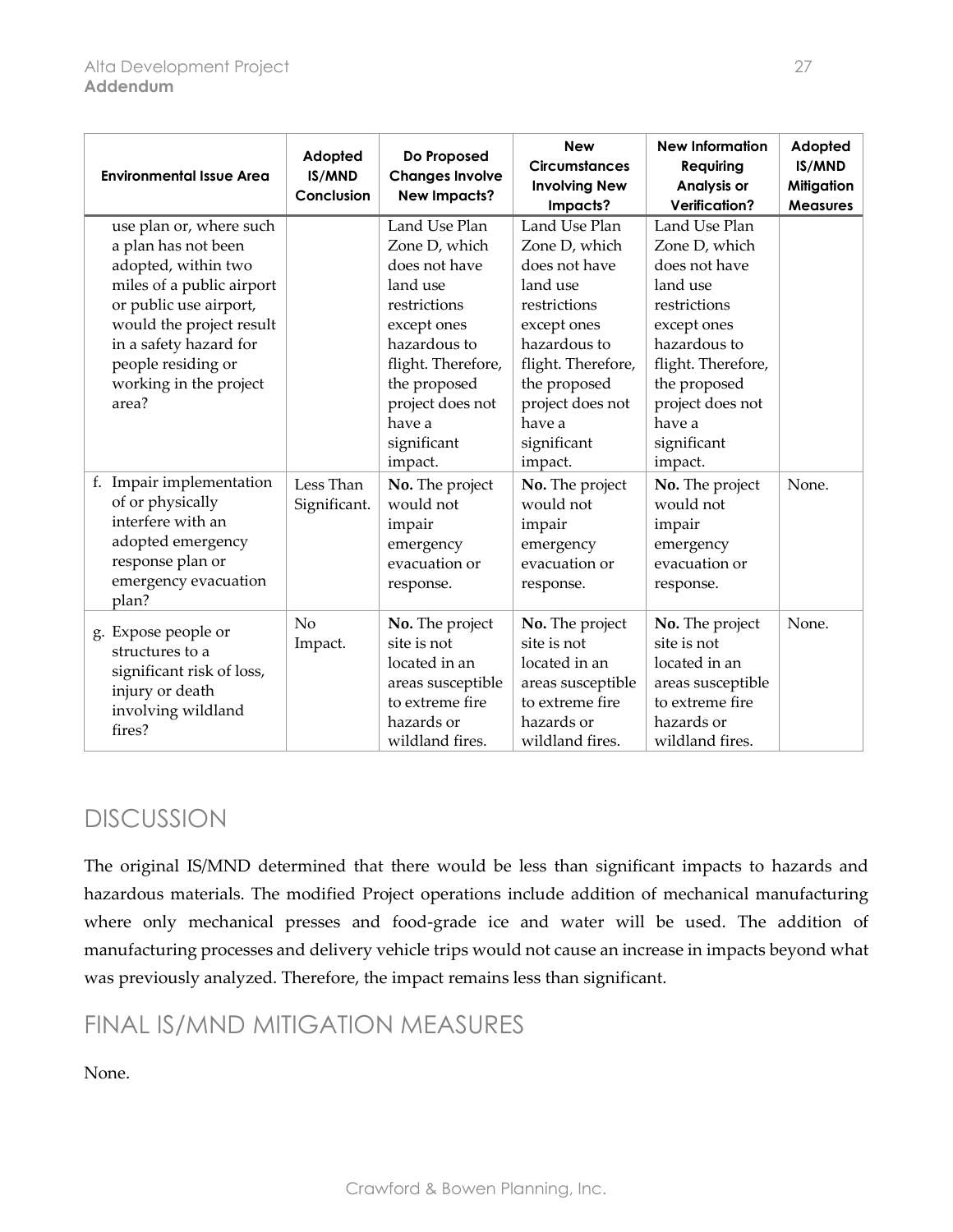| Environmental Issue Area | Adopted IS/MND Conclusion | Do Proposed Changes Involve New Impacts? | New Circumstances Involving New Impacts? | New Information Requiring Analysis or Verification? | Adopted IS/MND Mitigation Measures |
|---|---|---|---|---|---|
| use plan or, where such a plan has not been adopted, within two miles of a public airport or public use airport, would the project result in a safety hazard for people residing or working in the project area? | | Land Use Plan Zone D, which does not have land use restrictions except ones hazardous to flight. Therefore, the proposed project does not have a significant impact. | Land Use Plan Zone D, which does not have land use restrictions except ones hazardous to flight. Therefore, the proposed project does not have a significant impact. | Land Use Plan Zone D, which does not have land use restrictions except ones hazardous to flight. Therefore, the proposed project does not have a significant impact. | |
| f. Impair implementation of or physically interfere with an adopted emergency response plan or emergency evacuation plan? | Less Than Significant. | **No.** The project would not impair emergency evacuation or response. | **No.** The project would not impair emergency evacuation or response. | **No.** The project would not impair emergency evacuation or response. | None. |
| g. Expose people or structures to a significant risk of loss, injury or death involving wildland fires? | No Impact. | **No.** The project site is not located in an areas susceptible to extreme fire hazards or wildland fires. | **No.** The project site is not located in an areas susceptible to extreme fire hazards or wildland fires. | **No.** The project site is not located in an areas susceptible to extreme fire hazards or wildland fires. | None. |

## DISCUSSION

The original IS/MND determined that there would be less than significant impacts to hazards and hazardous materials. The modified Project operations include addition of mechanical manufacturing where only mechanical presses and food-grade ice and water will be used. The addition of manufacturing processes and delivery vehicle trips would not cause an increase in impacts beyond what was previously analyzed. Therefore, the impact remains less than significant.

## FINAL IS/MND MITIGATION MEASURES

None.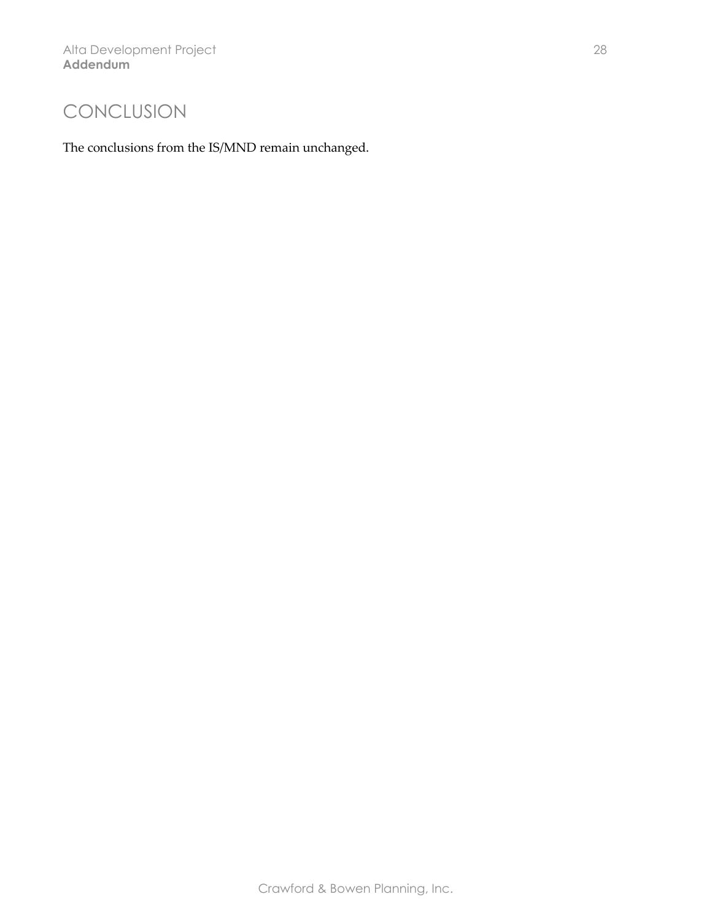# CONCLUSION

The conclusions from the IS/MND remain unchanged.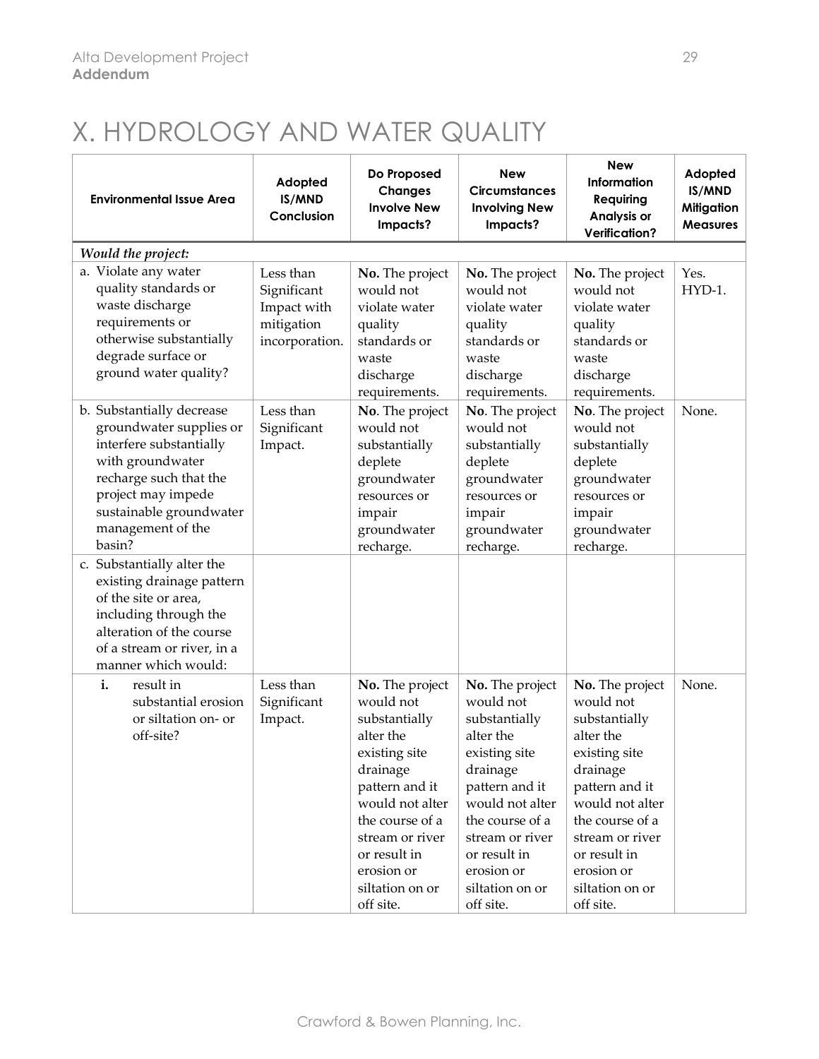# X. HYDROLOGY AND WATER QUALITY

| Environmental Issue Area | Adopted IS/MND Conclusion | Do Proposed Changes Involve New Impacts? | New Circumstances Involving New Impacts? | New Information Requiring Analysis or Verification? | Adopted IS/MND Mitigation Measures |
|---|---|---|---|---|---|
| ***Would the project:*** | | | | | |
| a. Violate any water quality standards or waste discharge requirements or otherwise substantially degrade surface or ground water quality? | Less than Significant Impact with mitigation incorporation. | **No.** The project would not violate water quality standards or waste discharge requirements. | **No.** The project would not violate water quality standards or waste discharge requirements. | **No.** The project would not violate water quality standards or waste discharge requirements. | Yes. HYD-1. |
| b. Substantially decrease groundwater supplies or interfere substantially with groundwater recharge such that the project may impede sustainable groundwater management of the basin? | Less than Significant Impact. | **No**. The project would not substantially deplete groundwater resources or impair groundwater recharge. | **No**. The project would not substantially deplete groundwater resources or impair groundwater recharge. | **No**. The project would not substantially deplete groundwater resources or impair groundwater recharge. | None. |
| c. Substantially alter the existing drainage pattern of the site or area, including through the alteration of the course of a stream or river, in a manner which would: | | | | | |
| **i.** result in substantial erosion or siltation on- or off-site? | Less than Significant Impact. | **No.** The project would not substantially alter the existing site drainage pattern and it would not alter the course of a stream or river or result in erosion or siltation on or off site. | **No.** The project would not substantially alter the existing site drainage pattern and it would not alter the course of a stream or river or result in erosion or siltation on or off site. | **No.** The project would not substantially alter the existing site drainage pattern and it would not alter the course of a stream or river or result in erosion or siltation on or off site. | None. |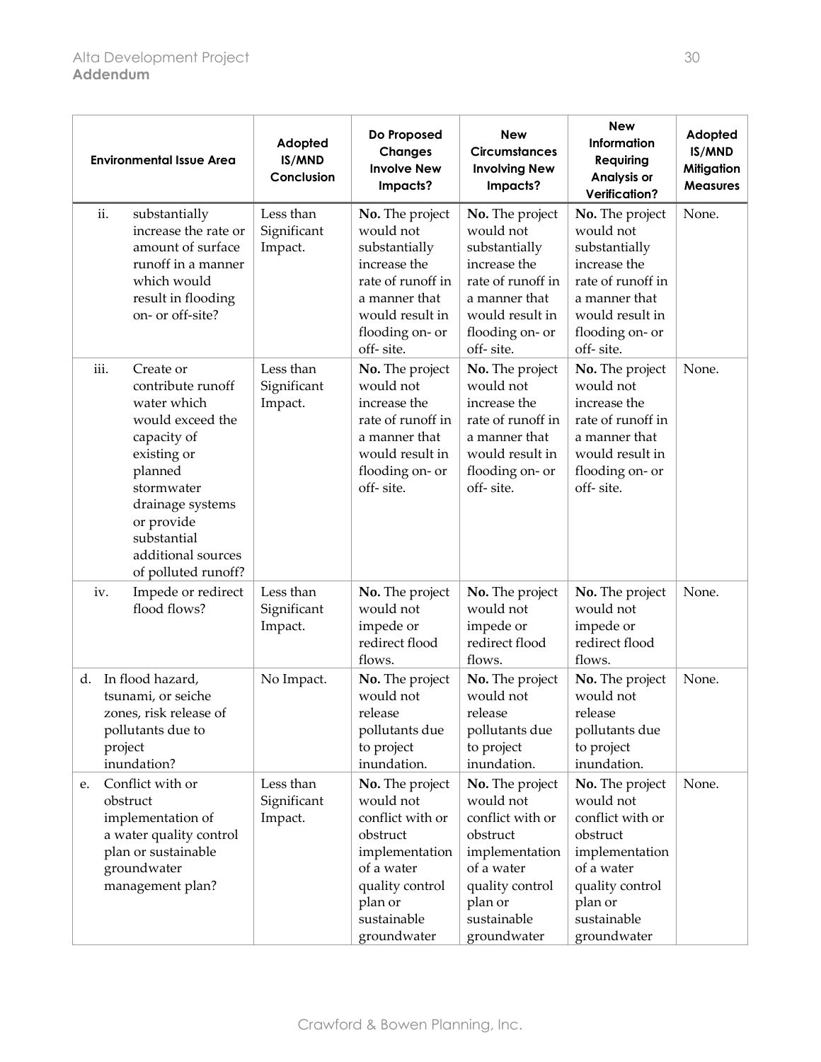| Environmental Issue Area | Adopted IS/MND Conclusion | Do Proposed Changes Involve New Impacts? | New Circumstances Involving New Impacts? | New Information Requiring Analysis or Verification? | Adopted IS/MND Mitigation Measures |
|---|---|---|---|---|---|
| ii. substantially increase the rate or amount of surface runoff in a manner which would result in flooding on- or off-site? | Less than Significant Impact. | **No.** The project would not substantially increase the rate of runoff in a manner that would result in flooding on- or off- site. | **No.** The project would not substantially increase the rate of runoff in a manner that would result in flooding on- or off- site. | **No.** The project would not substantially increase the rate of runoff in a manner that would result in flooding on- or off- site. | None. |
| iii. Create or contribute runoff water which would exceed the capacity of existing or planned stormwater drainage systems or provide substantial additional sources of polluted runoff? | Less than Significant Impact. | **No.** The project would not increase the rate of runoff in a manner that would result in flooding on- or off- site. | **No.** The project would not increase the rate of runoff in a manner that would result in flooding on- or off- site. | **No.** The project would not increase the rate of runoff in a manner that would result in flooding on- or off- site. | None. |
| iv. Impede or redirect flood flows? | Less than Significant Impact. | **No.** The project would not impede or redirect flood flows. | **No.** The project would not impede or redirect flood flows. | **No.** The project would not impede or redirect flood flows. | None. |
| d. In flood hazard, tsunami, or seiche zones, risk release of pollutants due to project inundation? | No Impact. | **No.** The project would not release pollutants due to project inundation. | **No.** The project would not release pollutants due to project inundation. | **No.** The project would not release pollutants due to project inundation. | None. |
| e. Conflict with or obstruct implementation of a water quality control plan or sustainable groundwater management plan? | Less than Significant Impact. | **No.** The project would not conflict with or obstruct implementation of a water quality control plan or sustainable groundwater | **No.** The project would not conflict with or obstruct implementation of a water quality control plan or sustainable groundwater | **No.** The project would not conflict with or obstruct implementation of a water quality control plan or sustainable groundwater | None. |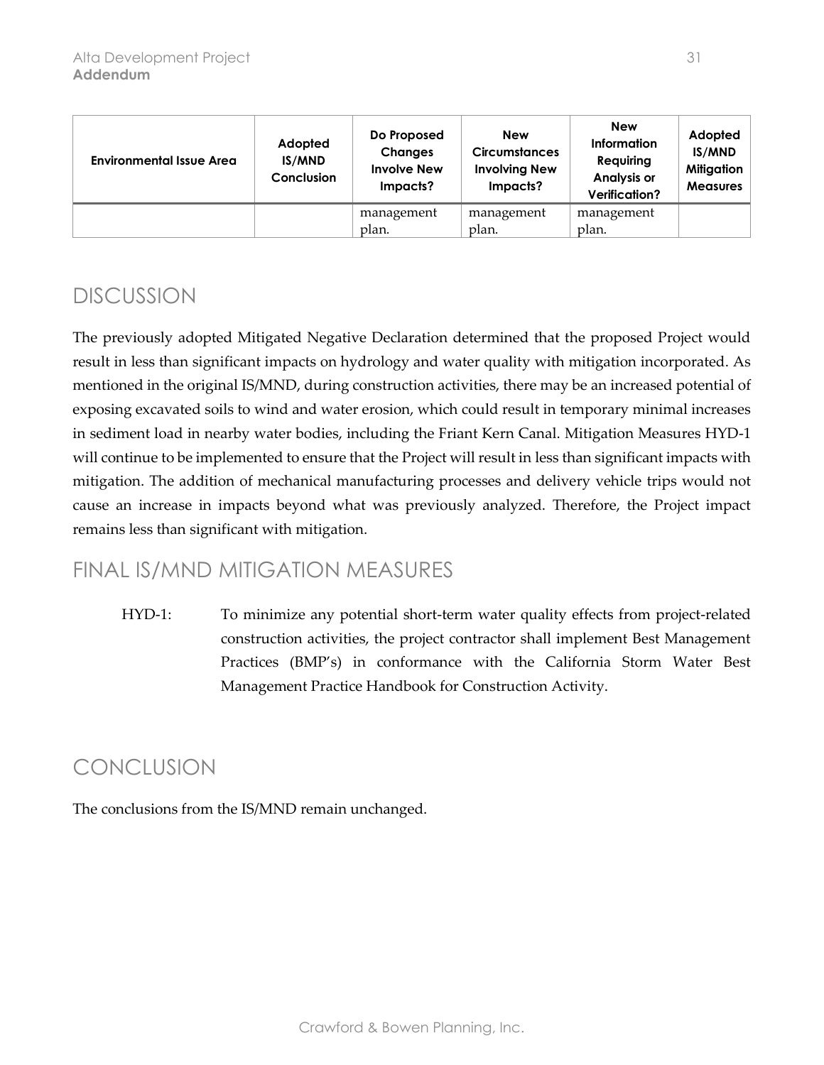| Environmental Issue Area | Adopted IS/MND Conclusion | Do Proposed Changes Involve New Impacts? | New Circumstances Involving New Impacts? | New Information Requiring Analysis or Verification? | Adopted IS/MND Mitigation Measures |
|---|---|---|---|---|---|
| | | management plan. | management plan. | management plan. | |

## DISCUSSION

The previously adopted Mitigated Negative Declaration determined that the proposed Project would result in less than significant impacts on hydrology and water quality with mitigation incorporated. As mentioned in the original IS/MND, during construction activities, there may be an increased potential of exposing excavated soils to wind and water erosion, which could result in temporary minimal increases in sediment load in nearby water bodies, including the Friant Kern Canal. Mitigation Measures HYD-1 will continue to be implemented to ensure that the Project will result in less than significant impacts with mitigation. The addition of mechanical manufacturing processes and delivery vehicle trips would not cause an increase in impacts beyond what was previously analyzed. Therefore, the Project impact remains less than significant with mitigation.

## FINAL IS/MND MITIGATION MEASURES

HYD-1: To minimize any potential short-term water quality effects from project-related construction activities, the project contractor shall implement Best Management Practices (BMP's) in conformance with the California Storm Water Best Management Practice Handbook for Construction Activity.

## CONCLUSION

The conclusions from the IS/MND remain unchanged.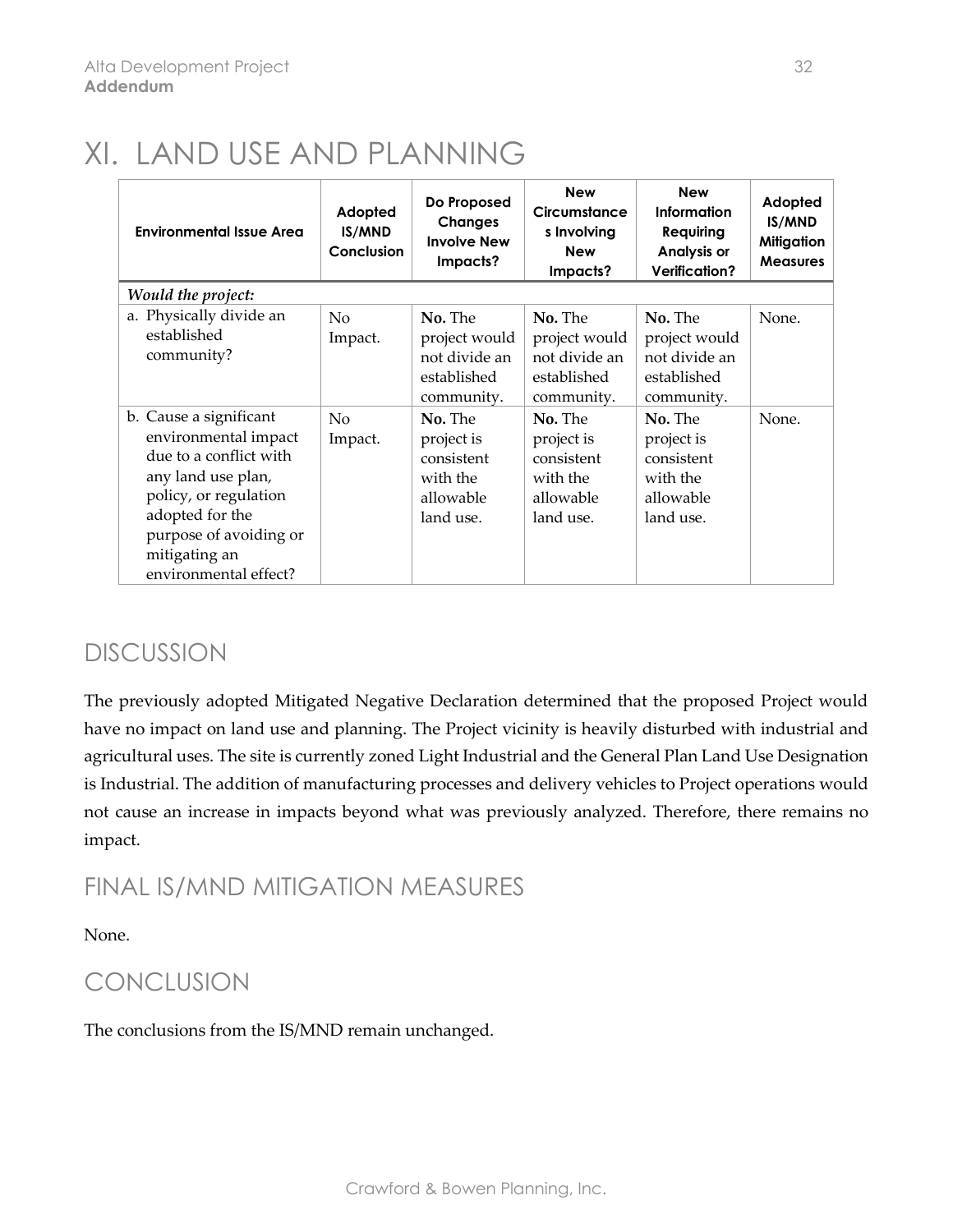# XI. LAND USE AND PLANNING

| Environmental Issue Area | Adopted IS/MND Conclusion | Do Proposed Changes Involve New Impacts? | New Circumstances Involving New Impacts? | New Information Requiring Analysis or Verification? | Adopted IS/MND Mitigation Measures |
|---|---|---|---|---|---|
| *Would the project:* | | | | | |
| a. Physically divide an established community? | No Impact. | **No.** The project would not divide an established community. | **No.** The project would not divide an established community. | **No.** The project would not divide an established community. | None. |
| b. Cause a significant environmental impact due to a conflict with any land use plan, policy, or regulation adopted for the purpose of avoiding or mitigating an environmental effect? | No Impact. | **No.** The project is consistent with the allowable land use. | **No.** The project is consistent with the allowable land use. | **No.** The project is consistent with the allowable land use. | None. |

## DISCUSSION

The previously adopted Mitigated Negative Declaration determined that the proposed Project would have no impact on land use and planning. The Project vicinity is heavily disturbed with industrial and agricultural uses. The site is currently zoned Light Industrial and the General Plan Land Use Designation is Industrial. The addition of manufacturing processes and delivery vehicles to Project operations would not cause an increase in impacts beyond what was previously analyzed. Therefore, there remains no impact.

## FINAL IS/MND MITIGATION MEASURES

None.

## CONCLUSION

The conclusions from the IS/MND remain unchanged.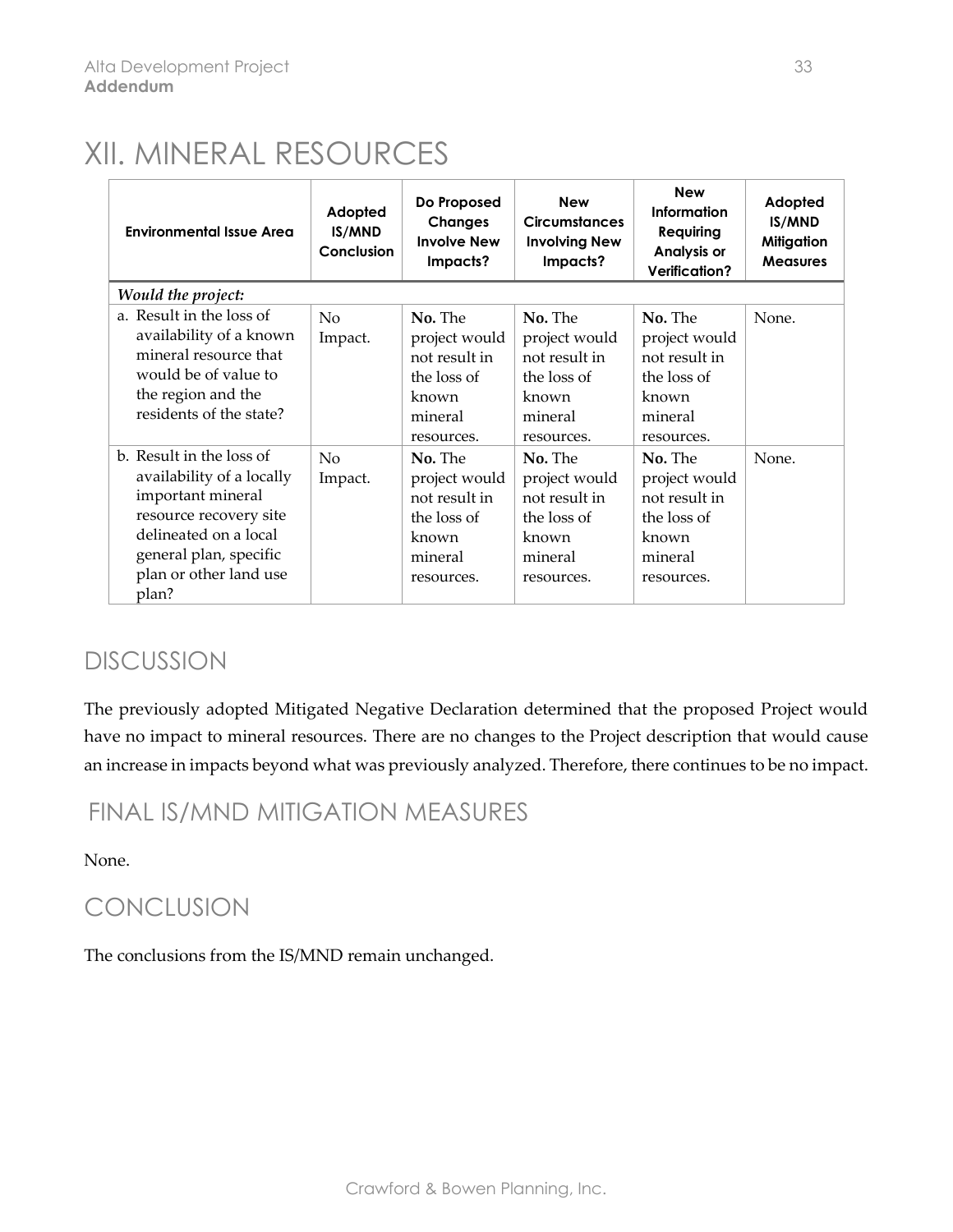# XII. MINERAL RESOURCES

| Environmental Issue Area | Adopted IS/MND Conclusion | Do Proposed Changes Involve New Impacts? | New Circumstances Involving New Impacts? | New Information Requiring Analysis or Verification? | Adopted IS/MND Mitigation Measures |
|---|---|---|---|---|---|
| ***Would the project:*** | | | | | |
| a. Result in the loss of availability of a known mineral resource that would be of value to the region and the residents of the state? | No Impact. | **No.** The project would not result in the loss of known mineral resources. | **No.** The project would not result in the loss of known mineral resources. | **No.** The project would not result in the loss of known mineral resources. | None. |
| b. Result in the loss of availability of a locally important mineral resource recovery site delineated on a local general plan, specific plan or other land use plan? | No Impact. | **No.** The project would not result in the loss of known mineral resources. | **No.** The project would not result in the loss of known mineral resources. | **No.** The project would not result in the loss of known mineral resources. | None. |

## DISCUSSION

The previously adopted Mitigated Negative Declaration determined that the proposed Project would have no impact to mineral resources. There are no changes to the Project description that would cause an increase in impacts beyond what was previously analyzed. Therefore, there continues to be no impact.

## FINAL IS/MND MITIGATION MEASURES

None.

## CONCLUSION

The conclusions from the IS/MND remain unchanged.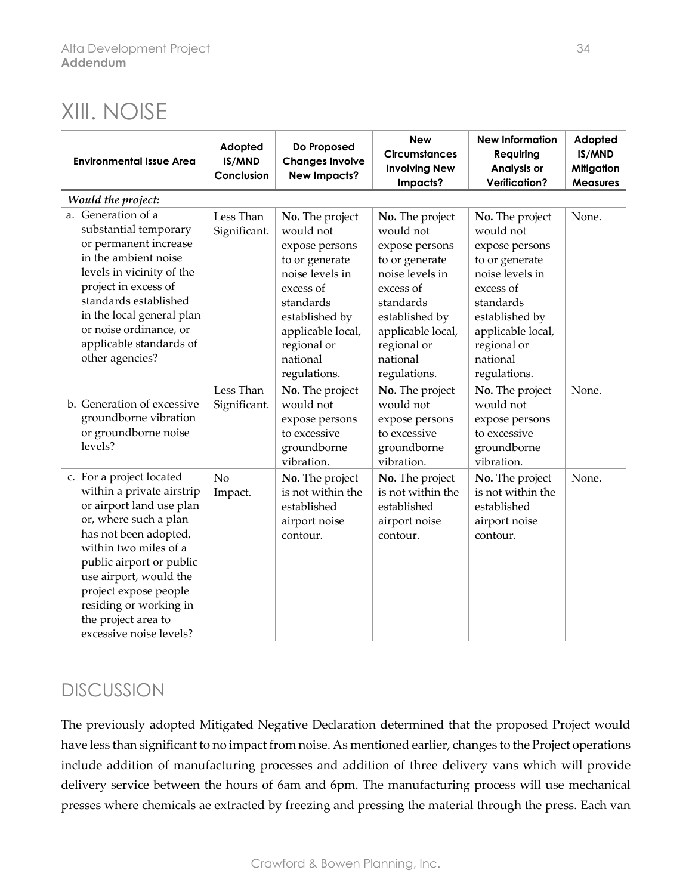# XIII. NOISE

| Environmental Issue Area | Adopted IS/MND Conclusion | Do Proposed Changes Involve New Impacts? | New Circumstances Involving New Impacts? | New Information Requiring Analysis or Verification? | Adopted IS/MND Mitigation Measures |
|---|---|---|---|---|---|
| ***Would the project:*** | | | | | |
| a. Generation of a substantial temporary or permanent increase in the ambient noise levels in vicinity of the project in excess of standards established in the local general plan or noise ordinance, or applicable standards of other agencies? | Less Than Significant. | **No.** The project would not expose persons to or generate noise levels in excess of standards established by applicable local, regional or national regulations. | **No.** The project would not expose persons to or generate noise levels in excess of standards established by applicable local, regional or national regulations. | **No.** The project would not expose persons to or generate noise levels in excess of standards established by applicable local, regional or national regulations. | None. |
| b. Generation of excessive groundborne vibration or groundborne noise levels? | Less Than Significant. | **No.** The project would not expose persons to excessive groundborne vibration. | **No.** The project would not expose persons to excessive groundborne vibration. | **No.** The project would not expose persons to excessive groundborne vibration. | None. |
| c. For a project located within a private airstrip or airport land use plan or, where such a plan has not been adopted, within two miles of a public airport or public use airport, would the project expose people residing or working in the project area to excessive noise levels? | No Impact. | **No.** The project is not within the established airport noise contour. | **No.** The project is not within the established airport noise contour. | **No.** The project is not within the established airport noise contour. | None. |

## DISCUSSION

The previously adopted Mitigated Negative Declaration determined that the proposed Project would have less than significant to no impact from noise. As mentioned earlier, changes to the Project operations include addition of manufacturing processes and addition of three delivery vans which will provide delivery service between the hours of 6am and 6pm. The manufacturing process will use mechanical presses where chemicals ae extracted by freezing and pressing the material through the press. Each van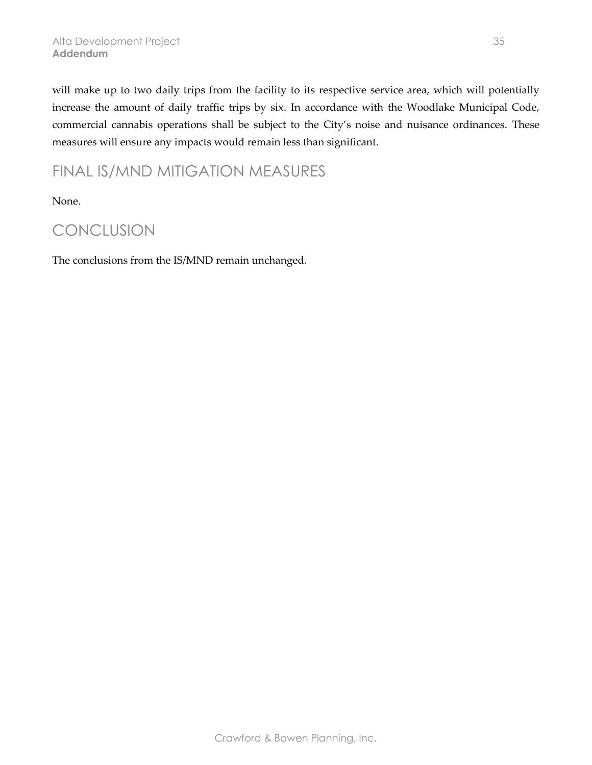will make up to two daily trips from the facility to its respective service area, which will potentially increase the amount of daily traffic trips by six. In accordance with the Woodlake Municipal Code, commercial cannabis operations shall be subject to the City's noise and nuisance ordinances. These measures will ensure any impacts would remain less than significant.

## FINAL IS/MND MITIGATION MEASURES

None.

## CONCLUSION

The conclusions from the IS/MND remain unchanged.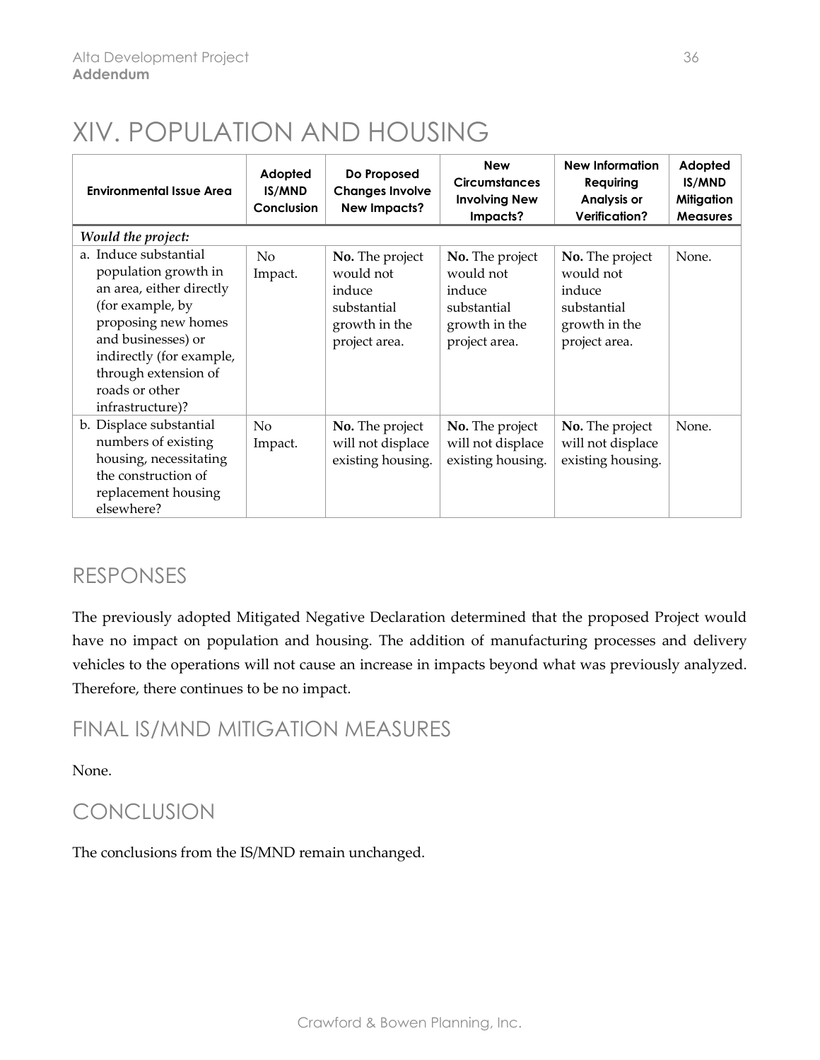# XIV. POPULATION AND HOUSING

| Environmental Issue Area | Adopted IS/MND Conclusion | Do Proposed Changes Involve New Impacts? | New Circumstances Involving New Impacts? | New Information Requiring Analysis or Verification? | Adopted IS/MND Mitigation Measures |
|---|---|---|---|---|---|
| *Would the project:* | | | | | |
| a. Induce substantial population growth in an area, either directly (for example, by proposing new homes and businesses) or indirectly (for example, through extension of roads or other infrastructure)? | No Impact. | **No.** The project would not induce substantial growth in the project area. | **No.** The project would not induce substantial growth in the project area. | **No.** The project would not induce substantial growth in the project area. | None. |
| b. Displace substantial numbers of existing housing, necessitating the construction of replacement housing elsewhere? | No Impact. | **No.** The project will not displace existing housing. | **No.** The project will not displace existing housing. | **No.** The project will not displace existing housing. | None. |

## RESPONSES

The previously adopted Mitigated Negative Declaration determined that the proposed Project would have no impact on population and housing. The addition of manufacturing processes and delivery vehicles to the operations will not cause an increase in impacts beyond what was previously analyzed. Therefore, there continues to be no impact.

## FINAL IS/MND MITIGATION MEASURES

None.

## CONCLUSION

The conclusions from the IS/MND remain unchanged.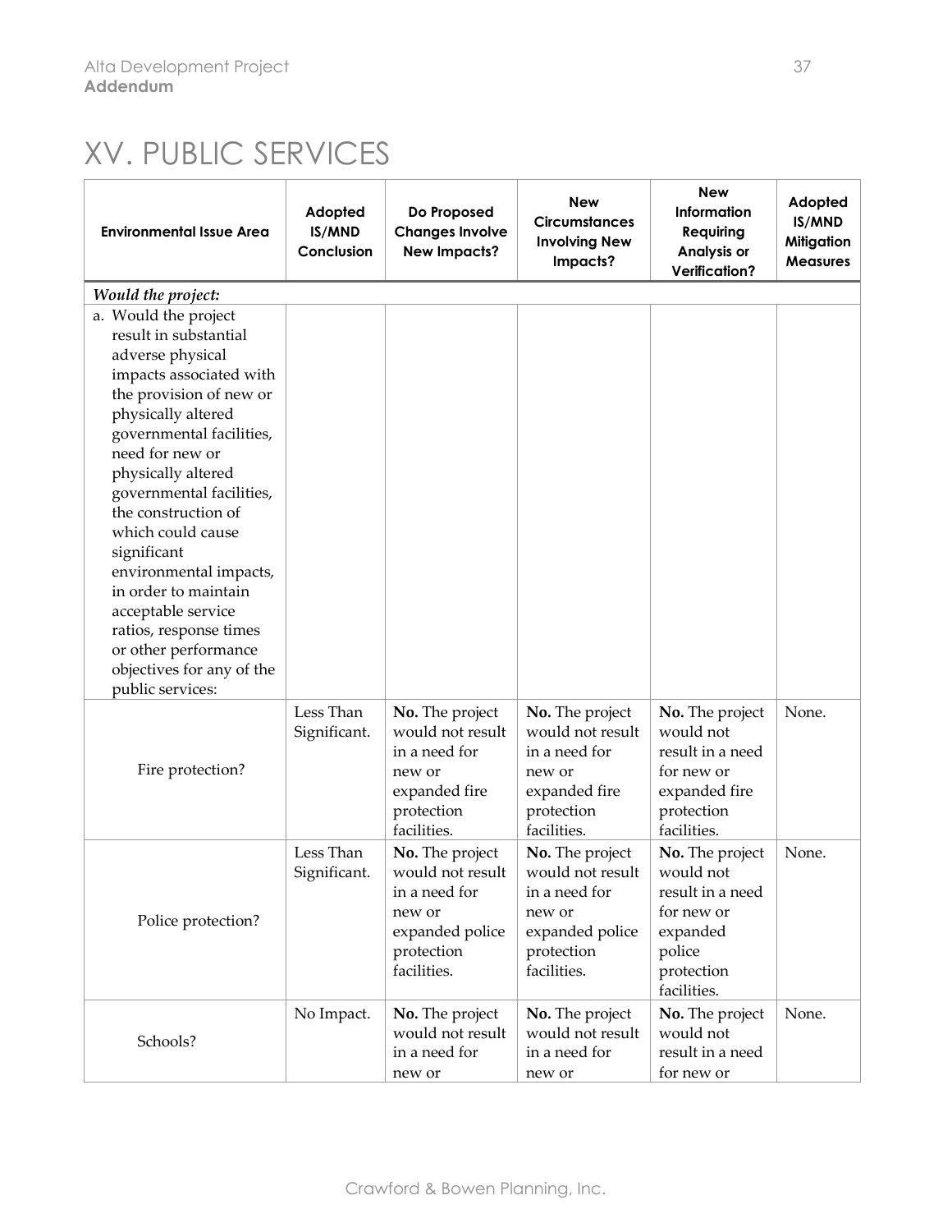# XV. PUBLIC SERVICES

| Environmental Issue Area | Adopted IS/MND Conclusion | Do Proposed Changes Involve New Impacts? | New Circumstances Involving New Impacts? | New Information Requiring Analysis or Verification? | Adopted IS/MND Mitigation Measures |
|---|---|---|---|---|---|
| *Would the project:* | | | | | |
| a. Would the project result in substantial adverse physical impacts associated with the provision of new or physically altered governmental facilities, need for new or physically altered governmental facilities, the construction of which could cause significant environmental impacts, in order to maintain acceptable service ratios, response times or other performance objectives for any of the public services: | | | | | |
| Fire protection? | Less Than Significant. | **No.** The project would not result in a need for new or expanded fire protection facilities. | **No.** The project would not result in a need for new or expanded fire protection facilities. | **No.** The project would not result in a need for new or expanded fire protection facilities. | None. |
| Police protection? | Less Than Significant. | **No.** The project would not result in a need for new or expanded police protection facilities. | **No.** The project would not result in a need for new or expanded police protection facilities. | **No.** The project would not result in a need for new or expanded police protection facilities. | None. |
| Schools? | No Impact. | **No.** The project would not result in a need for new or | **No.** The project would not result in a need for new or | **No.** The project would not result in a need for new or | None. |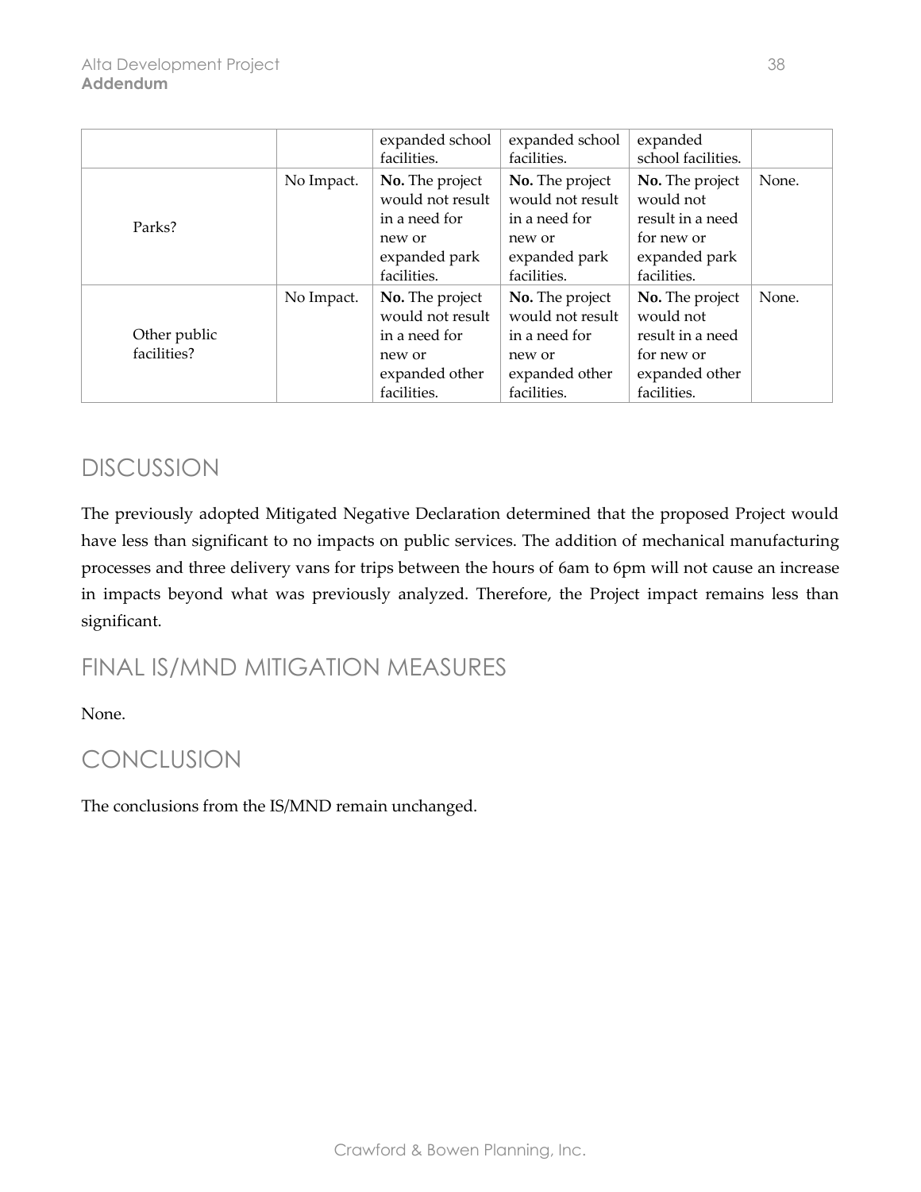| | | | | | |
|---|---|---|---|---|---|
| | | expanded school facilities. | expanded school facilities. | expanded school facilities. | |
| Parks? | No Impact. | **No.** The project would not result in a need for new or expanded park facilities. | **No.** The project would not result in a need for new or expanded park facilities. | **No.** The project would not result in a need for new or expanded park facilities. | None. |
| Other public facilities? | No Impact. | **No.** The project would not result in a need for new or expanded other facilities. | **No.** The project would not result in a need for new or expanded other facilities. | **No.** The project would not result in a need for new or expanded other facilities. | None. |

## DISCUSSION

The previously adopted Mitigated Negative Declaration determined that the proposed Project would have less than significant to no impacts on public services. The addition of mechanical manufacturing processes and three delivery vans for trips between the hours of 6am to 6pm will not cause an increase in impacts beyond what was previously analyzed. Therefore, the Project impact remains less than significant.

## FINAL IS/MND MITIGATION MEASURES

None.

## CONCLUSION

The conclusions from the IS/MND remain unchanged.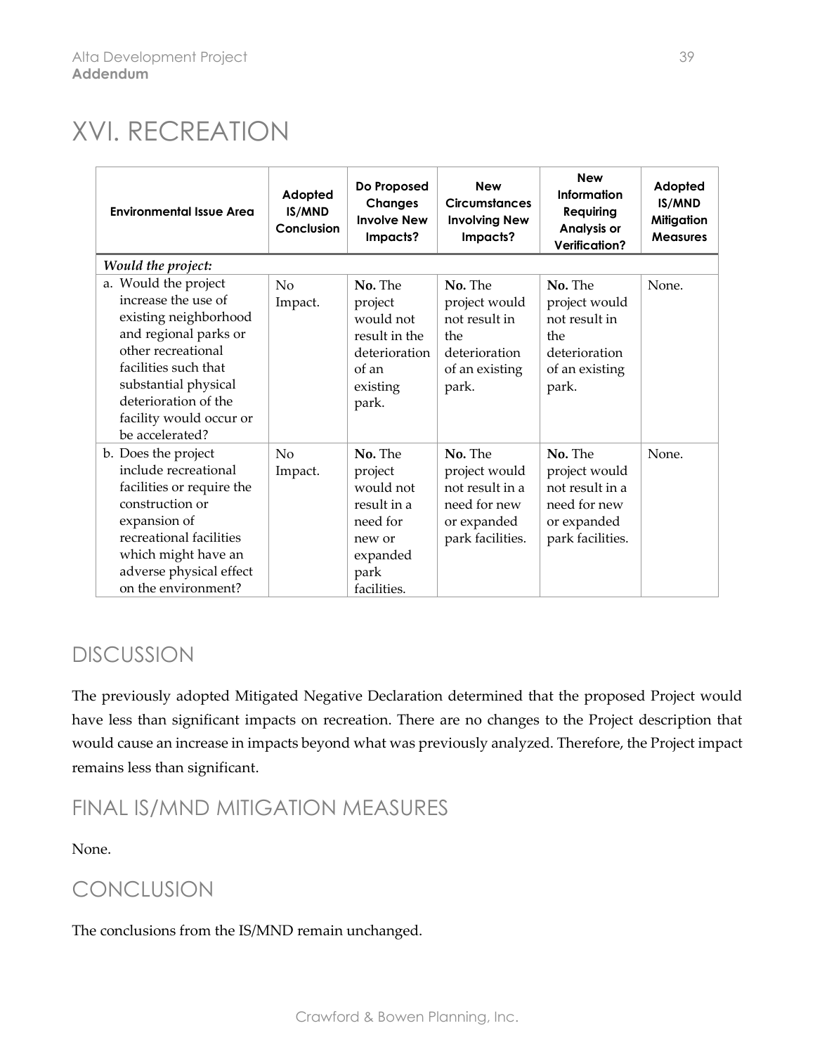# XVI. RECREATION

| Environmental Issue Area | Adopted IS/MND Conclusion | Do Proposed Changes Involve New Impacts? | New Circumstances Involving New Impacts? | New Information Requiring Analysis or Verification? | Adopted IS/MND Mitigation Measures |
|---|---|---|---|---|---|
| ***Would the project:*** | | | | | |
| a. Would the project increase the use of existing neighborhood and regional parks or other recreational facilities such that substantial physical deterioration of the facility would occur or be accelerated? | No Impact. | **No.** The project would not result in the deterioration of an existing park. | **No.** The project would not result in the deterioration of an existing park. | **No.** The project would not result in the deterioration of an existing park. | None. |
| b. Does the project include recreational facilities or require the construction or expansion of recreational facilities which might have an adverse physical effect on the environment? | No Impact. | **No.** The project would not result in a need for new or expanded park facilities. | **No.** The project would not result in a need for new or expanded park facilities. | **No.** The project would not result in a need for new or expanded park facilities. | None. |

## DISCUSSION

The previously adopted Mitigated Negative Declaration determined that the proposed Project would have less than significant impacts on recreation. There are no changes to the Project description that would cause an increase in impacts beyond what was previously analyzed. Therefore, the Project impact remains less than significant.

## FINAL IS/MND MITIGATION MEASURES

None.

## CONCLUSION

The conclusions from the IS/MND remain unchanged.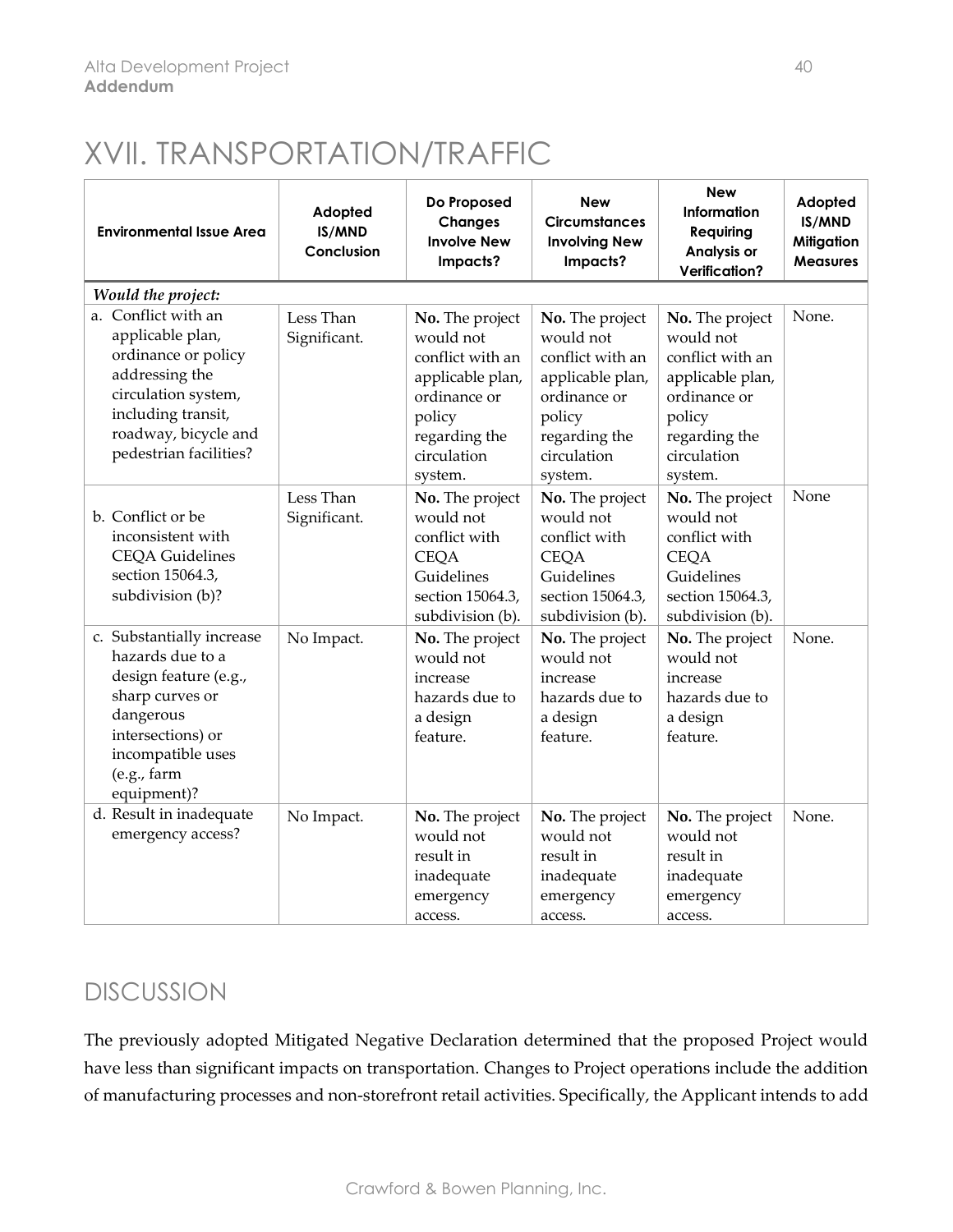# XVII. TRANSPORTATION/TRAFFIC

| Environmental Issue Area | Adopted IS/MND Conclusion | Do Proposed Changes Involve New Impacts? | New Circumstances Involving New Impacts? | New Information Requiring Analysis or Verification? | Adopted IS/MND Mitigation Measures |
|---|---|---|---|---|---|
| *Would the project:* | | | | | |
| a. Conflict with an applicable plan, ordinance or policy addressing the circulation system, including transit, roadway, bicycle and pedestrian facilities? | Less Than Significant. | **No.** The project would not conflict with an applicable plan, ordinance or policy regarding the circulation system. | **No.** The project would not conflict with an applicable plan, ordinance or policy regarding the circulation system. | **No.** The project would not conflict with an applicable plan, ordinance or policy regarding the circulation system. | None. |
| b. Conflict or be inconsistent with CEQA Guidelines section 15064.3, subdivision (b)? | Less Than Significant. | **No.** The project would not conflict with CEQA Guidelines section 15064.3, subdivision (b). | **No.** The project would not conflict with CEQA Guidelines section 15064.3, subdivision (b). | **No.** The project would not conflict with CEQA Guidelines section 15064.3, subdivision (b). | None |
| c. Substantially increase hazards due to a design feature (e.g., sharp curves or dangerous intersections) or incompatible uses (e.g., farm equipment)? | No Impact. | **No.** The project would not increase hazards due to a design feature. | **No.** The project would not increase hazards due to a design feature. | **No.** The project would not increase hazards due to a design feature. | None. |
| d. Result in inadequate emergency access? | No Impact. | **No.** The project would not result in inadequate emergency access. | **No.** The project would not result in inadequate emergency access. | **No.** The project would not result in inadequate emergency access. | None. |

## DISCUSSION

The previously adopted Mitigated Negative Declaration determined that the proposed Project would have less than significant impacts on transportation. Changes to Project operations include the addition of manufacturing processes and non-storefront retail activities. Specifically, the Applicant intends to add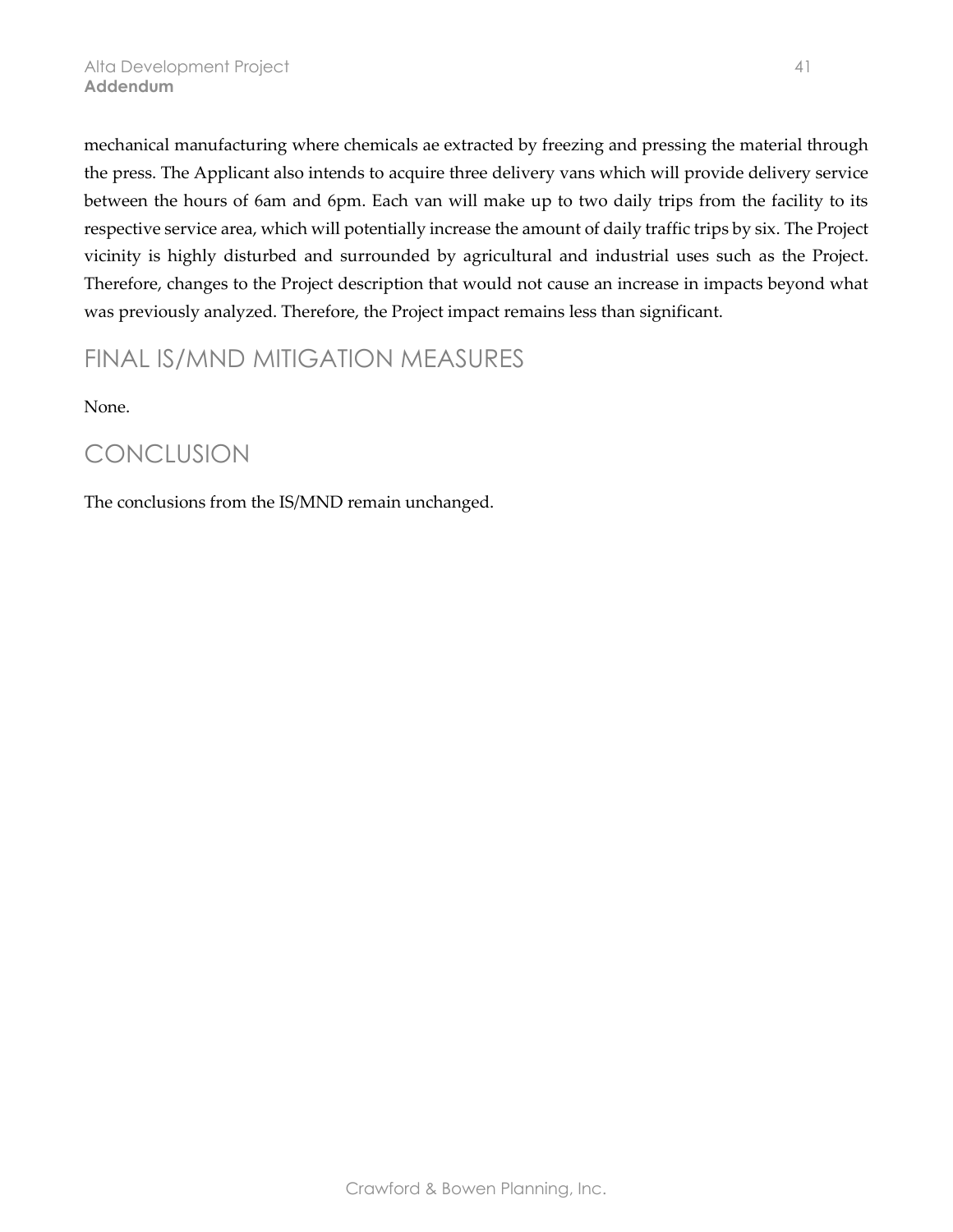mechanical manufacturing where chemicals ae extracted by freezing and pressing the material through the press. The Applicant also intends to acquire three delivery vans which will provide delivery service between the hours of 6am and 6pm. Each van will make up to two daily trips from the facility to its respective service area, which will potentially increase the amount of daily traffic trips by six. The Project vicinity is highly disturbed and surrounded by agricultural and industrial uses such as the Project. Therefore, changes to the Project description that would not cause an increase in impacts beyond what was previously analyzed. Therefore, the Project impact remains less than significant.

## FINAL IS/MND MITIGATION MEASURES

None.

## CONCLUSION

The conclusions from the IS/MND remain unchanged.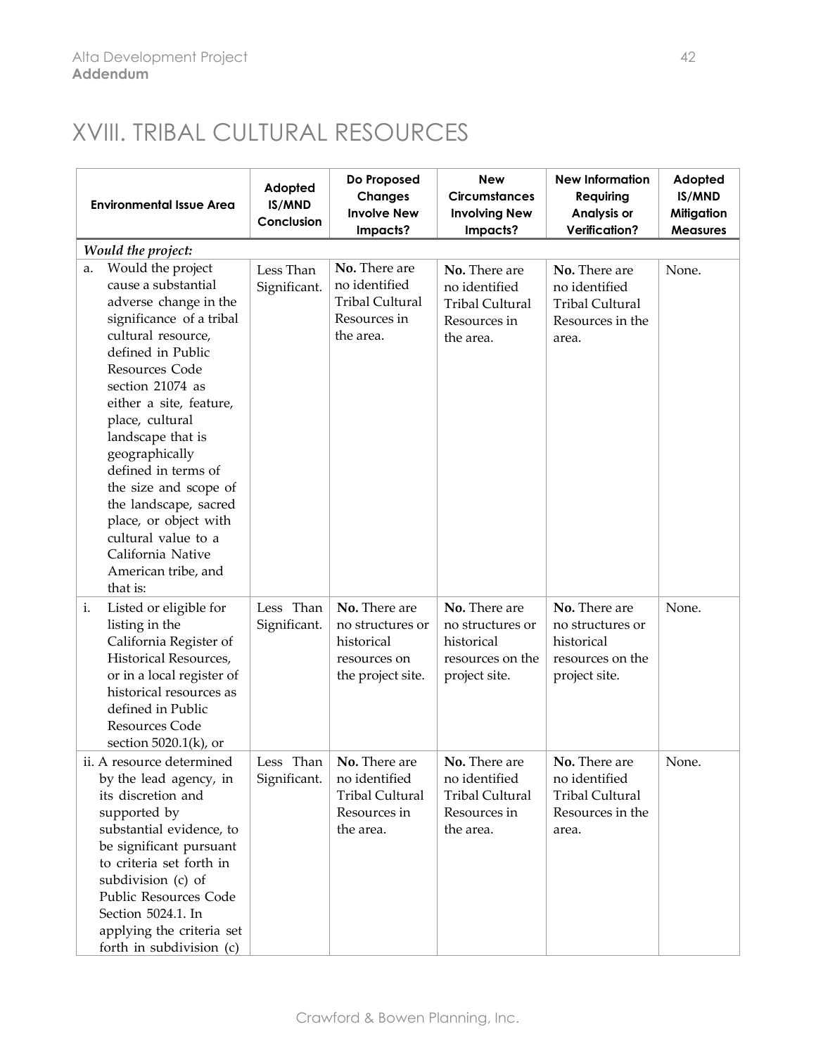# XVIII. TRIBAL CULTURAL RESOURCES

| Environmental Issue Area | Adopted IS/MND Conclusion | Do Proposed Changes Involve New Impacts? | New Circumstances Involving New Impacts? | New Information Requiring Analysis or Verification? | Adopted IS/MND Mitigation Measures |
|---|---|---|---|---|---|
| *Would the project:* | | | | | |
| a. Would the project cause a substantial adverse change in the significance of a tribal cultural resource, defined in Public Resources Code section 21074 as either a site, feature, place, cultural landscape that is geographically defined in terms of the size and scope of the landscape, sacred place, or object with cultural value to a California Native American tribe, and that is: | Less Than Significant. | **No.** There are no identified Tribal Cultural Resources in the area. | **No.** There are no identified Tribal Cultural Resources in the area. | **No.** There are no identified Tribal Cultural Resources in the area. | None. |
| i. Listed or eligible for listing in the California Register of Historical Resources, or in a local register of historical resources as defined in Public Resources Code section 5020.1(k), or | Less Than Significant. | **No.** There are no structures or historical resources on the project site. | **No.** There are no structures or historical resources on the project site. | **No.** There are no structures or historical resources on the project site. | None. |
| ii. A resource determined by the lead agency, in its discretion and supported by substantial evidence, to be significant pursuant to criteria set forth in subdivision (c) of Public Resources Code Section 5024.1. In applying the criteria set forth in subdivision (c) | Less Than Significant. | **No.** There are no identified Tribal Cultural Resources in the area. | **No.** There are no identified Tribal Cultural Resources in the area. | **No.** There are no identified Tribal Cultural Resources in the area. | None. |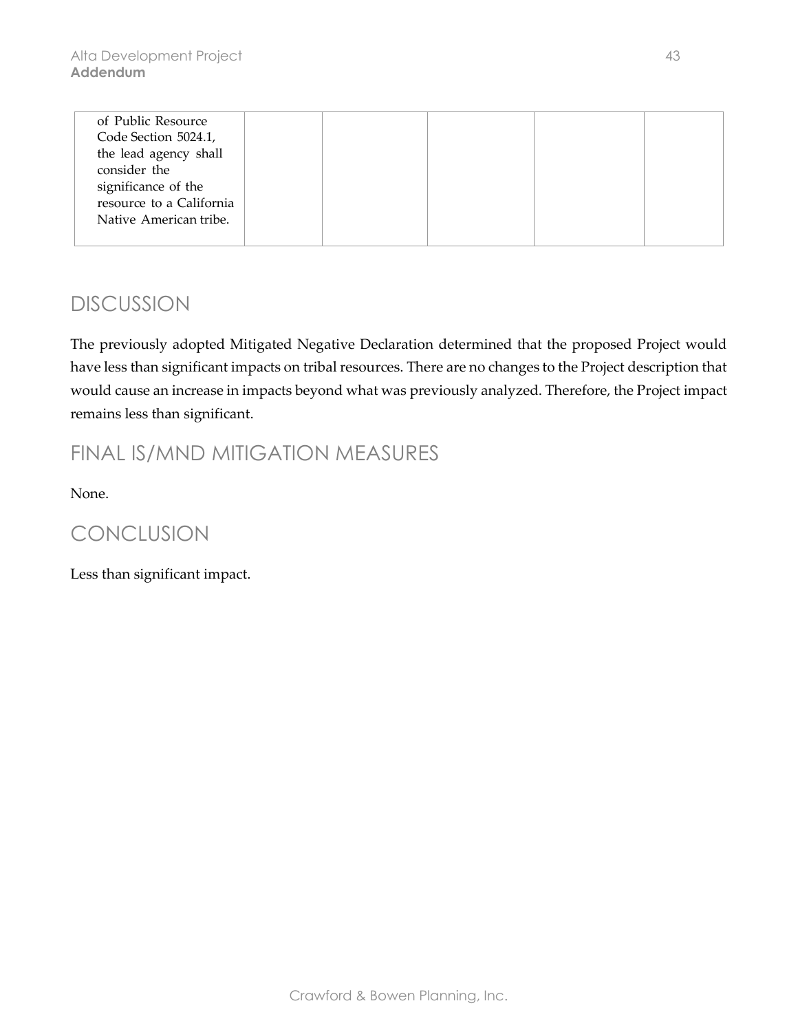| of Public Resource Code Section 5024.1, the lead agency shall consider the significance of the resource to a California Native American tribe. | | | | | |
|---|---|---|---|---|---|

## DISCUSSION

The previously adopted Mitigated Negative Declaration determined that the proposed Project would have less than significant impacts on tribal resources. There are no changes to the Project description that would cause an increase in impacts beyond what was previously analyzed. Therefore, the Project impact remains less than significant.

## FINAL IS/MND MITIGATION MEASURES

None.

## CONCLUSION

Less than significant impact.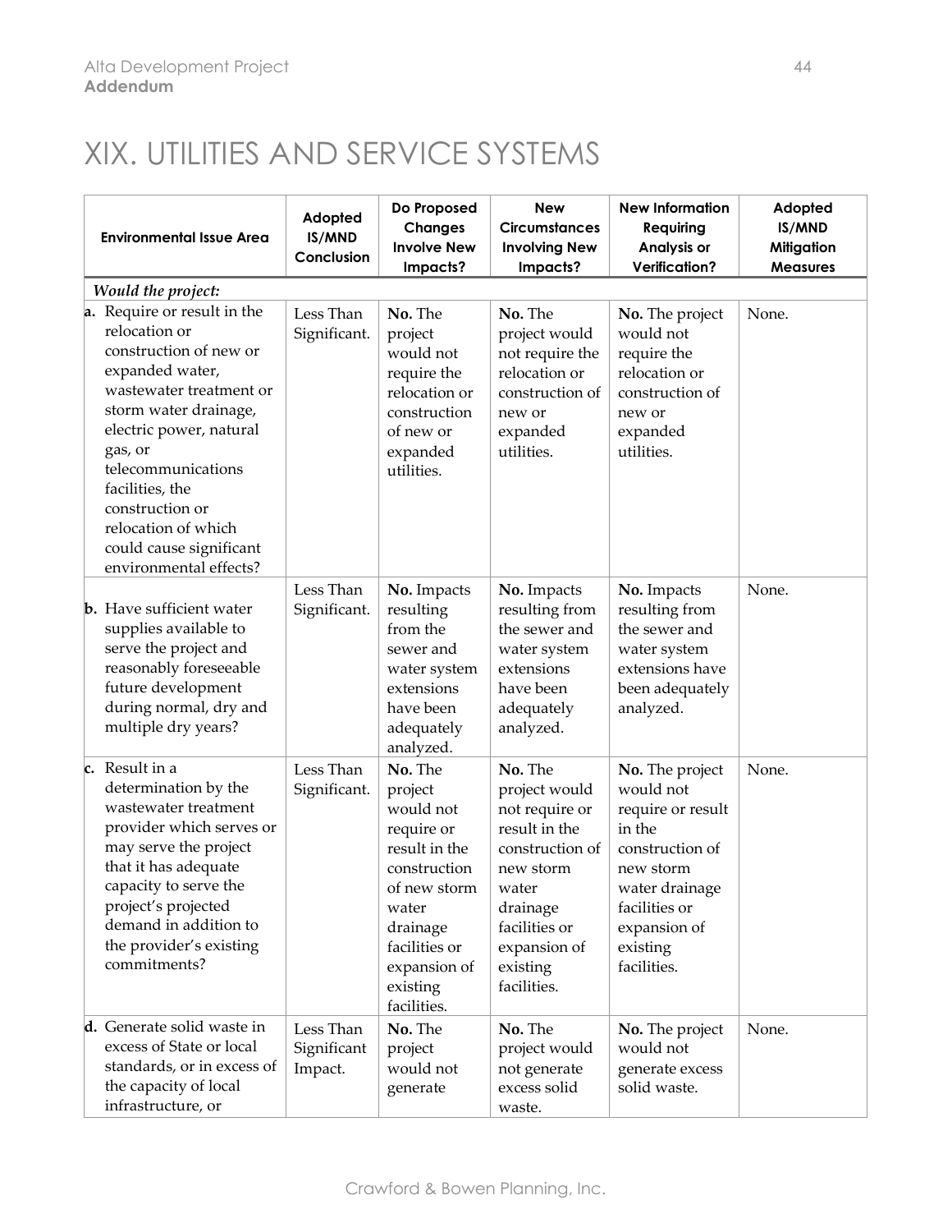# XIX. UTILITIES AND SERVICE SYSTEMS

| Environmental Issue Area | Adopted IS/MND Conclusion | Do Proposed Changes Involve New Impacts? | New Circumstances Involving New Impacts? | New Information Requiring Analysis or Verification? | Adopted IS/MND Mitigation Measures |
|---|---|---|---|---|---|
| *Would the project:* | | | | | |
| **a.** Require or result in the relocation or construction of new or expanded water, wastewater treatment or storm water drainage, electric power, natural gas, or telecommunications facilities, the construction or relocation of which could cause significant environmental effects? | Less Than Significant. | **No.** The project would not require the relocation or construction of new or expanded utilities. | **No.** The project would not require the relocation or construction of new or expanded utilities. | **No.** The project would not require the relocation or construction of new or expanded utilities. | None. |
| **b.** Have sufficient water supplies available to serve the project and reasonably foreseeable future development during normal, dry and multiple dry years? | Less Than Significant. | **No.** Impacts resulting from the sewer and water system extensions have been adequately analyzed. | **No.** Impacts resulting from the sewer and water system extensions have been adequately analyzed. | **No.** Impacts resulting from the sewer and water system extensions have been adequately analyzed. | None. |
| **c.** Result in a determination by the wastewater treatment provider which serves or may serve the project that it has adequate capacity to serve the project's projected demand in addition to the provider's existing commitments? | Less Than Significant. | **No.** The project would not require or result in the construction of new storm water drainage facilities or expansion of existing facilities. | **No.** The project would not require or result in the construction of new storm water drainage facilities or expansion of existing facilities. | **No.** The project would not require or result in the construction of new storm water drainage facilities or expansion of existing facilities. | None. |
| **d.** Generate solid waste in excess of State or local standards, or in excess of the capacity of local infrastructure, or | Less Than Significant Impact. | **No.** The project would not generate | **No.** The project would not generate excess solid waste. | **No.** The project would not generate excess solid waste. | None. |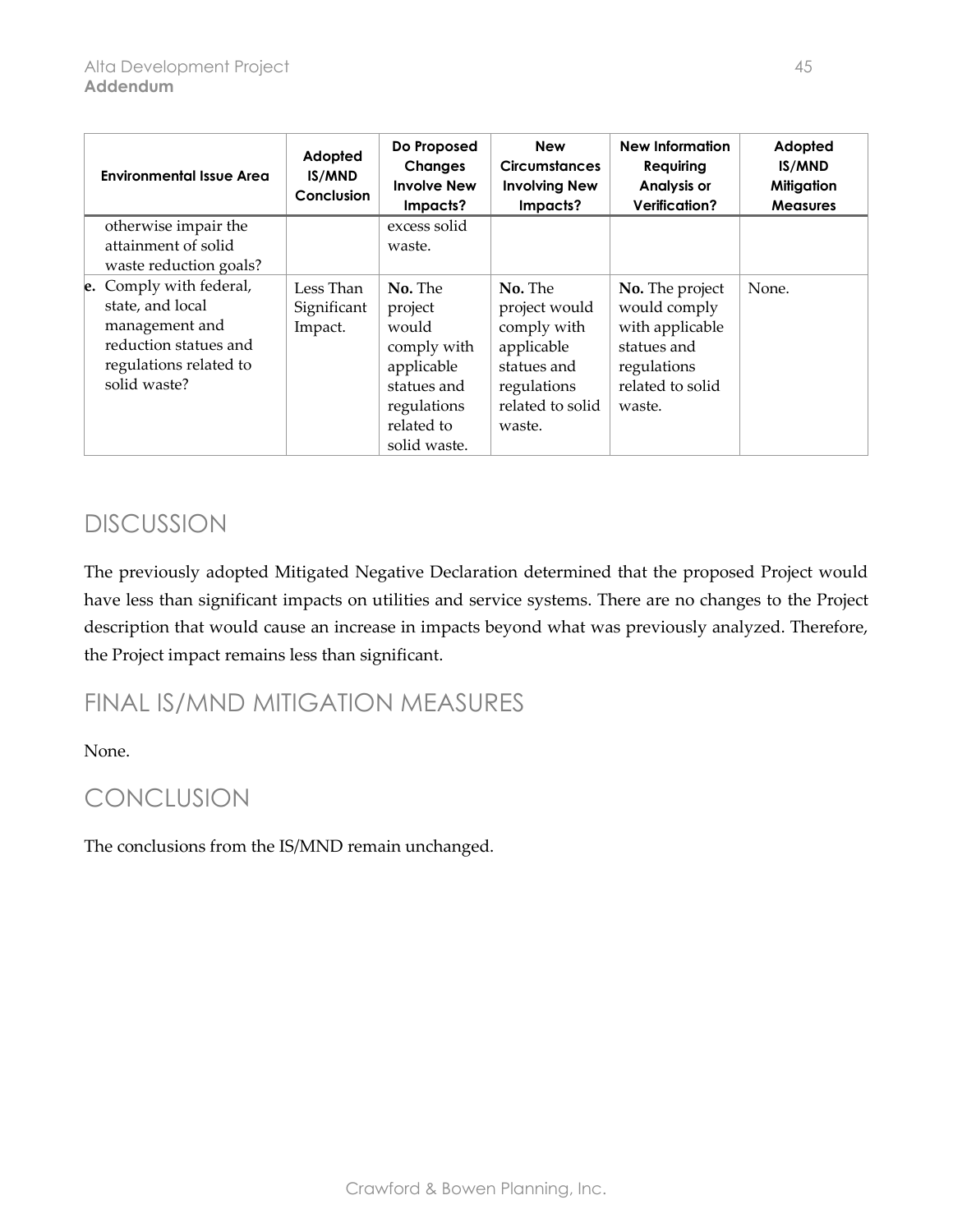| Environmental Issue Area | Adopted IS/MND Conclusion | Do Proposed Changes Involve New Impacts? | New Circumstances Involving New Impacts? | New Information Requiring Analysis or Verification? | Adopted IS/MND Mitigation Measures |
|---|---|---|---|---|---|
| otherwise impair the attainment of solid waste reduction goals? | | excess solid waste. | | | |
| **e.** Comply with federal, state, and local management and reduction statues and regulations related to solid waste? | Less Than Significant Impact. | **No.** The project would comply with applicable statues and regulations related to solid waste. | **No.** The project would comply with applicable statues and regulations related to solid waste. | **No.** The project would comply with applicable statues and regulations related to solid waste. | None. |

## DISCUSSION

The previously adopted Mitigated Negative Declaration determined that the proposed Project would have less than significant impacts on utilities and service systems. There are no changes to the Project description that would cause an increase in impacts beyond what was previously analyzed. Therefore, the Project impact remains less than significant.

## FINAL IS/MND MITIGATION MEASURES

None.

## CONCLUSION

The conclusions from the IS/MND remain unchanged.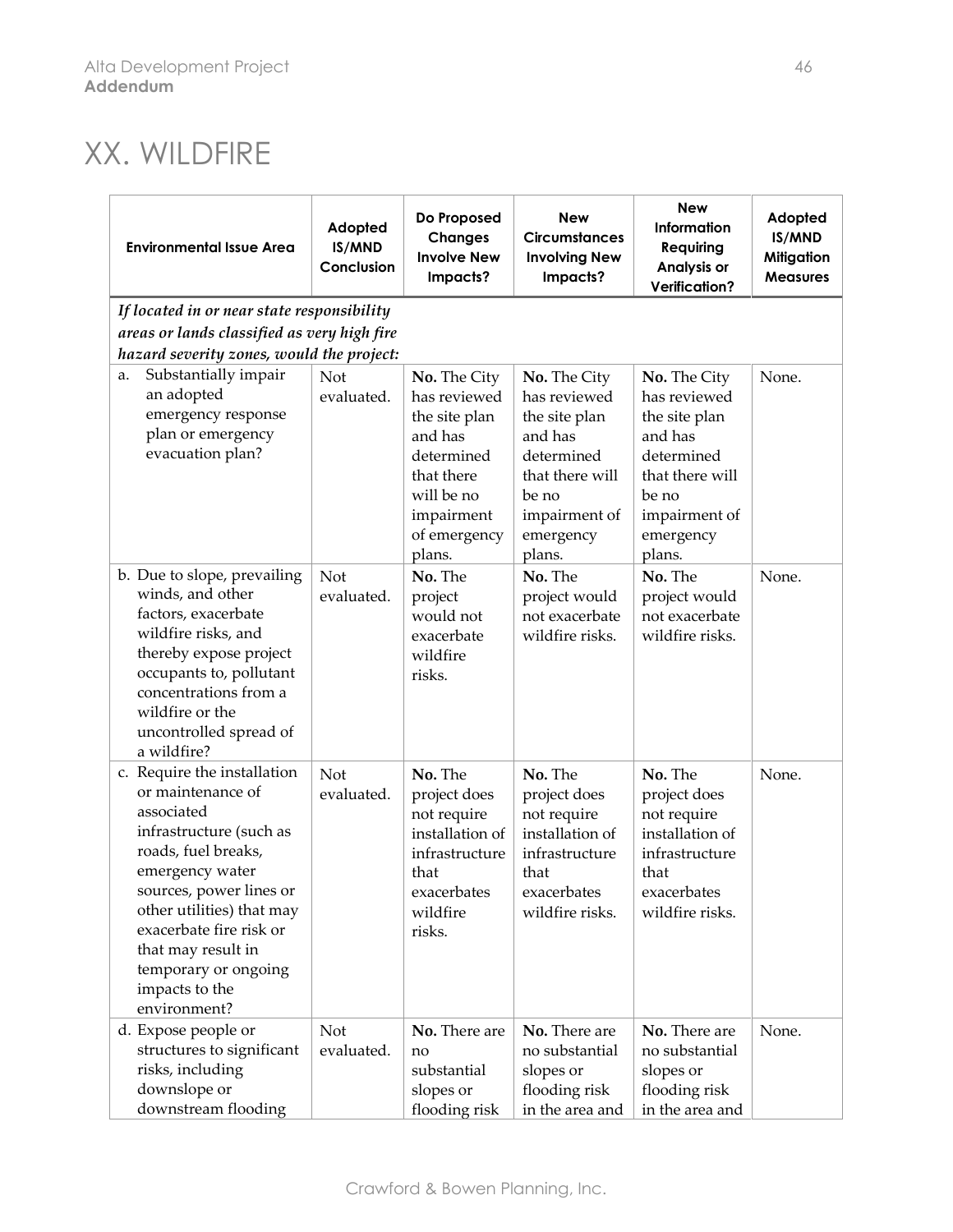# XX. WILDFIRE

| Environmental Issue Area | Adopted IS/MND Conclusion | Do Proposed Changes Involve New Impacts? | New Circumstances Involving New Impacts? | New Information Requiring Analysis or Verification? | Adopted IS/MND Mitigation Measures |
|---|---|---|---|---|---|
| ***If located in or near state responsibility areas or lands classified as very high fire hazard severity zones, would the project:*** | | | | | |
| a. Substantially impair an adopted emergency response plan or emergency evacuation plan? | Not evaluated. | **No.** The City has reviewed the site plan and has determined that there will be no impairment of emergency plans. | **No.** The City has reviewed the site plan and has determined that there will be no impairment of emergency plans. | **No.** The City has reviewed the site plan and has determined that there will be no impairment of emergency plans. | None. |
| b. Due to slope, prevailing winds, and other factors, exacerbate wildfire risks, and thereby expose project occupants to, pollutant concentrations from a wildfire or the uncontrolled spread of a wildfire? | Not evaluated. | **No.** The project would not exacerbate wildfire risks. | **No.** The project would not exacerbate wildfire risks. | **No.** The project would not exacerbate wildfire risks. | None. |
| c. Require the installation or maintenance of associated infrastructure (such as roads, fuel breaks, emergency water sources, power lines or other utilities) that may exacerbate fire risk or that may result in temporary or ongoing impacts to the environment? | Not evaluated. | **No.** The project does not require installation of infrastructure that exacerbates wildfire risks. | **No.** The project does not require installation of infrastructure that exacerbates wildfire risks. | **No.** The project does not require installation of infrastructure that exacerbates wildfire risks. | None. |
| d. Expose people or structures to significant risks, including downslope or downstream flooding | Not evaluated. | **No.** There are no substantial slopes or flooding risk | **No.** There are no substantial slopes or flooding risk in the area and | **No.** There are no substantial slopes or flooding risk in the area and | None. |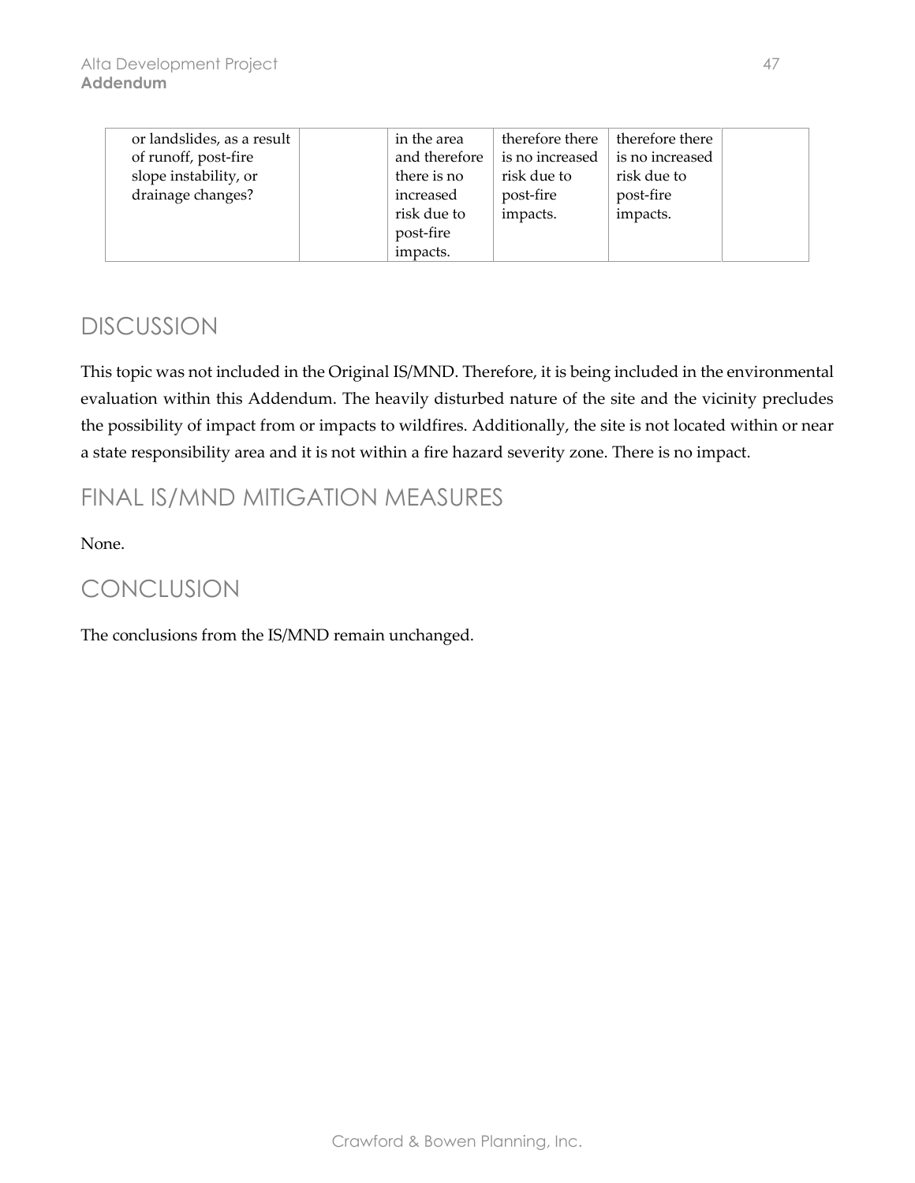| | | | | | |
|---|---|---|---|---|---|
| or landslides, as a result of runoff, post-fire slope instability, or drainage changes? | | in the area and therefore there is no increased risk due to post-fire impacts. | therefore there is no increased risk due to post-fire impacts. | therefore there is no increased risk due to post-fire impacts. | |

## DISCUSSION

This topic was not included in the Original IS/MND. Therefore, it is being included in the environmental evaluation within this Addendum. The heavily disturbed nature of the site and the vicinity precludes the possibility of impact from or impacts to wildfires. Additionally, the site is not located within or near a state responsibility area and it is not within a fire hazard severity zone. There is no impact.

## FINAL IS/MND MITIGATION MEASURES

None.

## CONCLUSION

The conclusions from the IS/MND remain unchanged.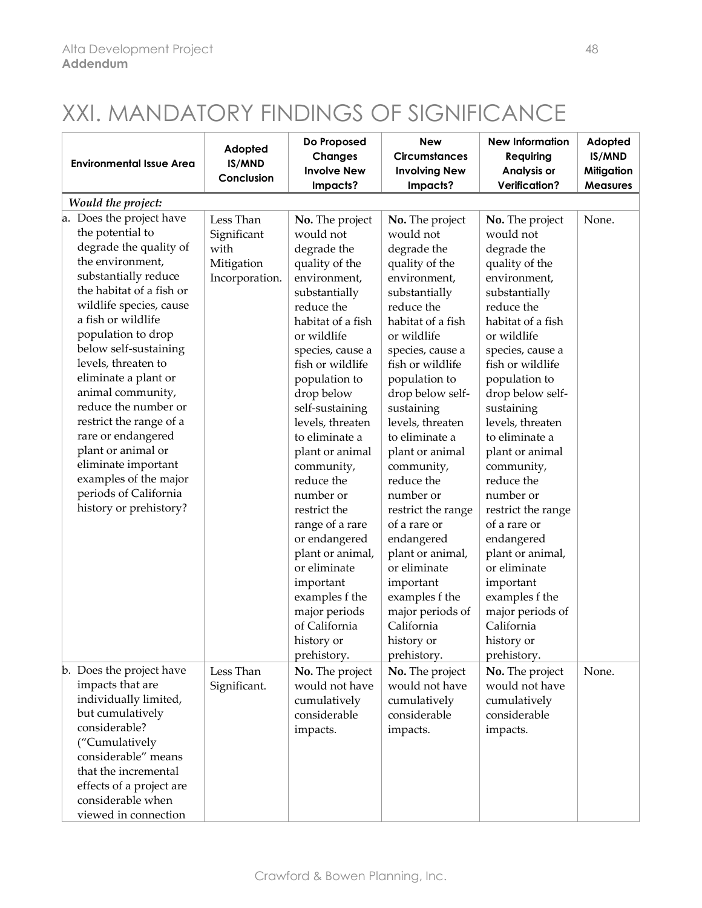# XXI. MANDATORY FINDINGS OF SIGNIFICANCE

| Environmental Issue Area | Adopted IS/MND Conclusion | Do Proposed Changes Involve New Impacts? | New Circumstances Involving New Impacts? | New Information Requiring Analysis or Verification? | Adopted IS/MND Mitigation Measures |
|---|---|---|---|---|---|
| *Would the project:* | | | | | |
| a. Does the project have the potential to degrade the quality of the environment, substantially reduce the habitat of a fish or wildlife species, cause a fish or wildlife population to drop below self-sustaining levels, threaten to eliminate a plant or animal community, reduce the number or restrict the range of a rare or endangered plant or animal or eliminate important examples of the major periods of California history or prehistory? | Less Than Significant with Mitigation Incorporation. | **No.** The project would not degrade the quality of the environment, substantially reduce the habitat of a fish or wildlife species, cause a fish or wildlife population to drop below self-sustaining levels, threaten to eliminate a plant or animal community, reduce the number or restrict the range of a rare or endangered plant or animal, or eliminate important examples f the major periods of California history or prehistory. | **No.** The project would not degrade the quality of the environment, substantially reduce the habitat of a fish or wildlife species, cause a fish or wildlife population to drop below self-sustaining levels, threaten to eliminate a plant or animal community, reduce the number or restrict the range of a rare or endangered plant or animal, or eliminate important examples f the major periods of California history or prehistory. | **No.** The project would not degrade the quality of the environment, substantially reduce the habitat of a fish or wildlife species, cause a fish or wildlife population to drop below self-sustaining levels, threaten to eliminate a plant or animal community, reduce the number or restrict the range of a rare or endangered plant or animal, or eliminate important examples f the major periods of California history or prehistory. | None. |
| b. Does the project have impacts that are individually limited, but cumulatively considerable? ("Cumulatively considerable" means that the incremental effects of a project are considerable when viewed in connection | Less Than Significant. | **No.** The project would not have cumulatively considerable impacts. | **No.** The project would not have cumulatively considerable impacts. | **No.** The project would not have cumulatively considerable impacts. | None. |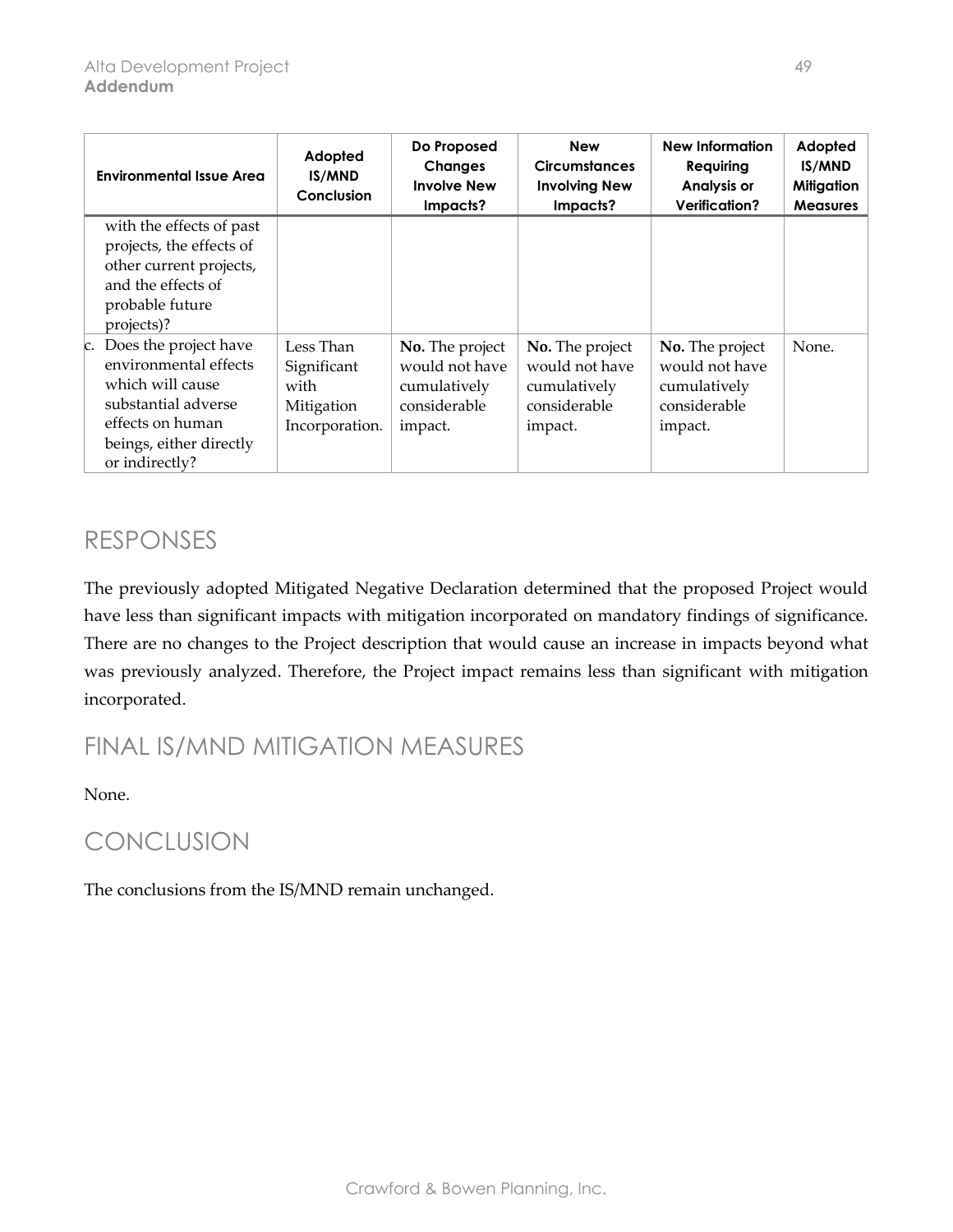| Environmental Issue Area | Adopted IS/MND Conclusion | Do Proposed Changes Involve New Impacts? | New Circumstances Involving New Impacts? | New Information Requiring Analysis or Verification? | Adopted IS/MND Mitigation Measures |
|---|---|---|---|---|---|
| with the effects of past projects, the effects of other current projects, and the effects of probable future projects)? | | | | | |
| c. Does the project have environmental effects which will cause substantial adverse effects on human beings, either directly or indirectly? | Less Than Significant with Mitigation Incorporation. | **No.** The project would not have cumulatively considerable impact. | **No.** The project would not have cumulatively considerable impact. | **No.** The project would not have cumulatively considerable impact. | None. |

## RESPONSES

The previously adopted Mitigated Negative Declaration determined that the proposed Project would have less than significant impacts with mitigation incorporated on mandatory findings of significance. There are no changes to the Project description that would cause an increase in impacts beyond what was previously analyzed. Therefore, the Project impact remains less than significant with mitigation incorporated.

## FINAL IS/MND MITIGATION MEASURES

None.

## CONCLUSION

The conclusions from the IS/MND remain unchanged.